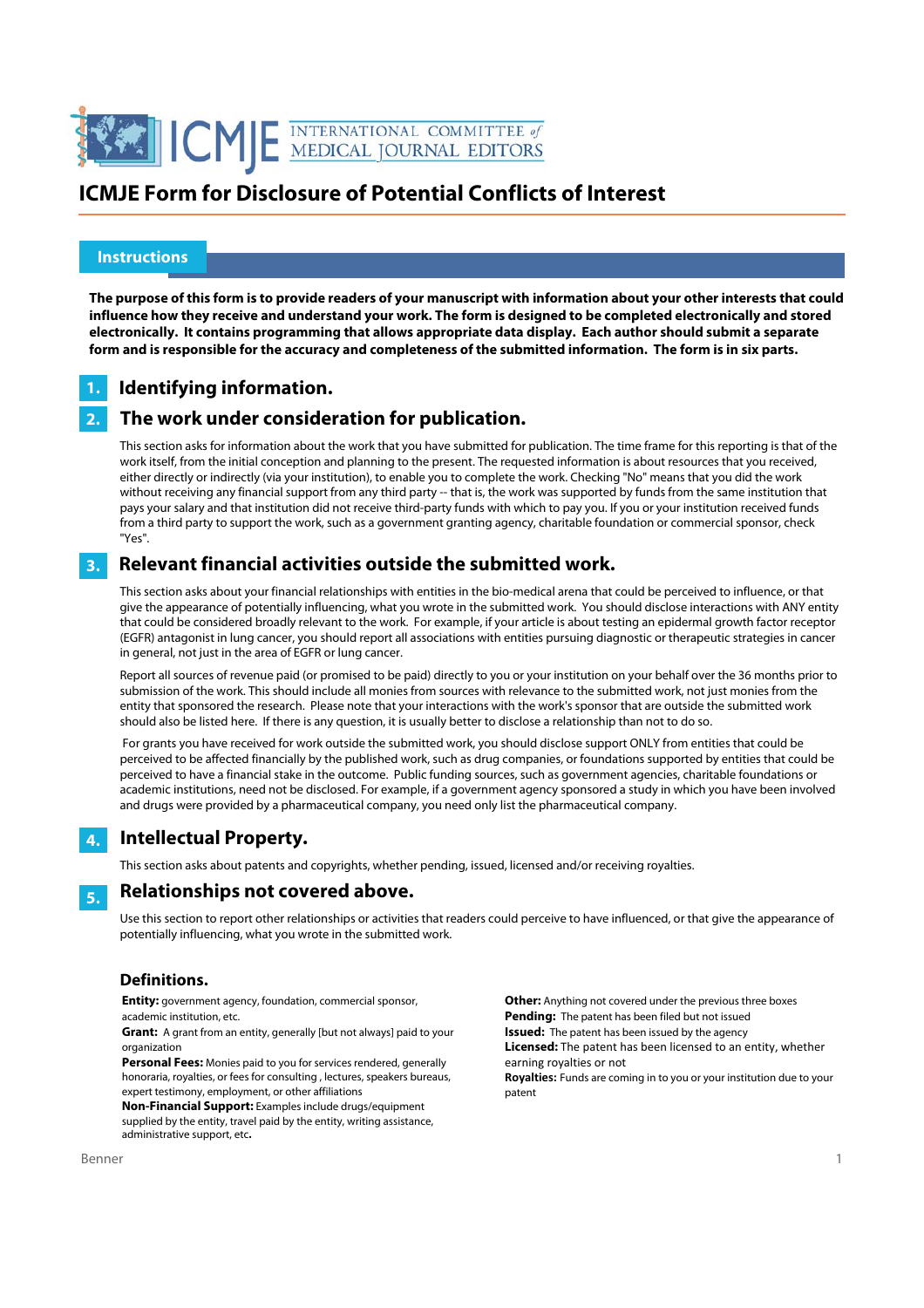ICMJE INTERNATIONAL COMMITTEE *of* MEDICAL JOURNAL EDITORS

# ICMJE Form for Disclosure of Potential Conflicts of Interest

## Instructions

**The purpose of this form is to provide readers of your manuscript with information about your other interests that could influence how they receive and understand your work. The form is designed to be completed electronically and stored electronically. It contains programming that allows appropriate data display. Each author should submit a separate form and is responsible for the accuracy and completeness of the submitted information. The form is in six parts.**

### 1. Identifying information.

### 2. The work under consideration for publication.

This section asks for information about the work that you have submitted for publication. The time frame for this reporting is that of the work itself, from the initial conception and planning to the present. The requested information is about resources that you received, either directly or indirectly (via your institution), to enable you to complete the work. Checking "No" means that you did the work without receiving any financial support from any third party -- that is, the work was supported by funds from the same institution that pays your salary and that institution did not receive third-party funds with which to pay you. If you or your institution received funds from a third party to support the work, such as a government granting agency, charitable foundation or commercial sponsor, check "Yes".

### 3. Relevant financial activities outside the submitted work.

This section asks about your financial relationships with entities in the bio-medical arena that could be perceived to influence, or that give the appearance of potentially influencing, what you wrote in the submitted work. You should disclose interactions with ANY entity that could be considered broadly relevant to the work. For example, if your article is about testing an epidermal growth factor receptor (EGFR) antagonist in lung cancer, you should report all associations with entities pursuing diagnostic or therapeutic strategies in cancer in general, not just in the area of EGFR or lung cancer.

Report all sources of revenue paid (or promised to be paid) directly to you or your institution on your behalf over the 36 months prior to submission of the work. This should include all monies from sources with relevance to the submitted work, not just monies from the entity that sponsored the research. Please note that your interactions with the work's sponsor that are outside the submitted work should also be listed here. If there is any question, it is usually better to disclose a relationship than not to do so.

For grants you have received for work outside the submitted work, you should disclose support ONLY from entities that could be perceived to be affected financially by the published work, such as drug companies, or foundations supported by entities that could be perceived to have a financial stake in the outcome. Public funding sources, such as government agencies, charitable foundations or academic institutions, need not be disclosed. For example, if a government agency sponsored a study in which you have been involved and drugs were provided by a pharmaceutical company, you need only list the pharmaceutical company.

### 4. Intellectual Property.

This section asks about patents and copyrights, whether pending, issued, licensed and/or receiving royalties.

### 5. Relationships not covered above.

Use this section to report other relationships or activities that readers could perceive to have influenced, or that give the appearance of potentially influencing, what you wrote in the submitted work.

### Definitions.

**Entity:** government agency, foundation, commercial sponsor, academic institution, etc.

**Grant:** A grant from an entity, generally [but not always] paid to your organization

**Personal Fees:** Monies paid to you for services rendered, generally honoraria, royalties, or fees for consulting , lectures, speakers bureaus, expert testimony, employment, or other affiliations

**Non-Financial Support:** Examples include drugs/equipment supplied by the entity, travel paid by the entity, writing assistance, administrative support, etc**.**

**Other:** Anything not covered under the previous three boxes

**Pending:** The patent has been filed but not issued

**Issued:** The patent has been issued by the agency

**Licensed:** The patent has been licensed to an entity, whether earning royalties or not

**Royalties:** Funds are coming in to you or your institution due to your patent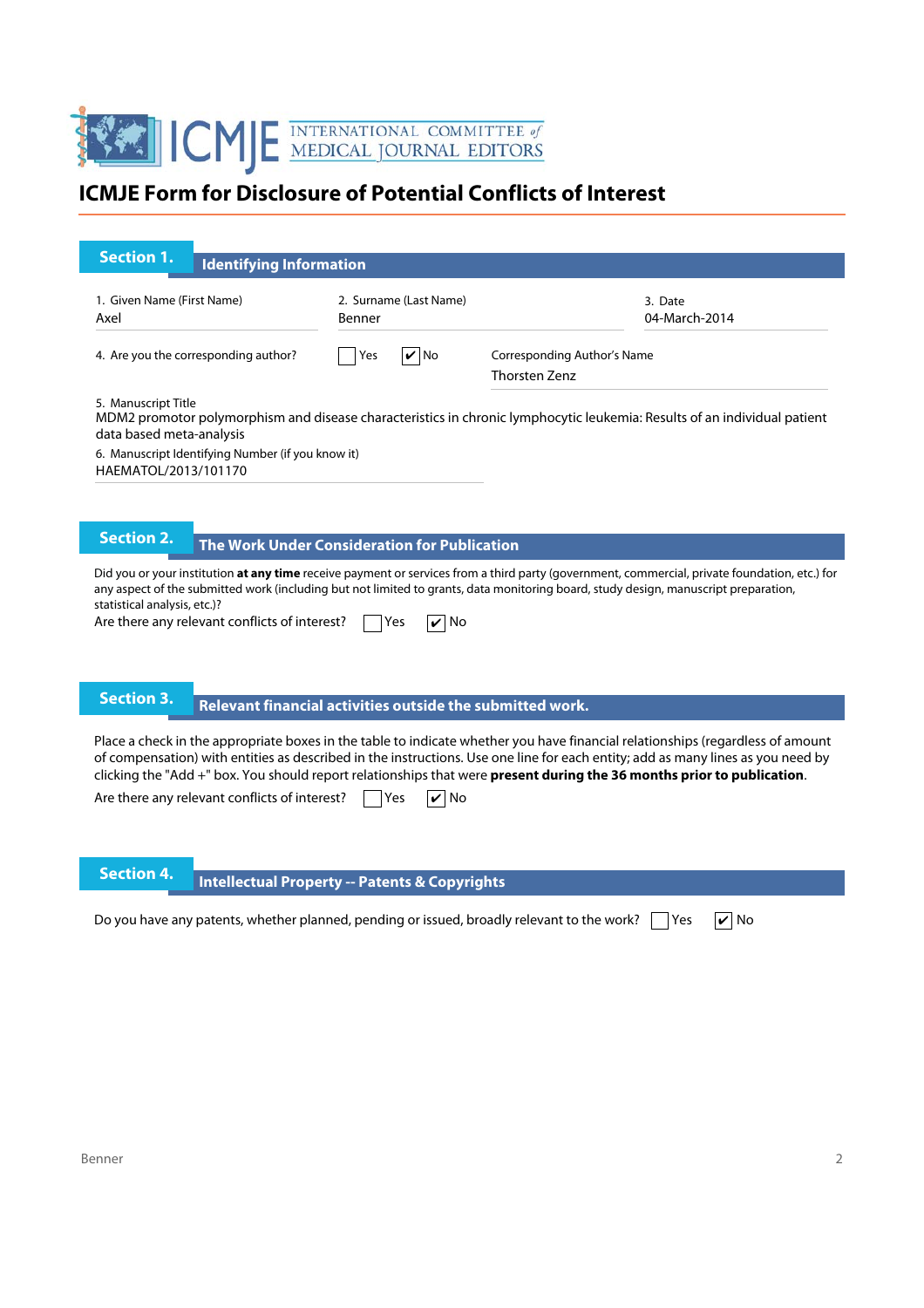# ICMJE Form for Disclosure of Potential Conflicts of Interest

## Section 1. Identifying Information

1. Given Name (First Name)
Axel

2. Surname (Last Name)
Benner

3. Date
04-March-2014

4. Are you the corresponding author? ☐ Yes ☑ No

Corresponding Author's Name
Thorsten Zenz

5. Manuscript Title
MDM2 promotor polymorphism and disease characteristics in chronic lymphocytic leukemia: Results of an individual patient data based meta-analysis

6. Manuscript Identifying Number (if you know it)
HAEMATOL/2013/101170

## Section 2. The Work Under Consideration for Publication

Did you or your institution **at any time** receive payment or services from a third party (government, commercial, private foundation, etc.) for any aspect of the submitted work (including but not limited to grants, data monitoring board, study design, manuscript preparation, statistical analysis, etc.)?

Are there any relevant conflicts of interest? ☐ Yes ☑ No

## Section 3. Relevant financial activities outside the submitted work.

Place a check in the appropriate boxes in the table to indicate whether you have financial relationships (regardless of amount of compensation) with entities as described in the instructions. Use one line for each entity; add as many lines as you need by clicking the "Add +" box. You should report relationships that were **present during the 36 months prior to publication**.

Are there any relevant conflicts of interest? ☐ Yes ☑ No

## Section 4. Intellectual Property -- Patents & Copyrights

Do you have any patents, whether planned, pending or issued, broadly relevant to the work? ☐ Yes ☑ No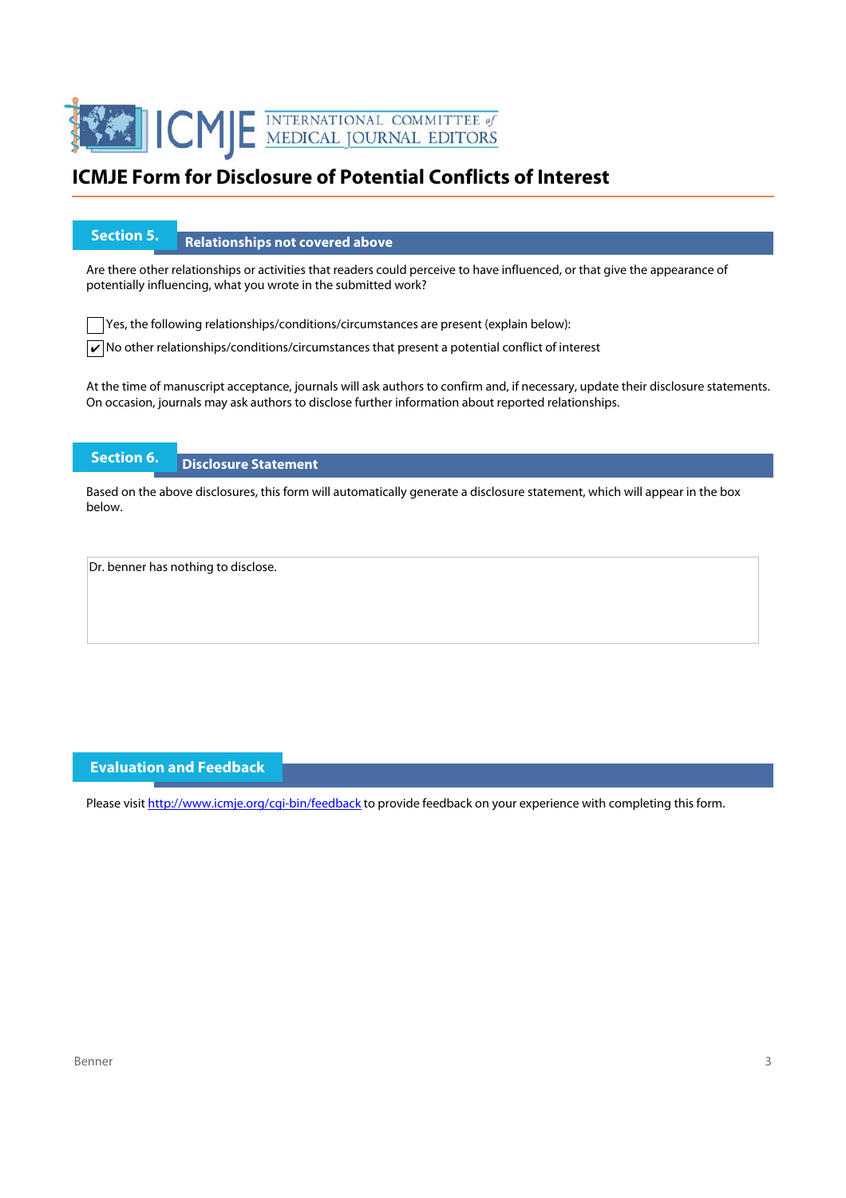# ICMJE Form for Disclosure of Potential Conflicts of Interest

## Section 5. Relationships not covered above

Are there other relationships or activities that readers could perceive to have influenced, or that give the appearance of potentially influencing, what you wrote in the submitted work?

☐ Yes, the following relationships/conditions/circumstances are present (explain below):

☑ No other relationships/conditions/circumstances that present a potential conflict of interest

At the time of manuscript acceptance, journals will ask authors to confirm and, if necessary, update their disclosure statements. On occasion, journals may ask authors to disclose further information about reported relationships.

## Section 6. Disclosure Statement

Based on the above disclosures, this form will automatically generate a disclosure statement, which will appear in the box below.

Dr. benner has nothing to disclose.

## Evaluation and Feedback

Please visit http://www.icmje.org/cgi-bin/feedback to provide feedback on your experience with completing this form.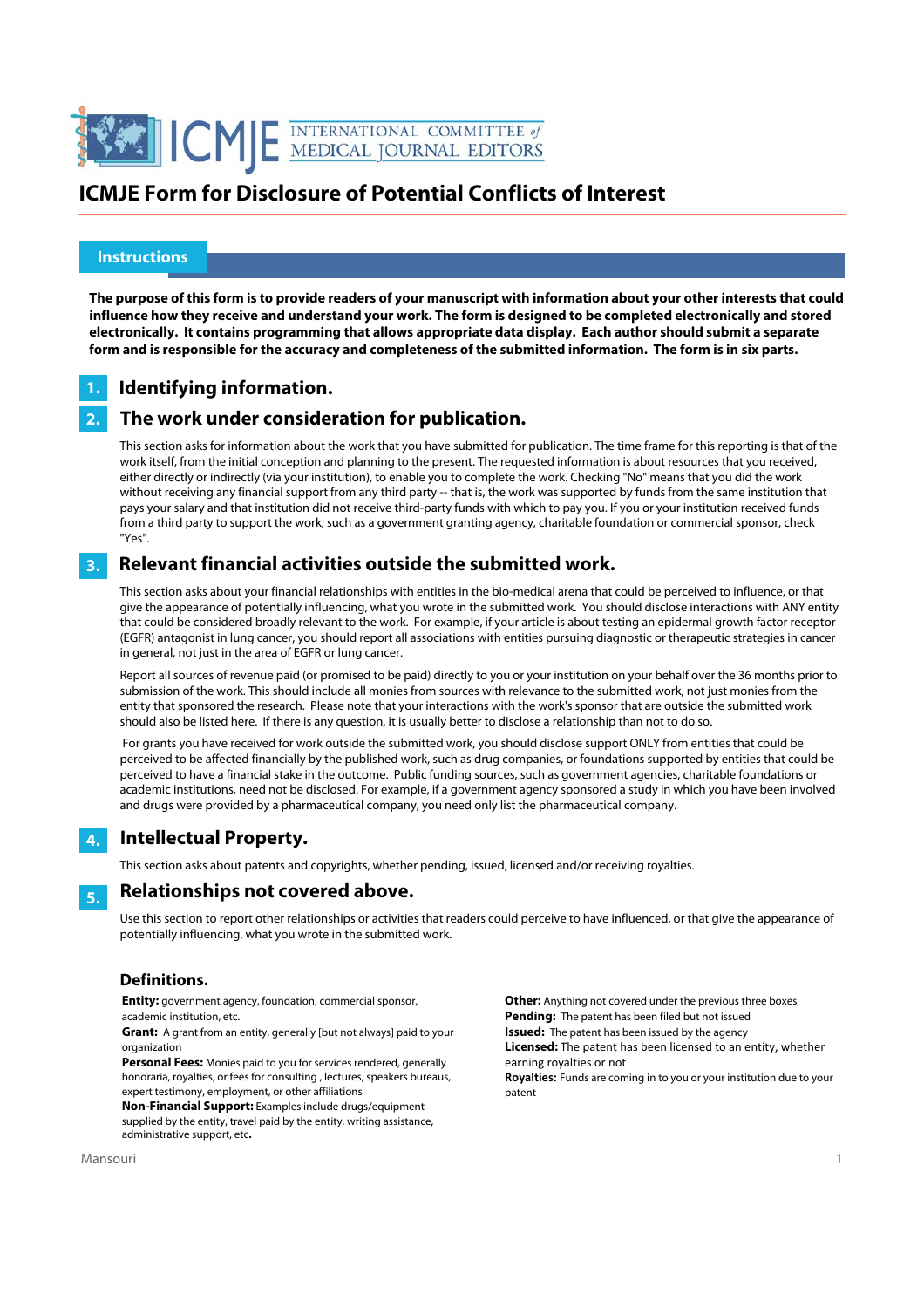# ICMJE Form for Disclosure of Potential Conflicts of Interest

## Instructions

**The purpose of this form is to provide readers of your manuscript with information about your other interests that could influence how they receive and understand your work. The form is designed to be completed electronically and stored electronically. It contains programming that allows appropriate data display. Each author should submit a separate form and is responsible for the accuracy and completeness of the submitted information. The form is in six parts.**

### 1. Identifying information.

### 2. The work under consideration for publication.

This section asks for information about the work that you have submitted for publication. The time frame for this reporting is that of the work itself, from the initial conception and planning to the present. The requested information is about resources that you received, either directly or indirectly (via your institution), to enable you to complete the work. Checking "No" means that you did the work without receiving any financial support from any third party -- that is, the work was supported by funds from the same institution that pays your salary and that institution did not receive third-party funds with which to pay you. If you or your institution received funds from a third party to support the work, such as a government granting agency, charitable foundation or commercial sponsor, check "Yes".

### 3. Relevant financial activities outside the submitted work.

This section asks about your financial relationships with entities in the bio-medical arena that could be perceived to influence, or that give the appearance of potentially influencing, what you wrote in the submitted work. You should disclose interactions with ANY entity that could be considered broadly relevant to the work. For example, if your article is about testing an epidermal growth factor receptor (EGFR) antagonist in lung cancer, you should report all associations with entities pursuing diagnostic or therapeutic strategies in cancer in general, not just in the area of EGFR or lung cancer.

Report all sources of revenue paid (or promised to be paid) directly to you or your institution on your behalf over the 36 months prior to submission of the work. This should include all monies from sources with relevance to the submitted work, not just monies from the entity that sponsored the research. Please note that your interactions with the work's sponsor that are outside the submitted work should also be listed here. If there is any question, it is usually better to disclose a relationship than not to do so.

For grants you have received for work outside the submitted work, you should disclose support ONLY from entities that could be perceived to be affected financially by the published work, such as drug companies, or foundations supported by entities that could be perceived to have a financial stake in the outcome. Public funding sources, such as government agencies, charitable foundations or academic institutions, need not be disclosed. For example, if a government agency sponsored a study in which you have been involved and drugs were provided by a pharmaceutical company, you need only list the pharmaceutical company.

### 4. Intellectual Property.

This section asks about patents and copyrights, whether pending, issued, licensed and/or receiving royalties.

### 5. Relationships not covered above.

Use this section to report other relationships or activities that readers could perceive to have influenced, or that give the appearance of potentially influencing, what you wrote in the submitted work.

### Definitions.

**Entity:** government agency, foundation, commercial sponsor, academic institution, etc.

**Grant:** A grant from an entity, generally [but not always] paid to your organization

**Personal Fees:** Monies paid to you for services rendered, generally honoraria, royalties, or fees for consulting , lectures, speakers bureaus, expert testimony, employment, or other affiliations

**Non-Financial Support:** Examples include drugs/equipment supplied by the entity, travel paid by the entity, writing assistance, administrative support, etc**.**

**Other:** Anything not covered under the previous three boxes

**Pending:** The patent has been filed but not issued

**Issued:** The patent has been issued by the agency

**Licensed:** The patent has been licensed to an entity, whether earning royalties or not

**Royalties:** Funds are coming in to you or your institution due to your patent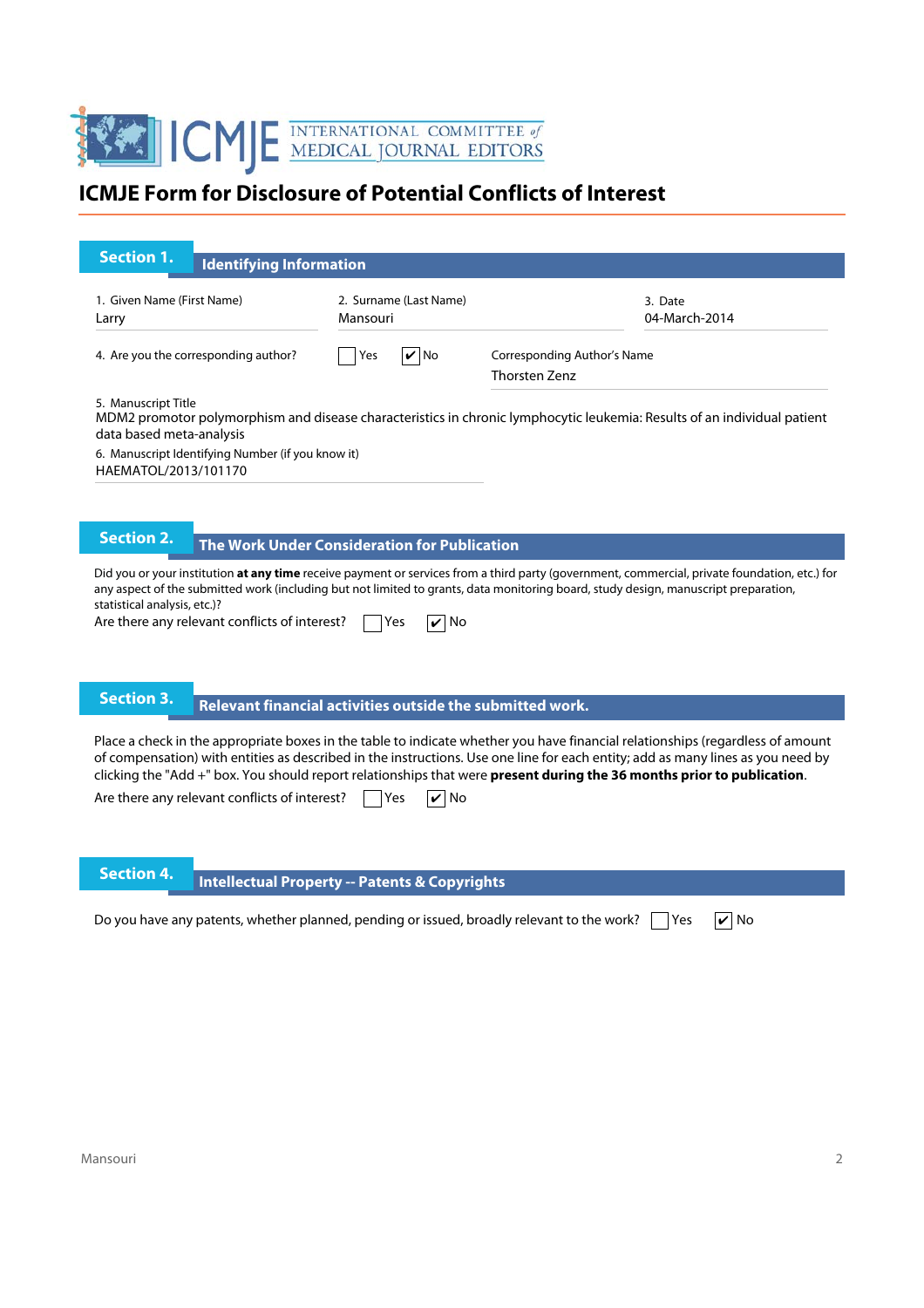# ICMJE Form for Disclosure of Potential Conflicts of Interest

## Section 1. Identifying Information

| 1. Given Name (First Name) | 2. Surname (Last Name) | 3. Date |
|---|---|---|
| Larry | Mansouri | 04-March-2014 |

4. Are you the corresponding author? ☐ Yes ☑ No

Corresponding Author's Name
Thorsten Zenz

5. Manuscript Title
MDM2 promotor polymorphism and disease characteristics in chronic lymphocytic leukemia: Results of an individual patient data based meta-analysis

6. Manuscript Identifying Number (if you know it)
HAEMATOL/2013/101170

## Section 2. The Work Under Consideration for Publication

Did you or your institution **at any time** receive payment or services from a third party (government, commercial, private foundation, etc.) for any aspect of the submitted work (including but not limited to grants, data monitoring board, study design, manuscript preparation, statistical analysis, etc.)?

Are there any relevant conflicts of interest? ☐ Yes ☑ No

## Section 3. Relevant financial activities outside the submitted work.

Place a check in the appropriate boxes in the table to indicate whether you have financial relationships (regardless of amount of compensation) with entities as described in the instructions. Use one line for each entity; add as many lines as you need by clicking the "Add +" box. You should report relationships that were **present during the 36 months prior to publication**.

Are there any relevant conflicts of interest? ☐ Yes ☑ No

## Section 4. Intellectual Property -- Patents & Copyrights

Do you have any patents, whether planned, pending or issued, broadly relevant to the work? ☐ Yes ☑ No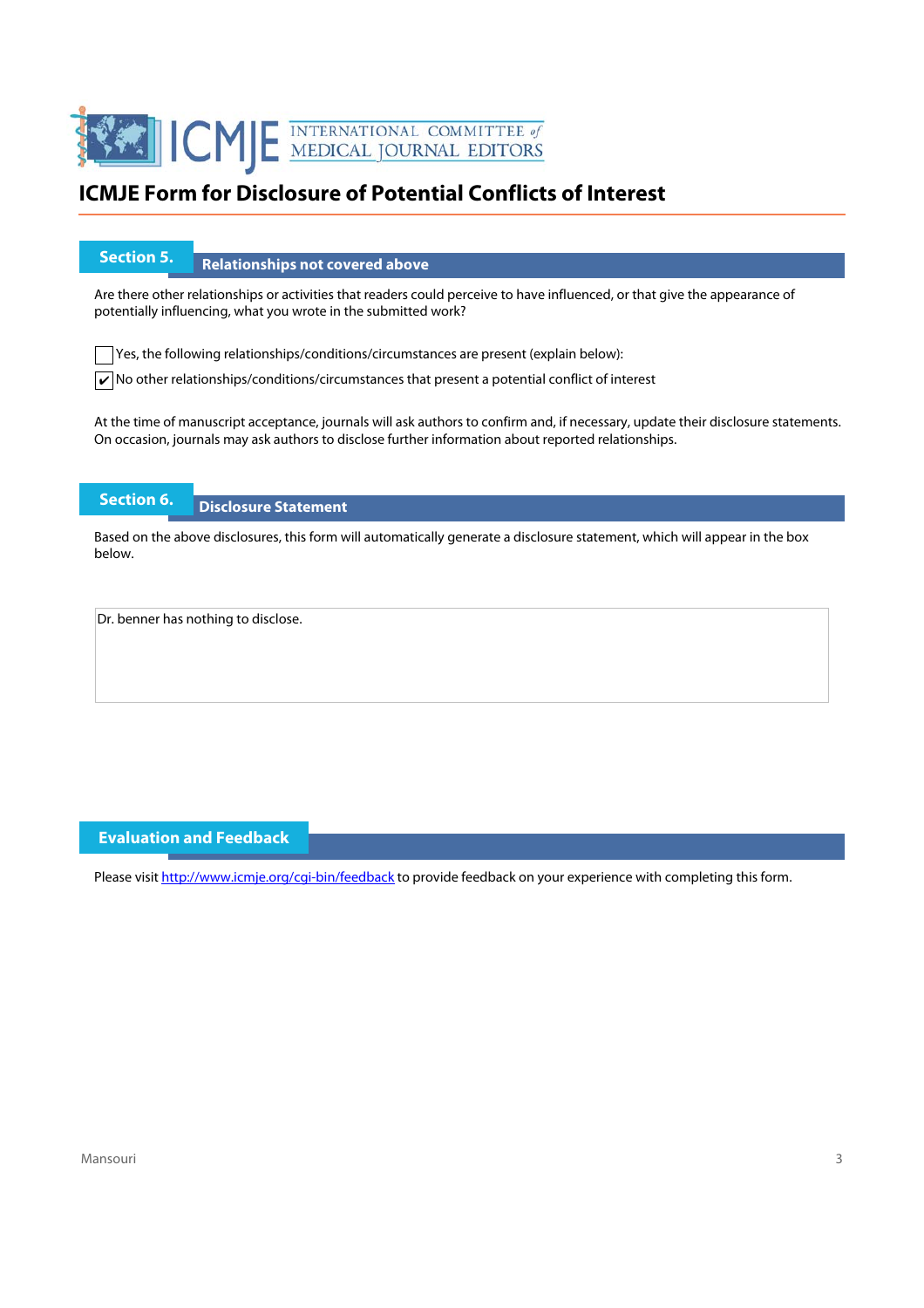# ICMJE Form for Disclosure of Potential Conflicts of Interest

## Section 5. Relationships not covered above

Are there other relationships or activities that readers could perceive to have influenced, or that give the appearance of potentially influencing, what you wrote in the submitted work?

☐ Yes, the following relationships/conditions/circumstances are present (explain below):

☑ No other relationships/conditions/circumstances that present a potential conflict of interest

At the time of manuscript acceptance, journals will ask authors to confirm and, if necessary, update their disclosure statements. On occasion, journals may ask authors to disclose further information about reported relationships.

## Section 6. Disclosure Statement

Based on the above disclosures, this form will automatically generate a disclosure statement, which will appear in the box below.

Dr. benner has nothing to disclose.

## Evaluation and Feedback

Please visit http://www.icmje.org/cgi-bin/feedback to provide feedback on your experience with completing this form.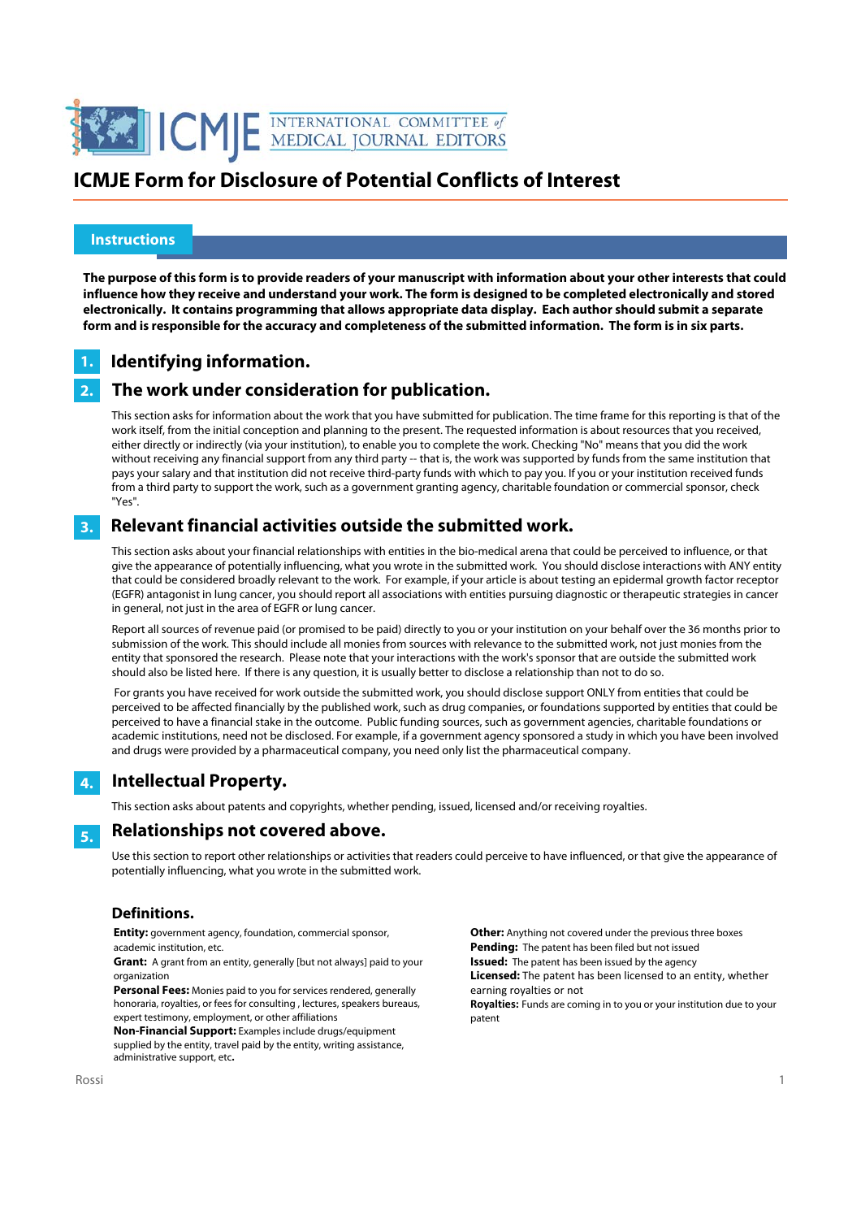INTERNATIONAL COMMITTEE of MEDICAL JOURNAL EDITORS

# ICMJE Form for Disclosure of Potential Conflicts of Interest

## Instructions

**The purpose of this form is to provide readers of your manuscript with information about your other interests that could influence how they receive and understand your work. The form is designed to be completed electronically and stored electronically. It contains programming that allows appropriate data display. Each author should submit a separate form and is responsible for the accuracy and completeness of the submitted information. The form is in six parts.**

### 1. Identifying information.

### 2. The work under consideration for publication.

This section asks for information about the work that you have submitted for publication. The time frame for this reporting is that of the work itself, from the initial conception and planning to the present. The requested information is about resources that you received, either directly or indirectly (via your institution), to enable you to complete the work. Checking "No" means that you did the work without receiving any financial support from any third party -- that is, the work was supported by funds from the same institution that pays your salary and that institution did not receive third-party funds with which to pay you. If you or your institution received funds from a third party to support the work, such as a government granting agency, charitable foundation or commercial sponsor, check "Yes".

### 3. Relevant financial activities outside the submitted work.

This section asks about your financial relationships with entities in the bio-medical arena that could be perceived to influence, or that give the appearance of potentially influencing, what you wrote in the submitted work. You should disclose interactions with ANY entity that could be considered broadly relevant to the work. For example, if your article is about testing an epidermal growth factor receptor (EGFR) antagonist in lung cancer, you should report all associations with entities pursuing diagnostic or therapeutic strategies in cancer in general, not just in the area of EGFR or lung cancer.

Report all sources of revenue paid (or promised to be paid) directly to you or your institution on your behalf over the 36 months prior to submission of the work. This should include all monies from sources with relevance to the submitted work, not just monies from the entity that sponsored the research. Please note that your interactions with the work's sponsor that are outside the submitted work should also be listed here. If there is any question, it is usually better to disclose a relationship than not to do so.

For grants you have received for work outside the submitted work, you should disclose support ONLY from entities that could be perceived to be affected financially by the published work, such as drug companies, or foundations supported by entities that could be perceived to have a financial stake in the outcome. Public funding sources, such as government agencies, charitable foundations or academic institutions, need not be disclosed. For example, if a government agency sponsored a study in which you have been involved and drugs were provided by a pharmaceutical company, you need only list the pharmaceutical company.

### 4. Intellectual Property.

This section asks about patents and copyrights, whether pending, issued, licensed and/or receiving royalties.

### 5. Relationships not covered above.

Use this section to report other relationships or activities that readers could perceive to have influenced, or that give the appearance of potentially influencing, what you wrote in the submitted work.

### Definitions.

**Entity:** government agency, foundation, commercial sponsor, academic institution, etc.

**Grant:** A grant from an entity, generally [but not always] paid to your organization

**Personal Fees:** Monies paid to you for services rendered, generally honoraria, royalties, or fees for consulting , lectures, speakers bureaus, expert testimony, employment, or other affiliations

**Non-Financial Support:** Examples include drugs/equipment supplied by the entity, travel paid by the entity, writing assistance, administrative support, etc**.**

**Other:** Anything not covered under the previous three boxes

**Pending:** The patent has been filed but not issued

**Issued:** The patent has been issued by the agency

**Licensed:** The patent has been licensed to an entity, whether earning royalties or not

**Royalties:** Funds are coming in to you or your institution due to your patent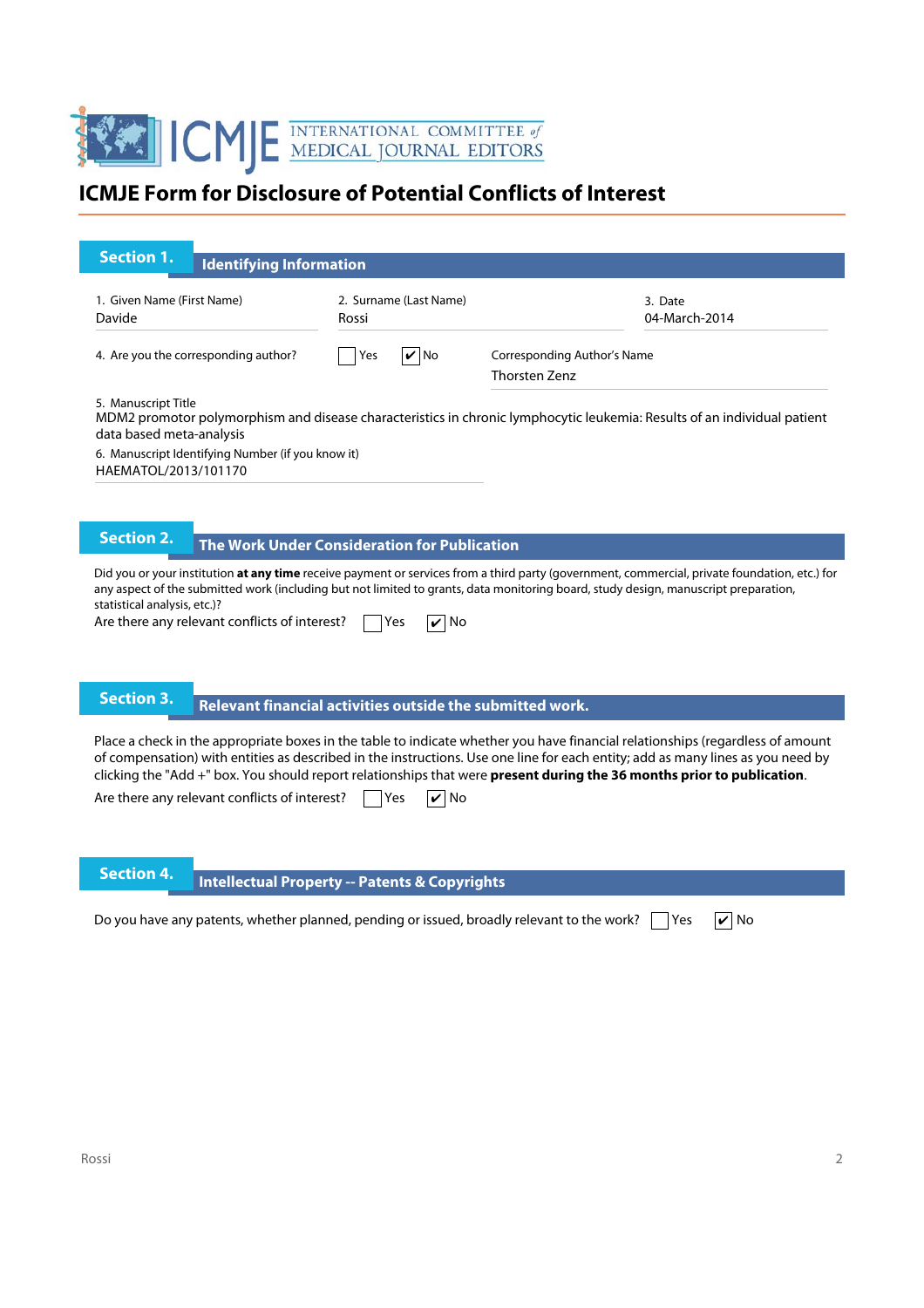# ICMJE Form for Disclosure of Potential Conflicts of Interest

## Section 1. Identifying Information

1. Given Name (First Name)
Davide

2. Surname (Last Name)
Rossi

3. Date
04-March-2014

4. Are you the corresponding author? ☐ Yes ☑ No

Corresponding Author's Name
Thorsten Zenz

5. Manuscript Title
MDM2 promotor polymorphism and disease characteristics in chronic lymphocytic leukemia: Results of an individual patient data based meta-analysis

6. Manuscript Identifying Number (if you know it)
HAEMATOL/2013/101170

## Section 2. The Work Under Consideration for Publication

Did you or your institution **at any time** receive payment or services from a third party (government, commercial, private foundation, etc.) for any aspect of the submitted work (including but not limited to grants, data monitoring board, study design, manuscript preparation, statistical analysis, etc.)?

Are there any relevant conflicts of interest? ☐ Yes ☑ No

## Section 3. Relevant financial activities outside the submitted work.

Place a check in the appropriate boxes in the table to indicate whether you have financial relationships (regardless of amount of compensation) with entities as described in the instructions. Use one line for each entity; add as many lines as you need by clicking the "Add +" box. You should report relationships that were **present during the 36 months prior to publication**.

Are there any relevant conflicts of interest? ☐ Yes ☑ No

## Section 4. Intellectual Property -- Patents & Copyrights

Do you have any patents, whether planned, pending or issued, broadly relevant to the work? ☐ Yes ☑ No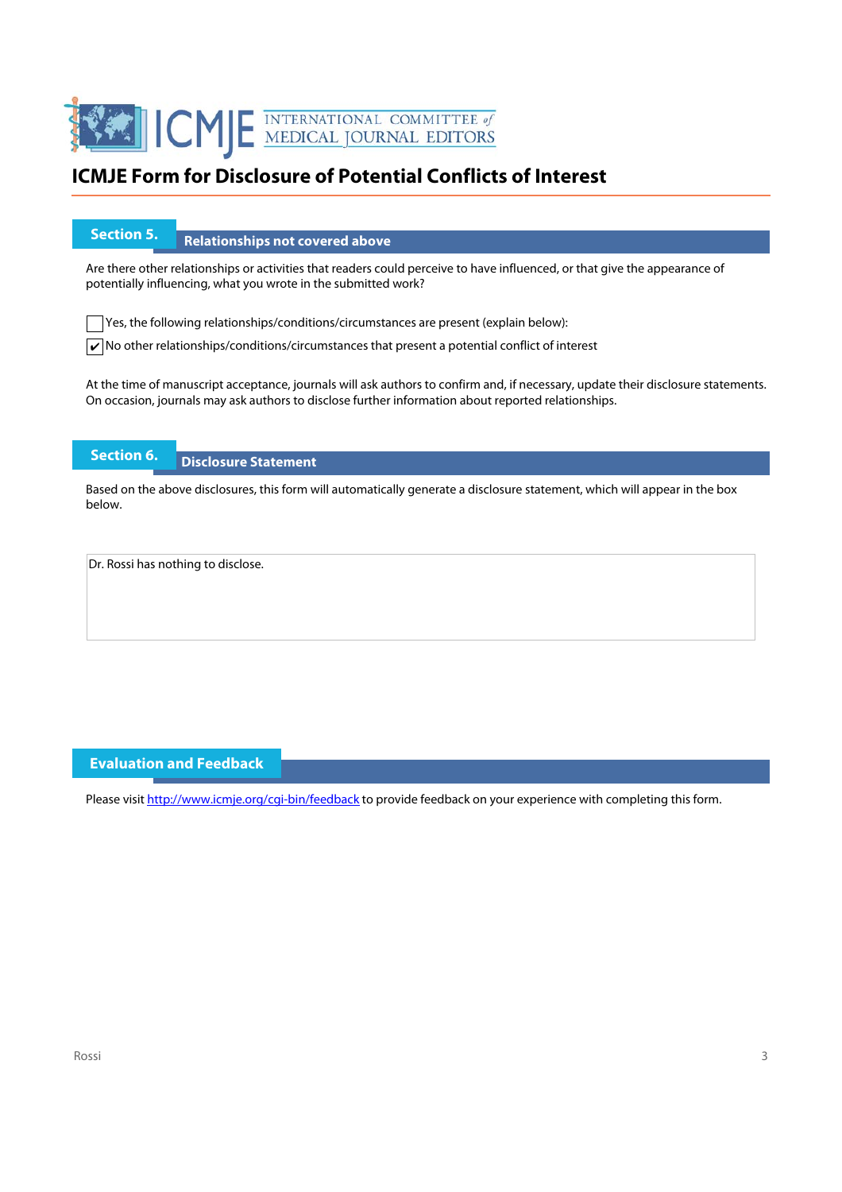# ICMJE Form for Disclosure of Potential Conflicts of Interest

## Section 5. Relationships not covered above

Are there other relationships or activities that readers could perceive to have influenced, or that give the appearance of potentially influencing, what you wrote in the submitted work?

☐ Yes, the following relationships/conditions/circumstances are present (explain below):

☑ No other relationships/conditions/circumstances that present a potential conflict of interest

At the time of manuscript acceptance, journals will ask authors to confirm and, if necessary, update their disclosure statements. On occasion, journals may ask authors to disclose further information about reported relationships.

## Section 6. Disclosure Statement

Based on the above disclosures, this form will automatically generate a disclosure statement, which will appear in the box below.

Dr. Rossi has nothing to disclose.

## Evaluation and Feedback

Please visit http://www.icmje.org/cgi-bin/feedback to provide feedback on your experience with completing this form.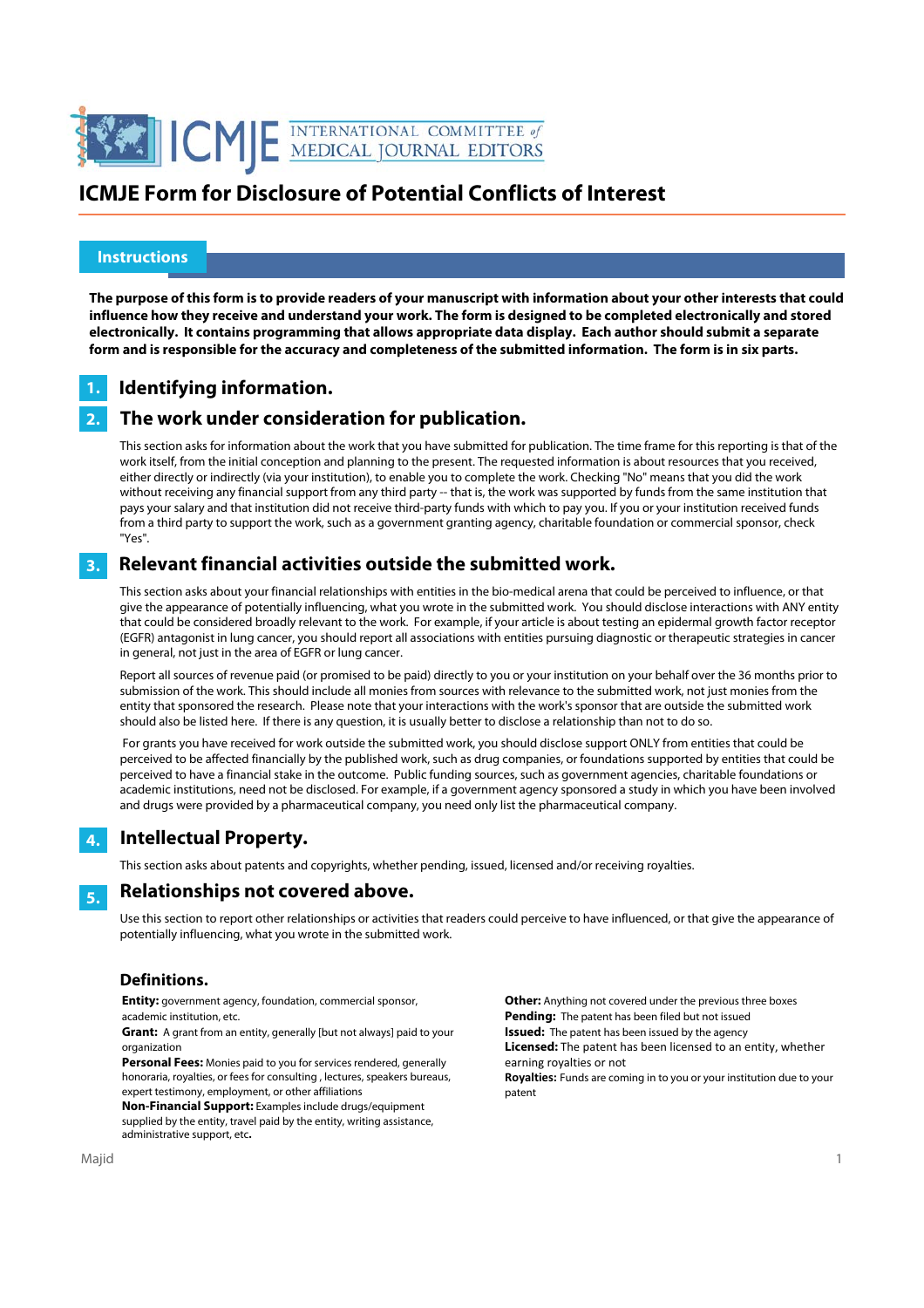# ICMJE Form for Disclosure of Potential Conflicts of Interest

## Instructions

**The purpose of this form is to provide readers of your manuscript with information about your other interests that could influence how they receive and understand your work. The form is designed to be completed electronically and stored electronically. It contains programming that allows appropriate data display. Each author should submit a separate form and is responsible for the accuracy and completeness of the submitted information. The form is in six parts.**

### 1. Identifying information.

### 2. The work under consideration for publication.

This section asks for information about the work that you have submitted for publication. The time frame for this reporting is that of the work itself, from the initial conception and planning to the present. The requested information is about resources that you received, either directly or indirectly (via your institution), to enable you to complete the work. Checking "No" means that you did the work without receiving any financial support from any third party -- that is, the work was supported by funds from the same institution that pays your salary and that institution did not receive third-party funds with which to pay you. If you or your institution received funds from a third party to support the work, such as a government granting agency, charitable foundation or commercial sponsor, check "Yes".

### 3. Relevant financial activities outside the submitted work.

This section asks about your financial relationships with entities in the bio-medical arena that could be perceived to influence, or that give the appearance of potentially influencing, what you wrote in the submitted work. You should disclose interactions with ANY entity that could be considered broadly relevant to the work. For example, if your article is about testing an epidermal growth factor receptor (EGFR) antagonist in lung cancer, you should report all associations with entities pursuing diagnostic or therapeutic strategies in cancer in general, not just in the area of EGFR or lung cancer.

Report all sources of revenue paid (or promised to be paid) directly to you or your institution on your behalf over the 36 months prior to submission of the work. This should include all monies from sources with relevance to the submitted work, not just monies from the entity that sponsored the research. Please note that your interactions with the work's sponsor that are outside the submitted work should also be listed here. If there is any question, it is usually better to disclose a relationship than not to do so.

For grants you have received for work outside the submitted work, you should disclose support ONLY from entities that could be perceived to be affected financially by the published work, such as drug companies, or foundations supported by entities that could be perceived to have a financial stake in the outcome. Public funding sources, such as government agencies, charitable foundations or academic institutions, need not be disclosed. For example, if a government agency sponsored a study in which you have been involved and drugs were provided by a pharmaceutical company, you need only list the pharmaceutical company.

### 4. Intellectual Property.

This section asks about patents and copyrights, whether pending, issued, licensed and/or receiving royalties.

### 5. Relationships not covered above.

Use this section to report other relationships or activities that readers could perceive to have influenced, or that give the appearance of potentially influencing, what you wrote in the submitted work.

### Definitions.

**Entity:** government agency, foundation, commercial sponsor, academic institution, etc.

**Grant:** A grant from an entity, generally [but not always] paid to your organization

**Personal Fees:** Monies paid to you for services rendered, generally honoraria, royalties, or fees for consulting , lectures, speakers bureaus, expert testimony, employment, or other affiliations

**Non-Financial Support:** Examples include drugs/equipment supplied by the entity, travel paid by the entity, writing assistance, administrative support, etc**.**

**Other:** Anything not covered under the previous three boxes

**Pending:** The patent has been filed but not issued

**Issued:** The patent has been issued by the agency

**Licensed:** The patent has been licensed to an entity, whether earning royalties or not

**Royalties:** Funds are coming in to you or your institution due to your patent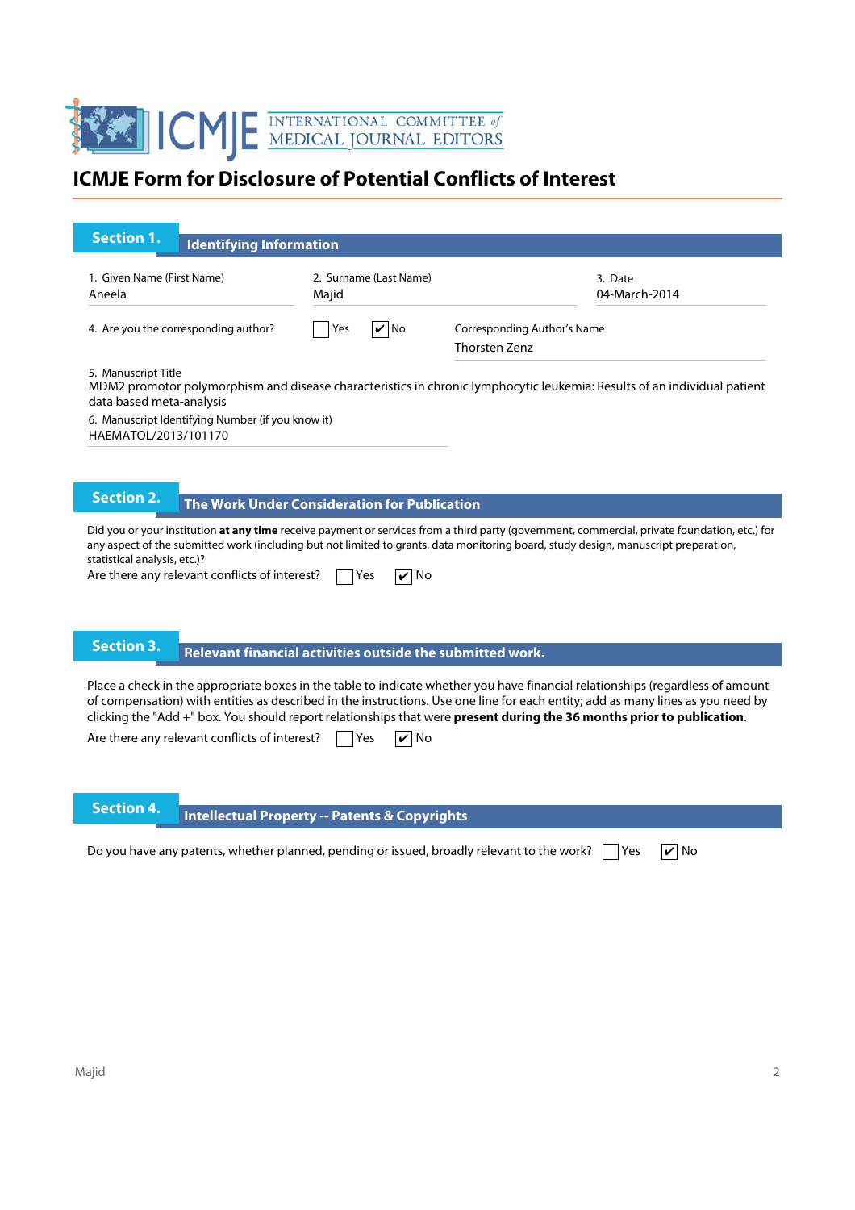# ICMJE Form for Disclosure of Potential Conflicts of Interest

## Section 1. Identifying Information

1. Given Name (First Name): Aneela
2. Surname (Last Name): Majid
3. Date: 04-March-2014

4. Are you the corresponding author? ☐ Yes ☑ No

Corresponding Author's Name: Thorsten Zenz

5. Manuscript Title
MDM2 promotor polymorphism and disease characteristics in chronic lymphocytic leukemia: Results of an individual patient data based meta-analysis

6. Manuscript Identifying Number (if you know it)
HAEMATOL/2013/101170

## Section 2. The Work Under Consideration for Publication

Did you or your institution **at any time** receive payment or services from a third party (government, commercial, private foundation, etc.) for any aspect of the submitted work (including but not limited to grants, data monitoring board, study design, manuscript preparation, statistical analysis, etc.)?

Are there any relevant conflicts of interest? ☐ Yes ☑ No

## Section 3. Relevant financial activities outside the submitted work.

Place a check in the appropriate boxes in the table to indicate whether you have financial relationships (regardless of amount of compensation) with entities as described in the instructions. Use one line for each entity; add as many lines as you need by clicking the "Add +" box. You should report relationships that were **present during the 36 months prior to publication**.

Are there any relevant conflicts of interest? ☐ Yes ☑ No

## Section 4. Intellectual Property -- Patents & Copyrights

Do you have any patents, whether planned, pending or issued, broadly relevant to the work? ☐ Yes ☑ No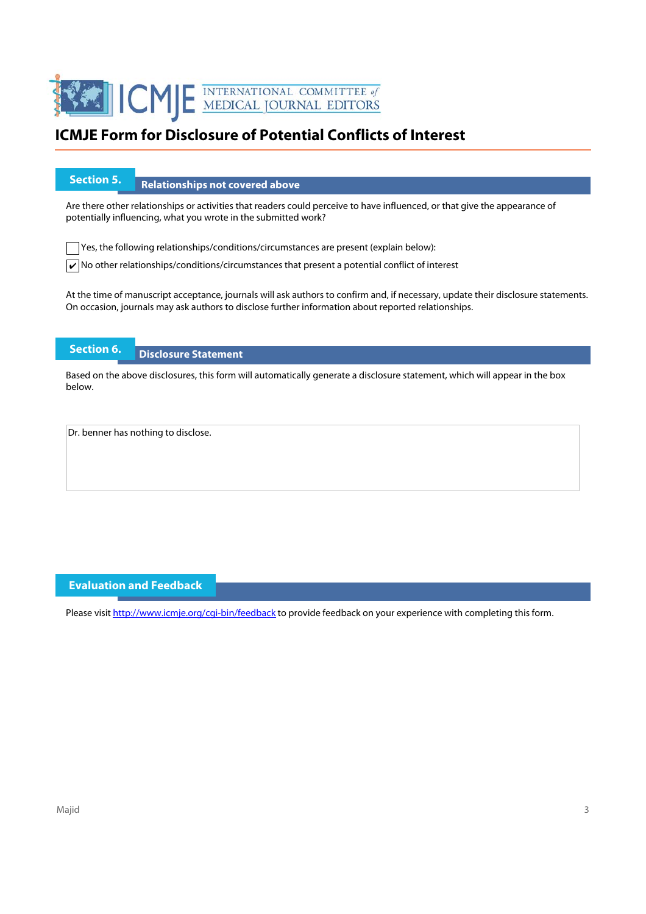# ICMJE Form for Disclosure of Potential Conflicts of Interest

## Section 5. Relationships not covered above

Are there other relationships or activities that readers could perceive to have influenced, or that give the appearance of potentially influencing, what you wrote in the submitted work?

☐ Yes, the following relationships/conditions/circumstances are present (explain below):

☑ No other relationships/conditions/circumstances that present a potential conflict of interest

At the time of manuscript acceptance, journals will ask authors to confirm and, if necessary, update their disclosure statements. On occasion, journals may ask authors to disclose further information about reported relationships.

## Section 6. Disclosure Statement

Based on the above disclosures, this form will automatically generate a disclosure statement, which will appear in the box below.

Dr. benner has nothing to disclose.

## Evaluation and Feedback

Please visit http://www.icmje.org/cgi-bin/feedback to provide feedback on your experience with completing this form.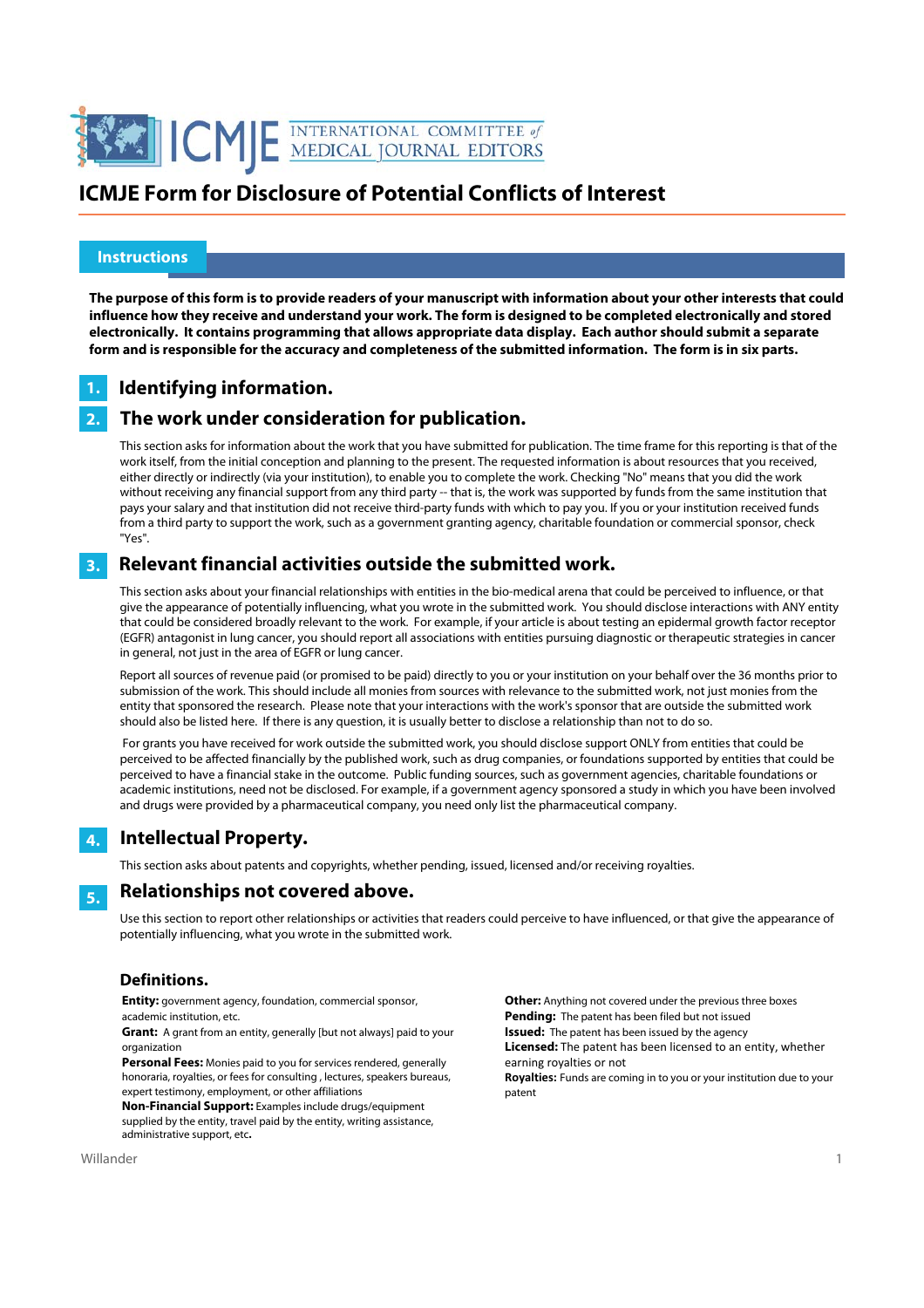# ICMJE Form for Disclosure of Potential Conflicts of Interest

## Instructions

**The purpose of this form is to provide readers of your manuscript with information about your other interests that could influence how they receive and understand your work. The form is designed to be completed electronically and stored electronically. It contains programming that allows appropriate data display. Each author should submit a separate form and is responsible for the accuracy and completeness of the submitted information. The form is in six parts.**

### 1. Identifying information.

### 2. The work under consideration for publication.

This section asks for information about the work that you have submitted for publication. The time frame for this reporting is that of the work itself, from the initial conception and planning to the present. The requested information is about resources that you received, either directly or indirectly (via your institution), to enable you to complete the work. Checking "No" means that you did the work without receiving any financial support from any third party -- that is, the work was supported by funds from the same institution that pays your salary and that institution did not receive third-party funds with which to pay you. If you or your institution received funds from a third party to support the work, such as a government granting agency, charitable foundation or commercial sponsor, check "Yes".

### 3. Relevant financial activities outside the submitted work.

This section asks about your financial relationships with entities in the bio-medical arena that could be perceived to influence, or that give the appearance of potentially influencing, what you wrote in the submitted work. You should disclose interactions with ANY entity that could be considered broadly relevant to the work. For example, if your article is about testing an epidermal growth factor receptor (EGFR) antagonist in lung cancer, you should report all associations with entities pursuing diagnostic or therapeutic strategies in cancer in general, not just in the area of EGFR or lung cancer.

Report all sources of revenue paid (or promised to be paid) directly to you or your institution on your behalf over the 36 months prior to submission of the work. This should include all monies from sources with relevance to the submitted work, not just monies from the entity that sponsored the research. Please note that your interactions with the work's sponsor that are outside the submitted work should also be listed here. If there is any question, it is usually better to disclose a relationship than not to do so.

For grants you have received for work outside the submitted work, you should disclose support ONLY from entities that could be perceived to be affected financially by the published work, such as drug companies, or foundations supported by entities that could be perceived to have a financial stake in the outcome. Public funding sources, such as government agencies, charitable foundations or academic institutions, need not be disclosed. For example, if a government agency sponsored a study in which you have been involved and drugs were provided by a pharmaceutical company, you need only list the pharmaceutical company.

### 4. Intellectual Property.

This section asks about patents and copyrights, whether pending, issued, licensed and/or receiving royalties.

### 5. Relationships not covered above.

Use this section to report other relationships or activities that readers could perceive to have influenced, or that give the appearance of potentially influencing, what you wrote in the submitted work.

### Definitions.

**Entity:** government agency, foundation, commercial sponsor, academic institution, etc.

**Grant:** A grant from an entity, generally [but not always] paid to your organization

**Personal Fees:** Monies paid to you for services rendered, generally honoraria, royalties, or fees for consulting , lectures, speakers bureaus, expert testimony, employment, or other affiliations

**Non-Financial Support:** Examples include drugs/equipment supplied by the entity, travel paid by the entity, writing assistance, administrative support, etc**.**

**Other:** Anything not covered under the previous three boxes

**Pending:** The patent has been filed but not issued

**Issued:** The patent has been issued by the agency

**Licensed:** The patent has been licensed to an entity, whether earning royalties or not

**Royalties:** Funds are coming in to you or your institution due to your patent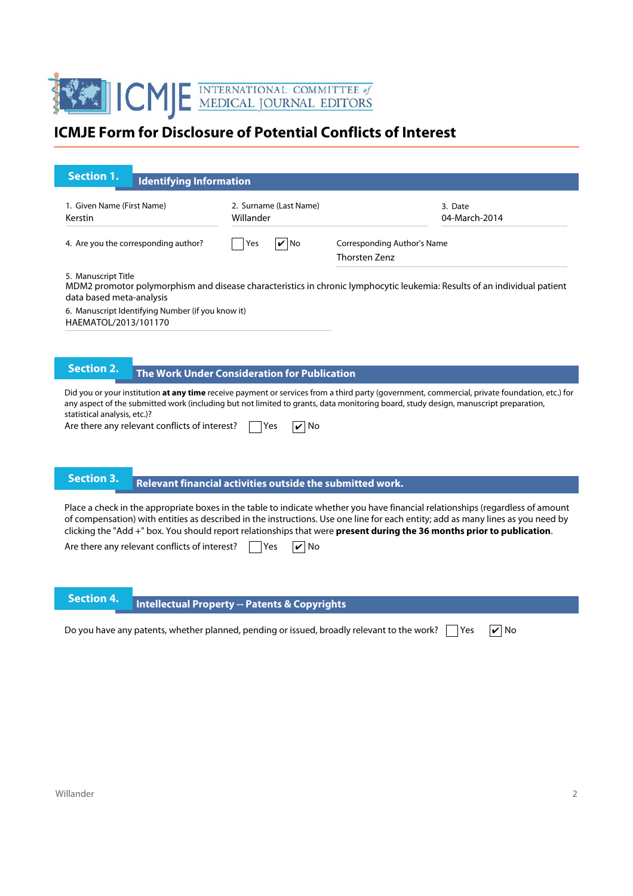# ICMJE Form for Disclosure of Potential Conflicts of Interest

## Section 1. Identifying Information

1. Given Name (First Name)
Kerstin

2. Surname (Last Name)
Willander

3. Date
04-March-2014

4. Are you the corresponding author? ☐ Yes ☑ No

Corresponding Author's Name
Thorsten Zenz

5. Manuscript Title
MDM2 promotor polymorphism and disease characteristics in chronic lymphocytic leukemia: Results of an individual patient data based meta-analysis

6. Manuscript Identifying Number (if you know it)
HAEMATOL/2013/101170

## Section 2. The Work Under Consideration for Publication

Did you or your institution **at any time** receive payment or services from a third party (government, commercial, private foundation, etc.) for any aspect of the submitted work (including but not limited to grants, data monitoring board, study design, manuscript preparation, statistical analysis, etc.)?

Are there any relevant conflicts of interest? ☐ Yes ☑ No

## Section 3. Relevant financial activities outside the submitted work.

Place a check in the appropriate boxes in the table to indicate whether you have financial relationships (regardless of amount of compensation) with entities as described in the instructions. Use one line for each entity; add as many lines as you need by clicking the "Add +" box. You should report relationships that were **present during the 36 months prior to publication**.

Are there any relevant conflicts of interest? ☐ Yes ☑ No

## Section 4. Intellectual Property -- Patents & Copyrights

Do you have any patents, whether planned, pending or issued, broadly relevant to the work? ☐ Yes ☑ No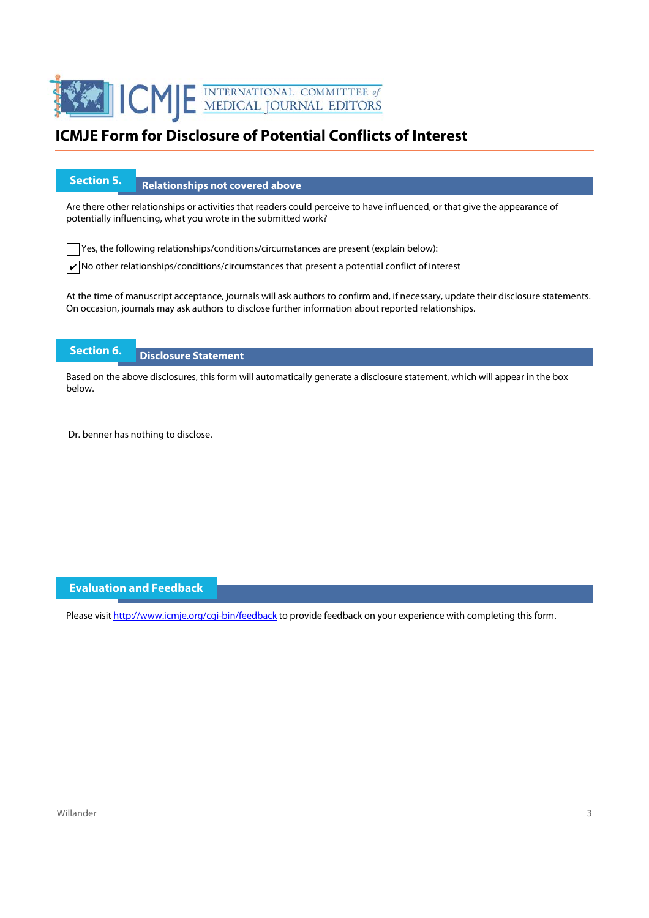INTERNATIONAL COMMITTEE *of* MEDICAL JOURNAL EDITORS

# ICMJE Form for Disclosure of Potential Conflicts of Interest

## Section 5. Relationships not covered above

Are there other relationships or activities that readers could perceive to have influenced, or that give the appearance of potentially influencing, what you wrote in the submitted work?

- [ ] Yes, the following relationships/conditions/circumstances are present (explain below):
- [x] No other relationships/conditions/circumstances that present a potential conflict of interest

At the time of manuscript acceptance, journals will ask authors to confirm and, if necessary, update their disclosure statements. On occasion, journals may ask authors to disclose further information about reported relationships.

## Section 6. Disclosure Statement

Based on the above disclosures, this form will automatically generate a disclosure statement, which will appear in the box below.

Dr. benner has nothing to disclose.

## Evaluation and Feedback

Please visit http://www.icmje.org/cgi-bin/feedback to provide feedback on your experience with completing this form.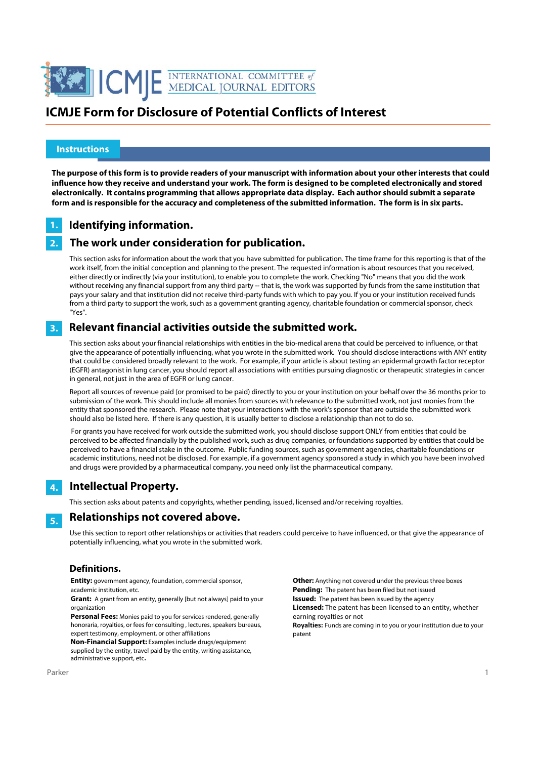# ICMJE Form for Disclosure of Potential Conflicts of Interest

## Instructions

**The purpose of this form is to provide readers of your manuscript with information about your other interests that could influence how they receive and understand your work. The form is designed to be completed electronically and stored electronically. It contains programming that allows appropriate data display. Each author should submit a separate form and is responsible for the accuracy and completeness of the submitted information. The form is in six parts.**

### 1. Identifying information.

### 2. The work under consideration for publication.

This section asks for information about the work that you have submitted for publication. The time frame for this reporting is that of the work itself, from the initial conception and planning to the present. The requested information is about resources that you received, either directly or indirectly (via your institution), to enable you to complete the work. Checking "No" means that you did the work without receiving any financial support from any third party -- that is, the work was supported by funds from the same institution that pays your salary and that institution did not receive third-party funds with which to pay you. If you or your institution received funds from a third party to support the work, such as a government granting agency, charitable foundation or commercial sponsor, check "Yes".

### 3. Relevant financial activities outside the submitted work.

This section asks about your financial relationships with entities in the bio-medical arena that could be perceived to influence, or that give the appearance of potentially influencing, what you wrote in the submitted work. You should disclose interactions with ANY entity that could be considered broadly relevant to the work. For example, if your article is about testing an epidermal growth factor receptor (EGFR) antagonist in lung cancer, you should report all associations with entities pursuing diagnostic or therapeutic strategies in cancer in general, not just in the area of EGFR or lung cancer.

Report all sources of revenue paid (or promised to be paid) directly to you or your institution on your behalf over the 36 months prior to submission of the work. This should include all monies from sources with relevance to the submitted work, not just monies from the entity that sponsored the research. Please note that your interactions with the work's sponsor that are outside the submitted work should also be listed here. If there is any question, it is usually better to disclose a relationship than not to do so.

For grants you have received for work outside the submitted work, you should disclose support ONLY from entities that could be perceived to be affected financially by the published work, such as drug companies, or foundations supported by entities that could be perceived to have a financial stake in the outcome. Public funding sources, such as government agencies, charitable foundations or academic institutions, need not be disclosed. For example, if a government agency sponsored a study in which you have been involved and drugs were provided by a pharmaceutical company, you need only list the pharmaceutical company.

### 4. Intellectual Property.

This section asks about patents and copyrights, whether pending, issued, licensed and/or receiving royalties.

### 5. Relationships not covered above.

Use this section to report other relationships or activities that readers could perceive to have influenced, or that give the appearance of potentially influencing, what you wrote in the submitted work.

### Definitions.

**Entity:** government agency, foundation, commercial sponsor, academic institution, etc.

**Grant:** A grant from an entity, generally [but not always] paid to your organization

**Personal Fees:** Monies paid to you for services rendered, generally honoraria, royalties, or fees for consulting , lectures, speakers bureaus, expert testimony, employment, or other affiliations

**Non-Financial Support:** Examples include drugs/equipment supplied by the entity, travel paid by the entity, writing assistance, administrative support, etc**.**

**Other:** Anything not covered under the previous three boxes

**Pending:** The patent has been filed but not issued

**Issued:** The patent has been issued by the agency

**Licensed:** The patent has been licensed to an entity, whether earning royalties or not

**Royalties:** Funds are coming in to you or your institution due to your patent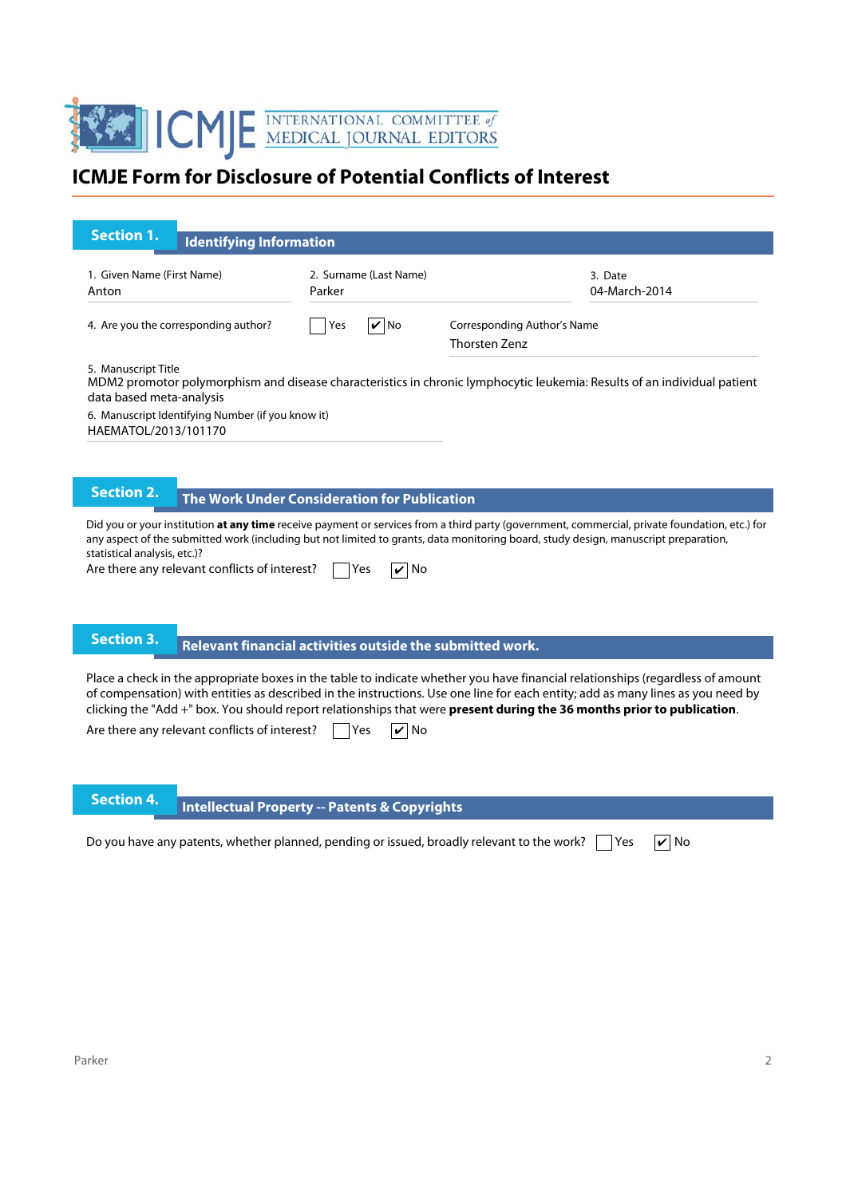# ICMJE Form for Disclosure of Potential Conflicts of Interest

## Section 1. Identifying Information

1. Given Name (First Name)
Anton

2. Surname (Last Name)
Parker

3. Date
04-March-2014

4. Are you the corresponding author? ☐ Yes ☑ No

Corresponding Author's Name
Thorsten Zenz

5. Manuscript Title
MDM2 promotor polymorphism and disease characteristics in chronic lymphocytic leukemia: Results of an individual patient data based meta-analysis

6. Manuscript Identifying Number (if you know it)
HAEMATOL/2013/101170

## Section 2. The Work Under Consideration for Publication

Did you or your institution **at any time** receive payment or services from a third party (government, commercial, private foundation, etc.) for any aspect of the submitted work (including but not limited to grants, data monitoring board, study design, manuscript preparation, statistical analysis, etc.)?

Are there any relevant conflicts of interest? ☐ Yes ☑ No

## Section 3. Relevant financial activities outside the submitted work.

Place a check in the appropriate boxes in the table to indicate whether you have financial relationships (regardless of amount of compensation) with entities as described in the instructions. Use one line for each entity; add as many lines as you need by clicking the "Add +" box. You should report relationships that were **present during the 36 months prior to publication**.

Are there any relevant conflicts of interest? ☐ Yes ☑ No

## Section 4. Intellectual Property -- Patents & Copyrights

Do you have any patents, whether planned, pending or issued, broadly relevant to the work? ☐ Yes ☑ No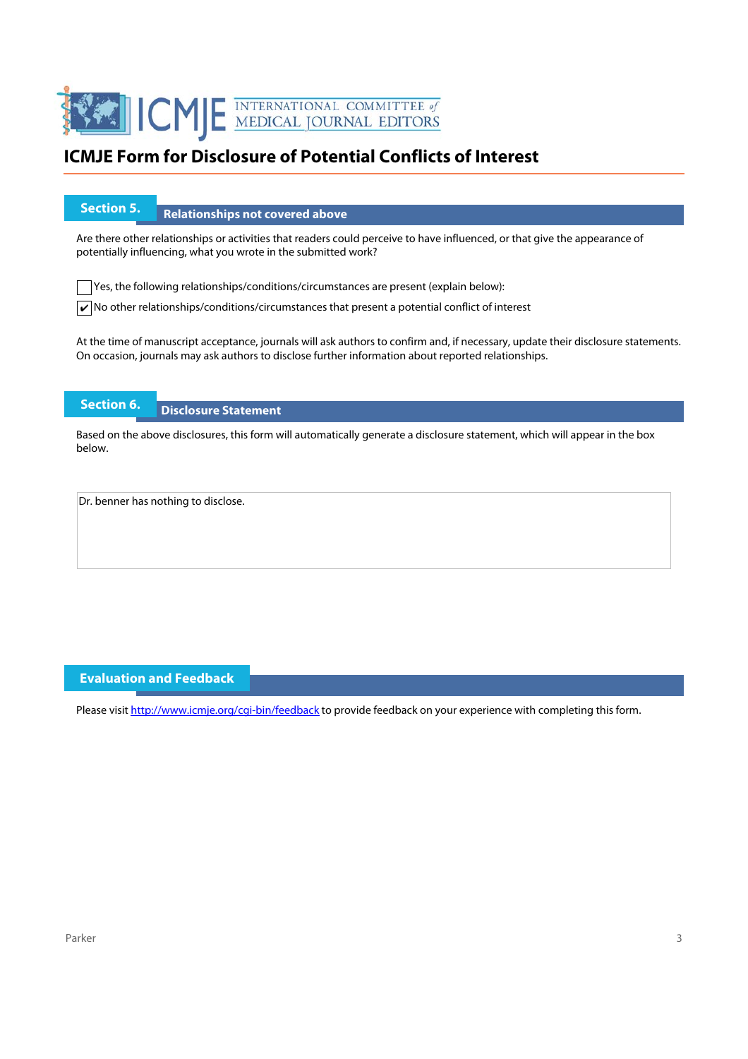# ICMJE Form for Disclosure of Potential Conflicts of Interest

## Section 5. Relationships not covered above

Are there other relationships or activities that readers could perceive to have influenced, or that give the appearance of potentially influencing, what you wrote in the submitted work?

☐ Yes, the following relationships/conditions/circumstances are present (explain below):

☑ No other relationships/conditions/circumstances that present a potential conflict of interest

At the time of manuscript acceptance, journals will ask authors to confirm and, if necessary, update their disclosure statements. On occasion, journals may ask authors to disclose further information about reported relationships.

## Section 6. Disclosure Statement

Based on the above disclosures, this form will automatically generate a disclosure statement, which will appear in the box below.

Dr. benner has nothing to disclose.

## Evaluation and Feedback

Please visit http://www.icmje.org/cgi-bin/feedback to provide feedback on your experience with completing this form.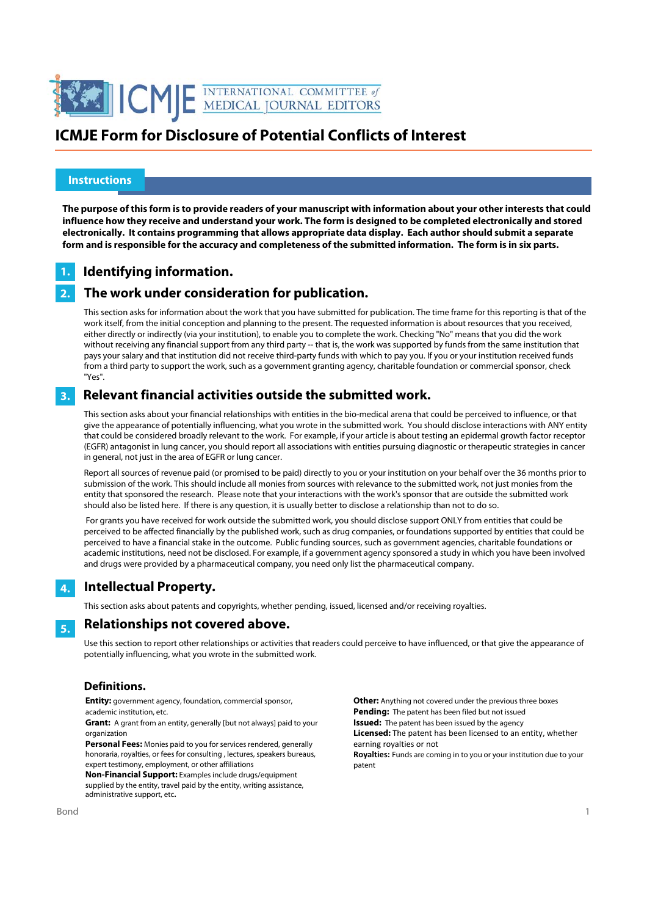# ICMJE Form for Disclosure of Potential Conflicts of Interest

## Instructions

**The purpose of this form is to provide readers of your manuscript with information about your other interests that could influence how they receive and understand your work. The form is designed to be completed electronically and stored electronically. It contains programming that allows appropriate data display. Each author should submit a separate form and is responsible for the accuracy and completeness of the submitted information. The form is in six parts.**

### 1. Identifying information.

### 2. The work under consideration for publication.

This section asks for information about the work that you have submitted for publication. The time frame for this reporting is that of the work itself, from the initial conception and planning to the present. The requested information is about resources that you received, either directly or indirectly (via your institution), to enable you to complete the work. Checking "No" means that you did the work without receiving any financial support from any third party -- that is, the work was supported by funds from the same institution that pays your salary and that institution did not receive third-party funds with which to pay you. If you or your institution received funds from a third party to support the work, such as a government granting agency, charitable foundation or commercial sponsor, check "Yes".

### 3. Relevant financial activities outside the submitted work.

This section asks about your financial relationships with entities in the bio-medical arena that could be perceived to influence, or that give the appearance of potentially influencing, what you wrote in the submitted work. You should disclose interactions with ANY entity that could be considered broadly relevant to the work. For example, if your article is about testing an epidermal growth factor receptor (EGFR) antagonist in lung cancer, you should report all associations with entities pursuing diagnostic or therapeutic strategies in cancer in general, not just in the area of EGFR or lung cancer.

Report all sources of revenue paid (or promised to be paid) directly to you or your institution on your behalf over the 36 months prior to submission of the work. This should include all monies from sources with relevance to the submitted work, not just monies from the entity that sponsored the research. Please note that your interactions with the work's sponsor that are outside the submitted work should also be listed here. If there is any question, it is usually better to disclose a relationship than not to do so.

For grants you have received for work outside the submitted work, you should disclose support ONLY from entities that could be perceived to be affected financially by the published work, such as drug companies, or foundations supported by entities that could be perceived to have a financial stake in the outcome. Public funding sources, such as government agencies, charitable foundations or academic institutions, need not be disclosed. For example, if a government agency sponsored a study in which you have been involved and drugs were provided by a pharmaceutical company, you need only list the pharmaceutical company.

### 4. Intellectual Property.

This section asks about patents and copyrights, whether pending, issued, licensed and/or receiving royalties.

### 5. Relationships not covered above.

Use this section to report other relationships or activities that readers could perceive to have influenced, or that give the appearance of potentially influencing, what you wrote in the submitted work.

### Definitions.

**Entity:** government agency, foundation, commercial sponsor, academic institution, etc.

**Grant:** A grant from an entity, generally [but not always] paid to your organization

**Personal Fees:** Monies paid to you for services rendered, generally honoraria, royalties, or fees for consulting , lectures, speakers bureaus, expert testimony, employment, or other affiliations

**Non-Financial Support:** Examples include drugs/equipment supplied by the entity, travel paid by the entity, writing assistance, administrative support, etc**.**

**Other:** Anything not covered under the previous three boxes

**Pending:** The patent has been filed but not issued

**Issued:** The patent has been issued by the agency

**Licensed:** The patent has been licensed to an entity, whether earning royalties or not

**Royalties:** Funds are coming in to you or your institution due to your patent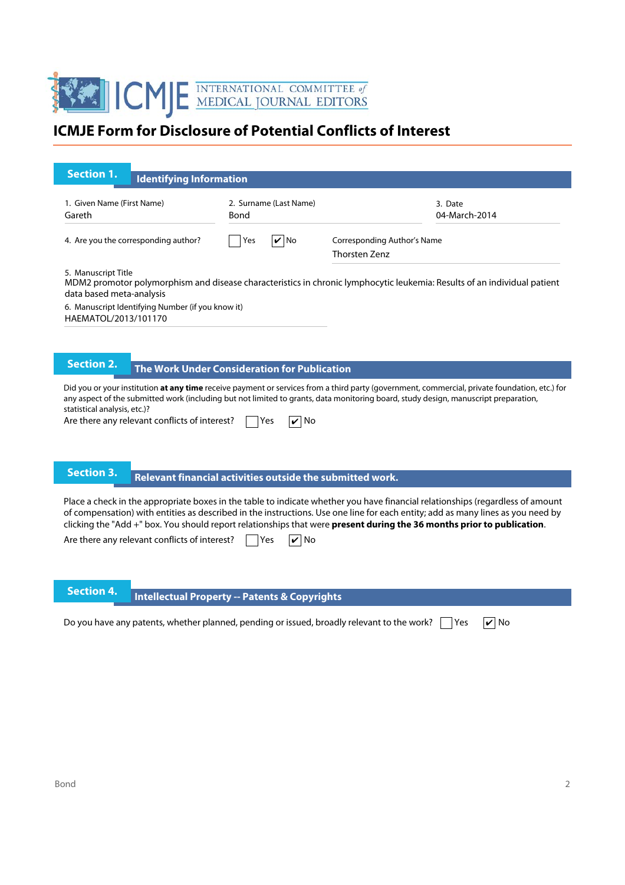# ICMJE Form for Disclosure of Potential Conflicts of Interest

## Section 1. Identifying Information

1. Given Name (First Name)
Gareth

2. Surname (Last Name)
Bond

3. Date
04-March-2014

4. Are you the corresponding author? ☐ Yes ☑ No

Corresponding Author's Name
Thorsten Zenz

5. Manuscript Title
MDM2 promotor polymorphism and disease characteristics in chronic lymphocytic leukemia: Results of an individual patient data based meta-analysis

6. Manuscript Identifying Number (if you know it)
HAEMATOL/2013/101170

## Section 2. The Work Under Consideration for Publication

Did you or your institution **at any time** receive payment or services from a third party (government, commercial, private foundation, etc.) for any aspect of the submitted work (including but not limited to grants, data monitoring board, study design, manuscript preparation, statistical analysis, etc.)?

Are there any relevant conflicts of interest? ☐ Yes ☑ No

## Section 3. Relevant financial activities outside the submitted work.

Place a check in the appropriate boxes in the table to indicate whether you have financial relationships (regardless of amount of compensation) with entities as described in the instructions. Use one line for each entity; add as many lines as you need by clicking the "Add +" box. You should report relationships that were **present during the 36 months prior to publication**.

Are there any relevant conflicts of interest? ☐ Yes ☑ No

## Section 4. Intellectual Property -- Patents & Copyrights

Do you have any patents, whether planned, pending or issued, broadly relevant to the work? ☐ Yes ☑ No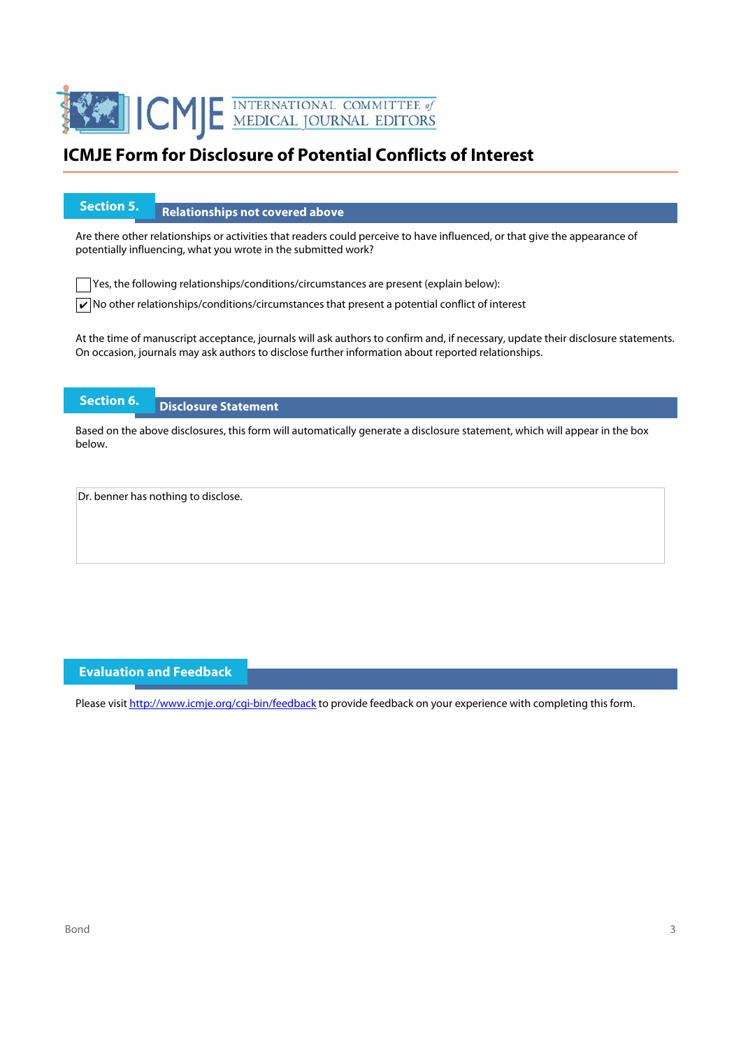# ICMJE Form for Disclosure of Potential Conflicts of Interest

## Section 5. Relationships not covered above

Are there other relationships or activities that readers could perceive to have influenced, or that give the appearance of potentially influencing, what you wrote in the submitted work?

☐ Yes, the following relationships/conditions/circumstances are present (explain below):

☑ No other relationships/conditions/circumstances that present a potential conflict of interest

At the time of manuscript acceptance, journals will ask authors to confirm and, if necessary, update their disclosure statements. On occasion, journals may ask authors to disclose further information about reported relationships.

## Section 6. Disclosure Statement

Based on the above disclosures, this form will automatically generate a disclosure statement, which will appear in the box below.

Dr. benner has nothing to disclose.

## Evaluation and Feedback

Please visit http://www.icmje.org/cgi-bin/feedback to provide feedback on your experience with completing this form.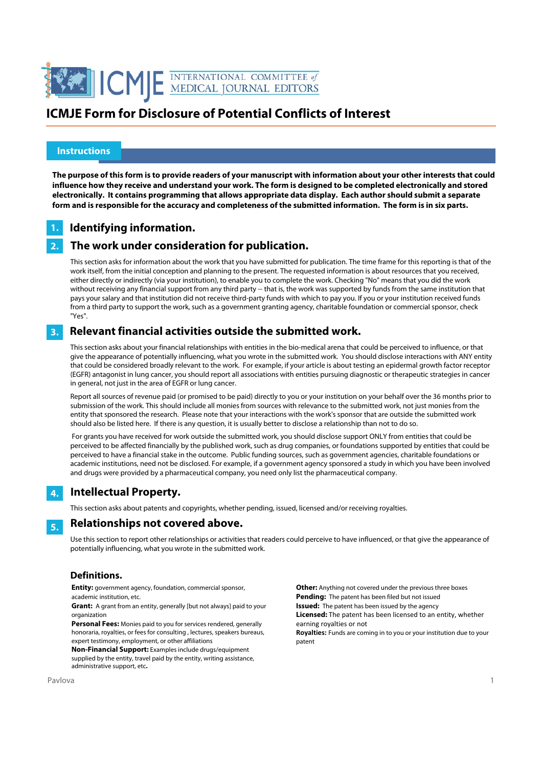# ICMJE Form for Disclosure of Potential Conflicts of Interest

## Instructions

**The purpose of this form is to provide readers of your manuscript with information about your other interests that could influence how they receive and understand your work. The form is designed to be completed electronically and stored electronically. It contains programming that allows appropriate data display. Each author should submit a separate form and is responsible for the accuracy and completeness of the submitted information. The form is in six parts.**

### 1. Identifying information.

### 2. The work under consideration for publication.

This section asks for information about the work that you have submitted for publication. The time frame for this reporting is that of the work itself, from the initial conception and planning to the present. The requested information is about resources that you received, either directly or indirectly (via your institution), to enable you to complete the work. Checking "No" means that you did the work without receiving any financial support from any third party -- that is, the work was supported by funds from the same institution that pays your salary and that institution did not receive third-party funds with which to pay you. If you or your institution received funds from a third party to support the work, such as a government granting agency, charitable foundation or commercial sponsor, check "Yes".

### 3. Relevant financial activities outside the submitted work.

This section asks about your financial relationships with entities in the bio-medical arena that could be perceived to influence, or that give the appearance of potentially influencing, what you wrote in the submitted work. You should disclose interactions with ANY entity that could be considered broadly relevant to the work. For example, if your article is about testing an epidermal growth factor receptor (EGFR) antagonist in lung cancer, you should report all associations with entities pursuing diagnostic or therapeutic strategies in cancer in general, not just in the area of EGFR or lung cancer.

Report all sources of revenue paid (or promised to be paid) directly to you or your institution on your behalf over the 36 months prior to submission of the work. This should include all monies from sources with relevance to the submitted work, not just monies from the entity that sponsored the research. Please note that your interactions with the work's sponsor that are outside the submitted work should also be listed here. If there is any question, it is usually better to disclose a relationship than not to do so.

For grants you have received for work outside the submitted work, you should disclose support ONLY from entities that could be perceived to be affected financially by the published work, such as drug companies, or foundations supported by entities that could be perceived to have a financial stake in the outcome. Public funding sources, such as government agencies, charitable foundations or academic institutions, need not be disclosed. For example, if a government agency sponsored a study in which you have been involved and drugs were provided by a pharmaceutical company, you need only list the pharmaceutical company.

### 4. Intellectual Property.

This section asks about patents and copyrights, whether pending, issued, licensed and/or receiving royalties.

### 5. Relationships not covered above.

Use this section to report other relationships or activities that readers could perceive to have influenced, or that give the appearance of potentially influencing, what you wrote in the submitted work.

### Definitions.

**Entity:** government agency, foundation, commercial sponsor, academic institution, etc.

**Grant:** A grant from an entity, generally [but not always] paid to your organization

**Personal Fees:** Monies paid to you for services rendered, generally honoraria, royalties, or fees for consulting , lectures, speakers bureaus, expert testimony, employment, or other affiliations

**Non-Financial Support:** Examples include drugs/equipment supplied by the entity, travel paid by the entity, writing assistance, administrative support, etc**.**

**Other:** Anything not covered under the previous three boxes

**Pending:** The patent has been filed but not issued

**Issued:** The patent has been issued by the agency

**Licensed:** The patent has been licensed to an entity, whether earning royalties or not

**Royalties:** Funds are coming in to you or your institution due to your patent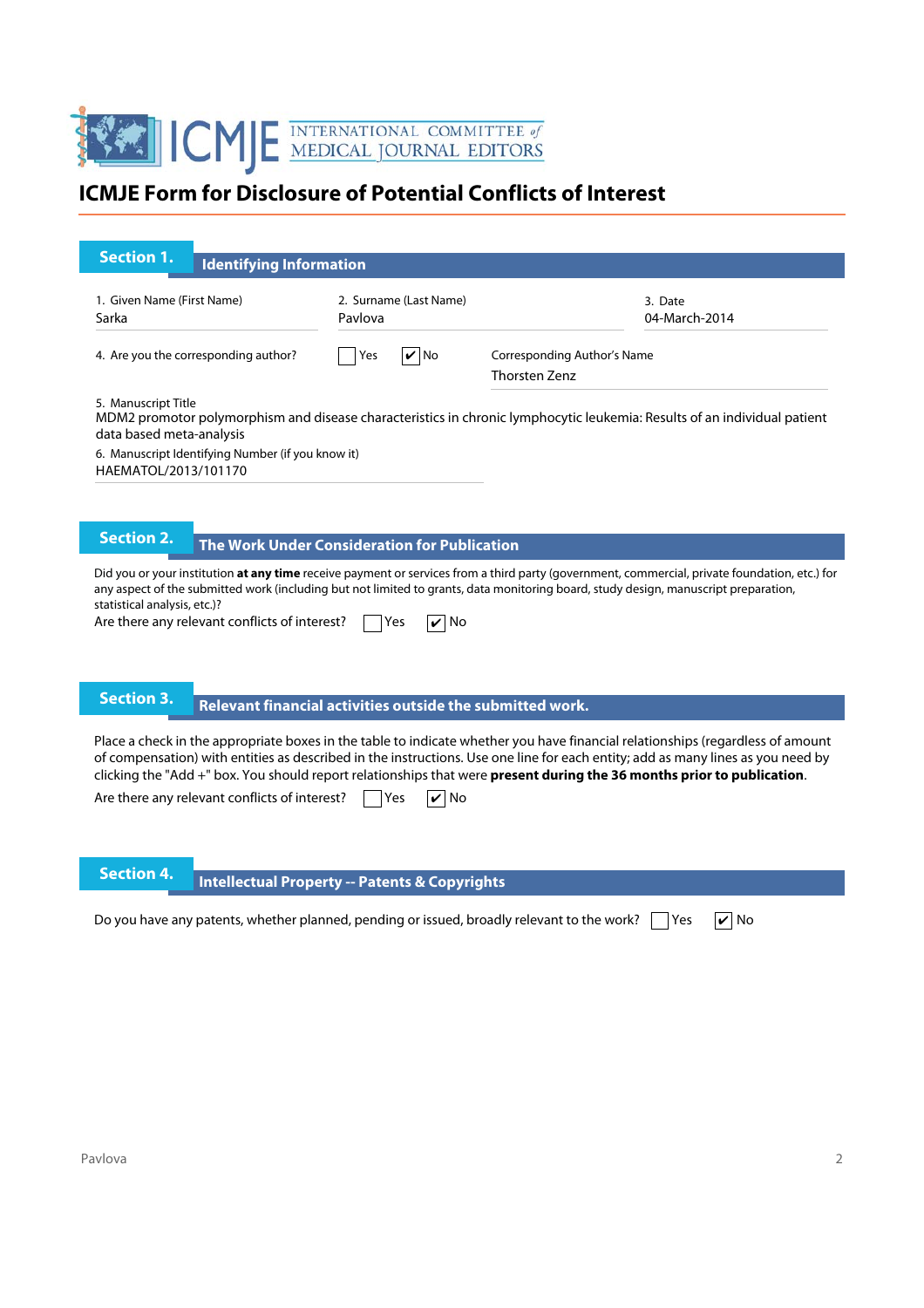ICMJE INTERNATIONAL COMMITTEE of MEDICAL JOURNAL EDITORS

# ICMJE Form for Disclosure of Potential Conflicts of Interest

## Section 1. Identifying Information

1. Given Name (First Name)
Sarka

2. Surname (Last Name)
Pavlova

3. Date
04-March-2014

4. Are you the corresponding author? ☐ Yes ☑ No

Corresponding Author's Name
Thorsten Zenz

5. Manuscript Title
MDM2 promotor polymorphism and disease characteristics in chronic lymphocytic leukemia: Results of an individual patient data based meta-analysis

6. Manuscript Identifying Number (if you know it)
HAEMATOL/2013/101170

## Section 2. The Work Under Consideration for Publication

Did you or your institution **at any time** receive payment or services from a third party (government, commercial, private foundation, etc.) for any aspect of the submitted work (including but not limited to grants, data monitoring board, study design, manuscript preparation, statistical analysis, etc.)?

Are there any relevant conflicts of interest? ☐ Yes ☑ No

## Section 3. Relevant financial activities outside the submitted work.

Place a check in the appropriate boxes in the table to indicate whether you have financial relationships (regardless of amount of compensation) with entities as described in the instructions. Use one line for each entity; add as many lines as you need by clicking the "Add +" box. You should report relationships that were **present during the 36 months prior to publication**.

Are there any relevant conflicts of interest? ☐ Yes ☑ No

## Section 4. Intellectual Property -- Patents & Copyrights

Do you have any patents, whether planned, pending or issued, broadly relevant to the work? ☐ Yes ☑ No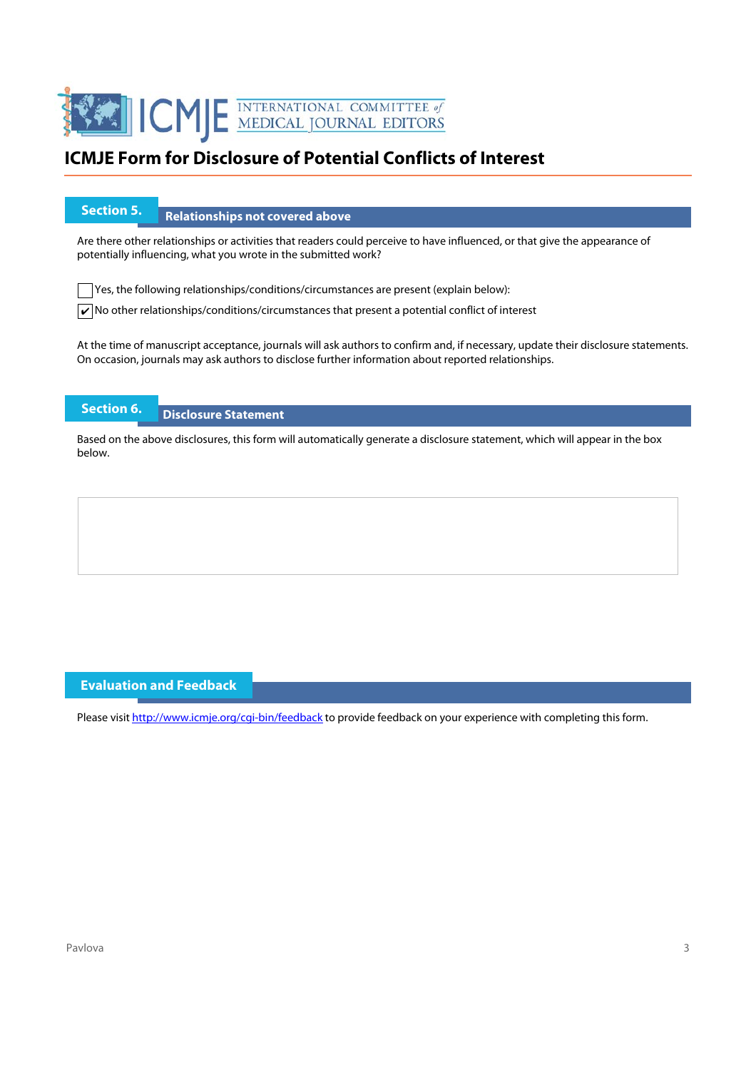# ICMJE Form for Disclosure of Potential Conflicts of Interest

## Section 5. Relationships not covered above

Are there other relationships or activities that readers could perceive to have influenced, or that give the appearance of potentially influencing, what you wrote in the submitted work?

☐ Yes, the following relationships/conditions/circumstances are present (explain below):

☑ No other relationships/conditions/circumstances that present a potential conflict of interest

At the time of manuscript acceptance, journals will ask authors to confirm and, if necessary, update their disclosure statements. On occasion, journals may ask authors to disclose further information about reported relationships.

## Section 6. Disclosure Statement

Based on the above disclosures, this form will automatically generate a disclosure statement, which will appear in the box below.

## Evaluation and Feedback

Please visit http://www.icmje.org/cgi-bin/feedback to provide feedback on your experience with completing this form.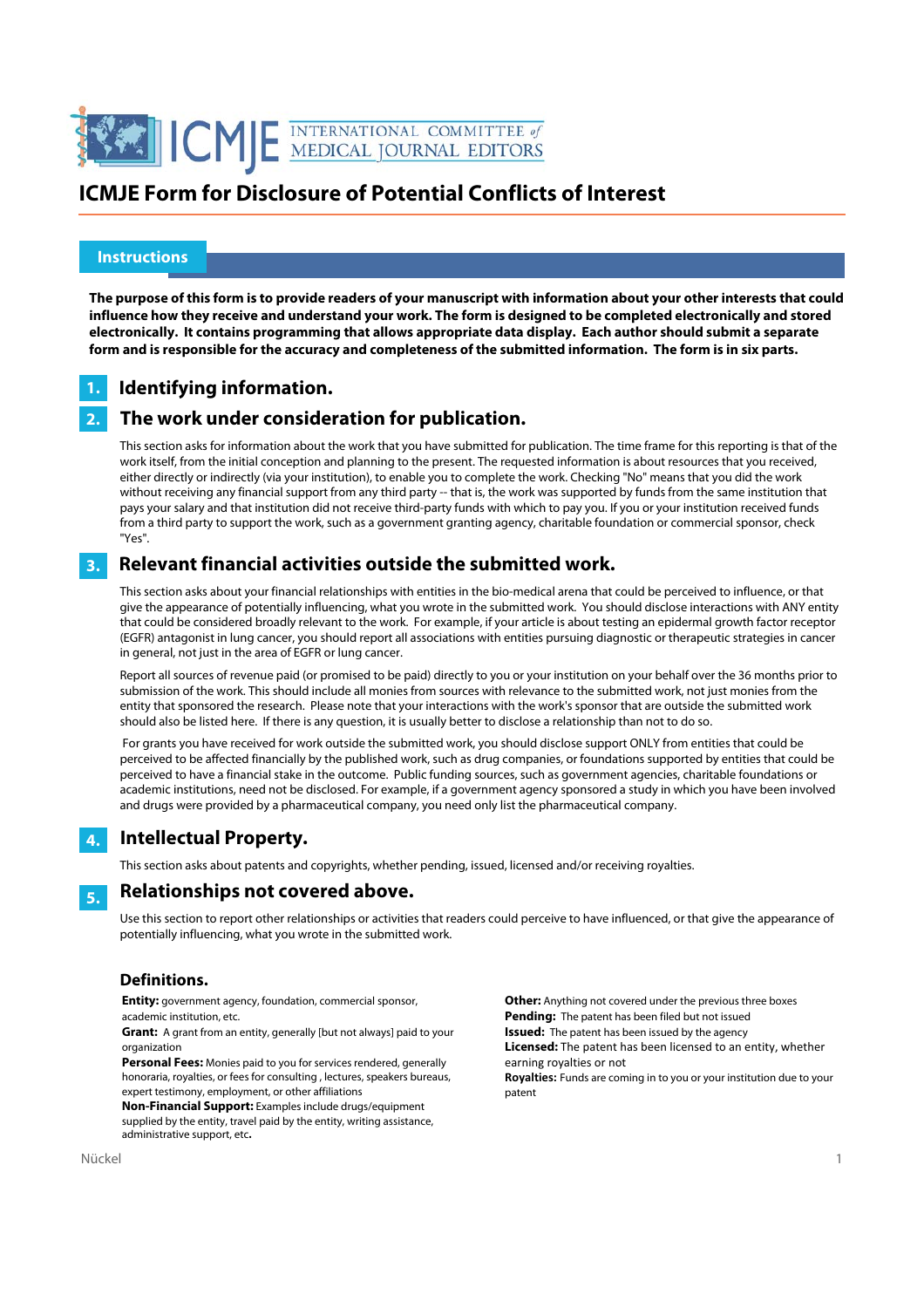# ICMJE Form for Disclosure of Potential Conflicts of Interest

## Instructions

**The purpose of this form is to provide readers of your manuscript with information about your other interests that could influence how they receive and understand your work. The form is designed to be completed electronically and stored electronically. It contains programming that allows appropriate data display. Each author should submit a separate form and is responsible for the accuracy and completeness of the submitted information. The form is in six parts.**

### 1. Identifying information.

### 2. The work under consideration for publication.

This section asks for information about the work that you have submitted for publication. The time frame for this reporting is that of the work itself, from the initial conception and planning to the present. The requested information is about resources that you received, either directly or indirectly (via your institution), to enable you to complete the work. Checking "No" means that you did the work without receiving any financial support from any third party -- that is, the work was supported by funds from the same institution that pays your salary and that institution did not receive third-party funds with which to pay you. If you or your institution received funds from a third party to support the work, such as a government granting agency, charitable foundation or commercial sponsor, check "Yes".

### 3. Relevant financial activities outside the submitted work.

This section asks about your financial relationships with entities in the bio-medical arena that could be perceived to influence, or that give the appearance of potentially influencing, what you wrote in the submitted work. You should disclose interactions with ANY entity that could be considered broadly relevant to the work. For example, if your article is about testing an epidermal growth factor receptor (EGFR) antagonist in lung cancer, you should report all associations with entities pursuing diagnostic or therapeutic strategies in cancer in general, not just in the area of EGFR or lung cancer.

Report all sources of revenue paid (or promised to be paid) directly to you or your institution on your behalf over the 36 months prior to submission of the work. This should include all monies from sources with relevance to the submitted work, not just monies from the entity that sponsored the research. Please note that your interactions with the work's sponsor that are outside the submitted work should also be listed here. If there is any question, it is usually better to disclose a relationship than not to do so.

For grants you have received for work outside the submitted work, you should disclose support ONLY from entities that could be perceived to be affected financially by the published work, such as drug companies, or foundations supported by entities that could be perceived to have a financial stake in the outcome. Public funding sources, such as government agencies, charitable foundations or academic institutions, need not be disclosed. For example, if a government agency sponsored a study in which you have been involved and drugs were provided by a pharmaceutical company, you need only list the pharmaceutical company.

### 4. Intellectual Property.

This section asks about patents and copyrights, whether pending, issued, licensed and/or receiving royalties.

### 5. Relationships not covered above.

Use this section to report other relationships or activities that readers could perceive to have influenced, or that give the appearance of potentially influencing, what you wrote in the submitted work.

### Definitions.

**Entity:** government agency, foundation, commercial sponsor, academic institution, etc.

**Grant:** A grant from an entity, generally [but not always] paid to your organization

**Personal Fees:** Monies paid to you for services rendered, generally honoraria, royalties, or fees for consulting , lectures, speakers bureaus, expert testimony, employment, or other affiliations

**Non-Financial Support:** Examples include drugs/equipment supplied by the entity, travel paid by the entity, writing assistance, administrative support, etc**.**

**Other:** Anything not covered under the previous three boxes

**Pending:** The patent has been filed but not issued

**Issued:** The patent has been issued by the agency

**Licensed:** The patent has been licensed to an entity, whether earning royalties or not

**Royalties:** Funds are coming in to you or your institution due to your patent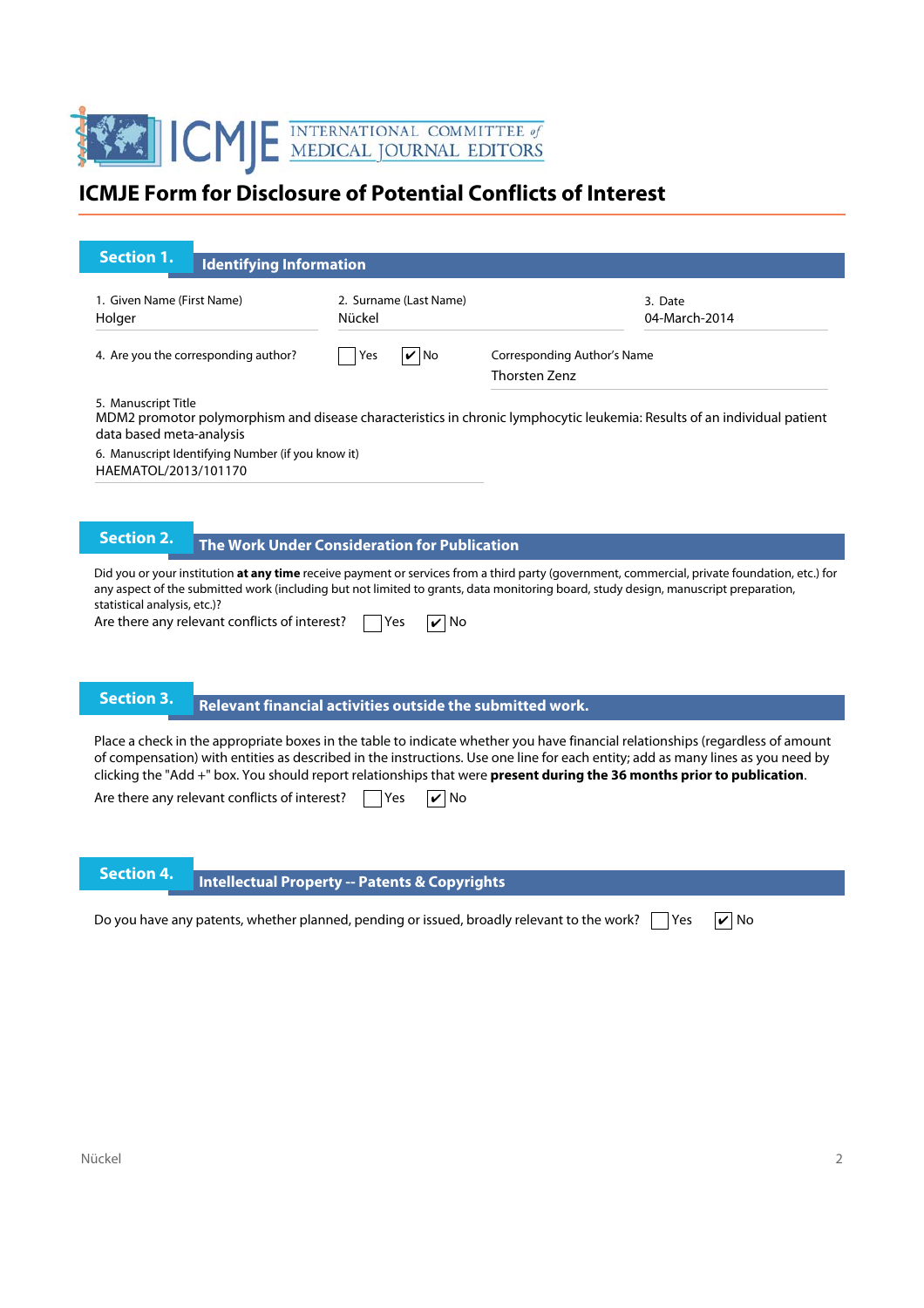# ICMJE Form for Disclosure of Potential Conflicts of Interest

## Section 1. Identifying Information

1. Given Name (First Name)
Holger

2. Surname (Last Name)
Nückel

3. Date
04-March-2014

4. Are you the corresponding author? ☐ Yes ☑ No

Corresponding Author's Name
Thorsten Zenz

5. Manuscript Title
MDM2 promotor polymorphism and disease characteristics in chronic lymphocytic leukemia: Results of an individual patient data based meta-analysis

6. Manuscript Identifying Number (if you know it)
HAEMATOL/2013/101170

## Section 2. The Work Under Consideration for Publication

Did you or your institution **at any time** receive payment or services from a third party (government, commercial, private foundation, etc.) for any aspect of the submitted work (including but not limited to grants, data monitoring board, study design, manuscript preparation, statistical analysis, etc.)?

Are there any relevant conflicts of interest? ☐ Yes ☑ No

## Section 3. Relevant financial activities outside the submitted work.

Place a check in the appropriate boxes in the table to indicate whether you have financial relationships (regardless of amount of compensation) with entities as described in the instructions. Use one line for each entity; add as many lines as you need by clicking the "Add +" box. You should report relationships that were **present during the 36 months prior to publication**.

Are there any relevant conflicts of interest? ☐ Yes ☑ No

## Section 4. Intellectual Property -- Patents & Copyrights

Do you have any patents, whether planned, pending or issued, broadly relevant to the work? ☐ Yes ☑ No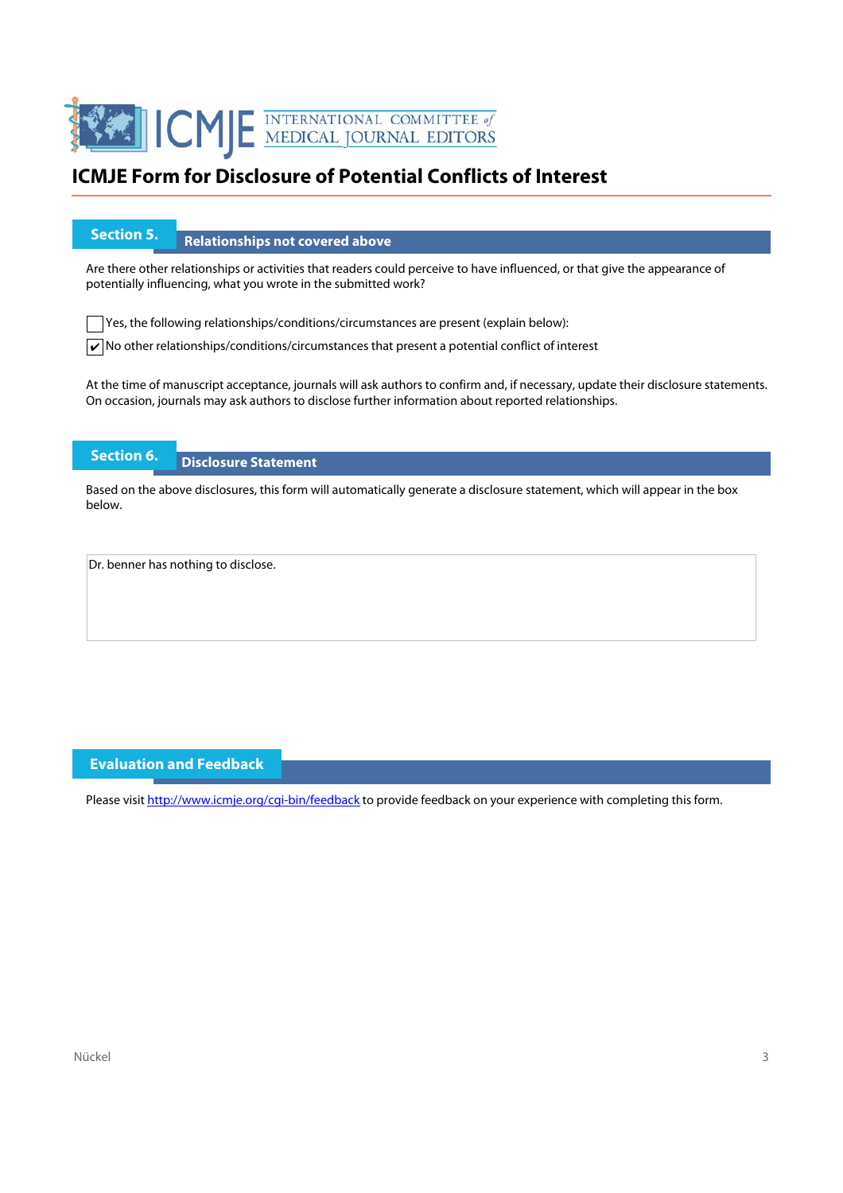# ICMJE Form for Disclosure of Potential Conflicts of Interest

## Section 5. Relationships not covered above

Are there other relationships or activities that readers could perceive to have influenced, or that give the appearance of potentially influencing, what you wrote in the submitted work?

☐ Yes, the following relationships/conditions/circumstances are present (explain below):

☑ No other relationships/conditions/circumstances that present a potential conflict of interest

At the time of manuscript acceptance, journals will ask authors to confirm and, if necessary, update their disclosure statements. On occasion, journals may ask authors to disclose further information about reported relationships.

## Section 6. Disclosure Statement

Based on the above disclosures, this form will automatically generate a disclosure statement, which will appear in the box below.

Dr. benner has nothing to disclose.

## Evaluation and Feedback

Please visit http://www.icmje.org/cgi-bin/feedback to provide feedback on your experience with completing this form.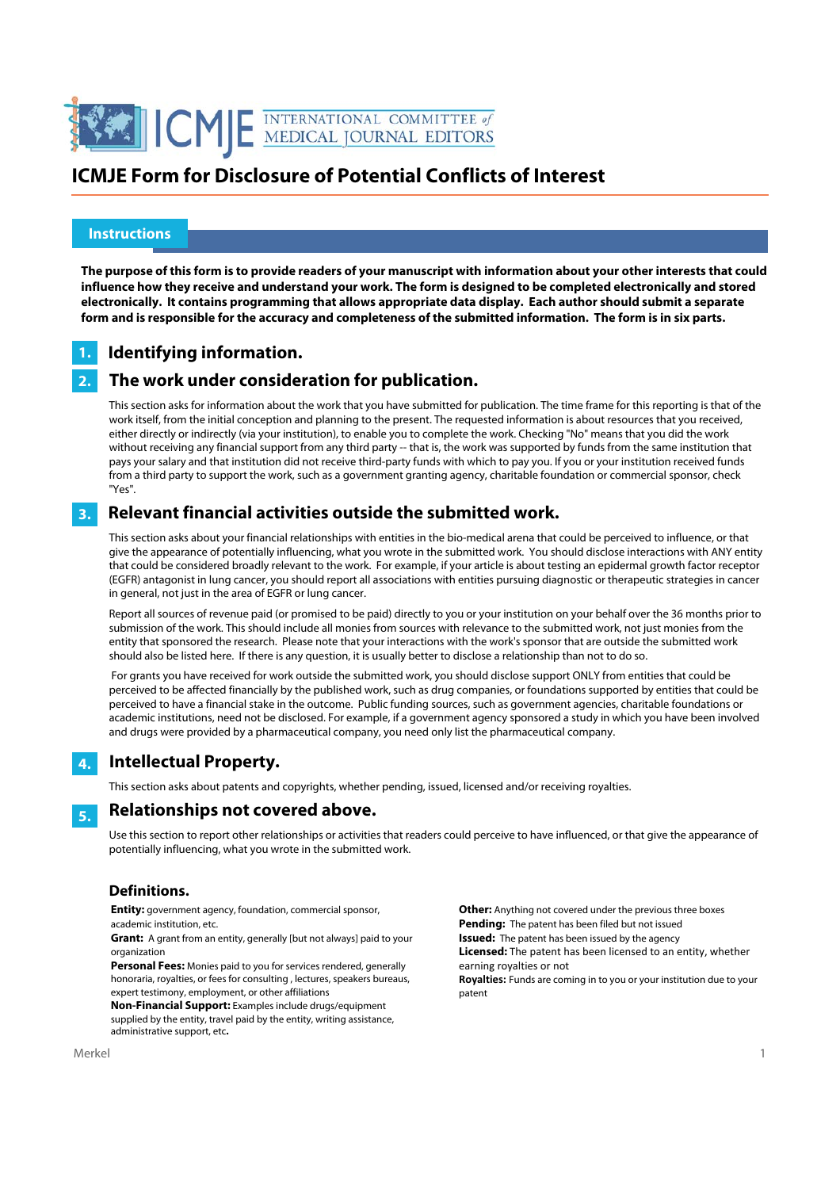# ICMJE Form for Disclosure of Potential Conflicts of Interest

## Instructions

**The purpose of this form is to provide readers of your manuscript with information about your other interests that could influence how they receive and understand your work. The form is designed to be completed electronically and stored electronically. It contains programming that allows appropriate data display. Each author should submit a separate form and is responsible for the accuracy and completeness of the submitted information. The form is in six parts.**

### 1. Identifying information.

### 2. The work under consideration for publication.

This section asks for information about the work that you have submitted for publication. The time frame for this reporting is that of the work itself, from the initial conception and planning to the present. The requested information is about resources that you received, either directly or indirectly (via your institution), to enable you to complete the work. Checking "No" means that you did the work without receiving any financial support from any third party -- that is, the work was supported by funds from the same institution that pays your salary and that institution did not receive third-party funds with which to pay you. If you or your institution received funds from a third party to support the work, such as a government granting agency, charitable foundation or commercial sponsor, check "Yes".

### 3. Relevant financial activities outside the submitted work.

This section asks about your financial relationships with entities in the bio-medical arena that could be perceived to influence, or that give the appearance of potentially influencing, what you wrote in the submitted work. You should disclose interactions with ANY entity that could be considered broadly relevant to the work. For example, if your article is about testing an epidermal growth factor receptor (EGFR) antagonist in lung cancer, you should report all associations with entities pursuing diagnostic or therapeutic strategies in cancer in general, not just in the area of EGFR or lung cancer.

Report all sources of revenue paid (or promised to be paid) directly to you or your institution on your behalf over the 36 months prior to submission of the work. This should include all monies from sources with relevance to the submitted work, not just monies from the entity that sponsored the research. Please note that your interactions with the work's sponsor that are outside the submitted work should also be listed here. If there is any question, it is usually better to disclose a relationship than not to do so.

For grants you have received for work outside the submitted work, you should disclose support ONLY from entities that could be perceived to be affected financially by the published work, such as drug companies, or foundations supported by entities that could be perceived to have a financial stake in the outcome. Public funding sources, such as government agencies, charitable foundations or academic institutions, need not be disclosed. For example, if a government agency sponsored a study in which you have been involved and drugs were provided by a pharmaceutical company, you need only list the pharmaceutical company.

### 4. Intellectual Property.

This section asks about patents and copyrights, whether pending, issued, licensed and/or receiving royalties.

### 5. Relationships not covered above.

Use this section to report other relationships or activities that readers could perceive to have influenced, or that give the appearance of potentially influencing, what you wrote in the submitted work.

### Definitions.

**Entity:** government agency, foundation, commercial sponsor, academic institution, etc.

**Grant:** A grant from an entity, generally [but not always] paid to your organization

**Personal Fees:** Monies paid to you for services rendered, generally honoraria, royalties, or fees for consulting , lectures, speakers bureaus, expert testimony, employment, or other affiliations

**Non-Financial Support:** Examples include drugs/equipment supplied by the entity, travel paid by the entity, writing assistance, administrative support, etc**.**

**Other:** Anything not covered under the previous three boxes

**Pending:** The patent has been filed but not issued

**Issued:** The patent has been issued by the agency

**Licensed:** The patent has been licensed to an entity, whether earning royalties or not

**Royalties:** Funds are coming in to you or your institution due to your patent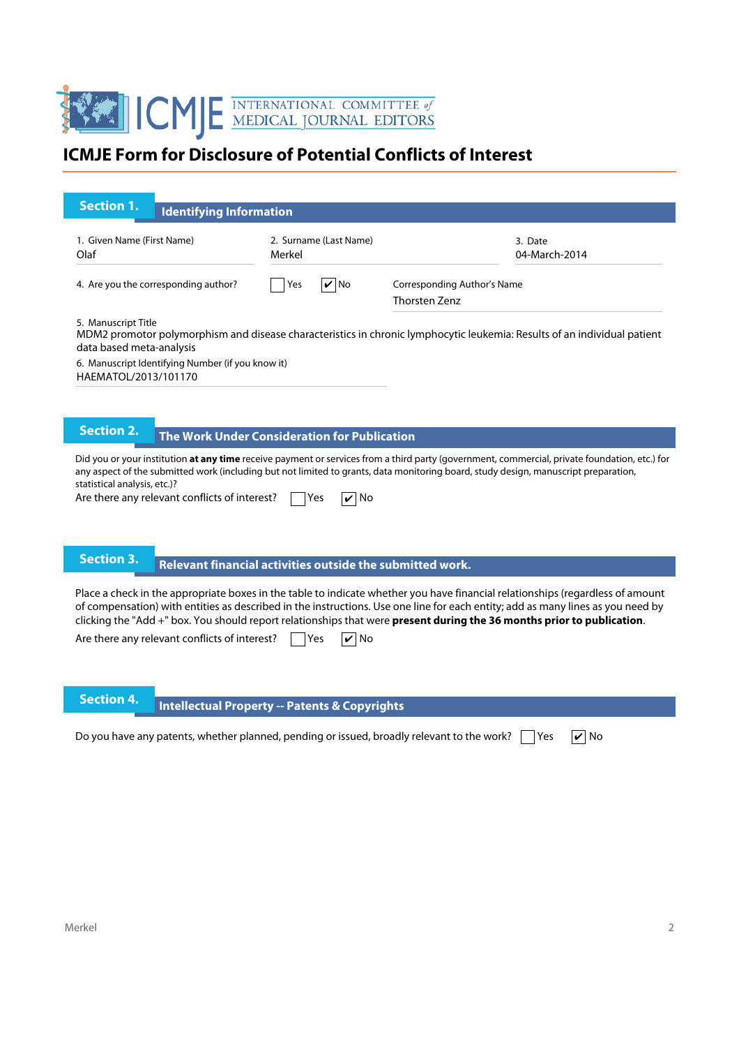# ICMJE Form for Disclosure of Potential Conflicts of Interest

## Section 1. Identifying Information

1. Given Name (First Name)
Olaf

2. Surname (Last Name)
Merkel

3. Date
04-March-2014

4. Are you the corresponding author? ☐ Yes ☑ No

Corresponding Author's Name
Thorsten Zenz

5. Manuscript Title
MDM2 promotor polymorphism and disease characteristics in chronic lymphocytic leukemia: Results of an individual patient data based meta-analysis

6. Manuscript Identifying Number (if you know it)
HAEMATOL/2013/101170

## Section 2. The Work Under Consideration for Publication

Did you or your institution **at any time** receive payment or services from a third party (government, commercial, private foundation, etc.) for any aspect of the submitted work (including but not limited to grants, data monitoring board, study design, manuscript preparation, statistical analysis, etc.)?

Are there any relevant conflicts of interest? ☐ Yes ☑ No

## Section 3. Relevant financial activities outside the submitted work.

Place a check in the appropriate boxes in the table to indicate whether you have financial relationships (regardless of amount of compensation) with entities as described in the instructions. Use one line for each entity; add as many lines as you need by clicking the "Add +" box. You should report relationships that were **present during the 36 months prior to publication**.

Are there any relevant conflicts of interest? ☐ Yes ☑ No

## Section 4. Intellectual Property -- Patents & Copyrights

Do you have any patents, whether planned, pending or issued, broadly relevant to the work? ☐ Yes ☑ No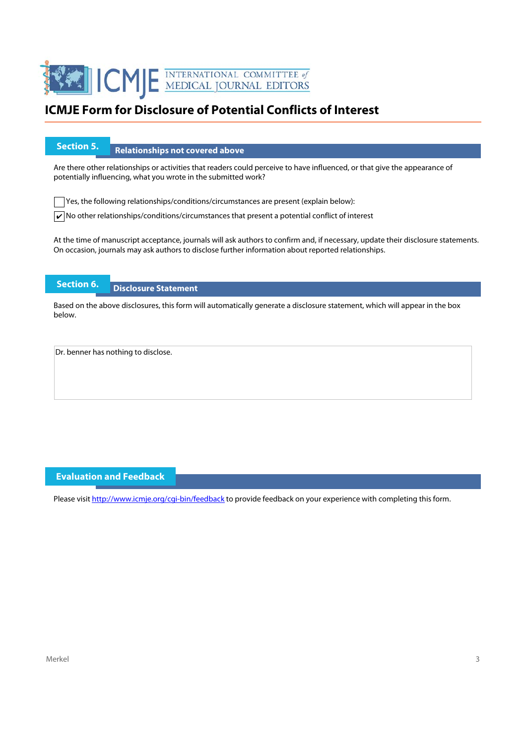# ICMJE Form for Disclosure of Potential Conflicts of Interest

## Section 5. Relationships not covered above

Are there other relationships or activities that readers could perceive to have influenced, or that give the appearance of potentially influencing, what you wrote in the submitted work?

☐ Yes, the following relationships/conditions/circumstances are present (explain below):

☑ No other relationships/conditions/circumstances that present a potential conflict of interest

At the time of manuscript acceptance, journals will ask authors to confirm and, if necessary, update their disclosure statements. On occasion, journals may ask authors to disclose further information about reported relationships.

## Section 6. Disclosure Statement

Based on the above disclosures, this form will automatically generate a disclosure statement, which will appear in the box below.

Dr. benner has nothing to disclose.

## Evaluation and Feedback

Please visit http://www.icmje.org/cgi-bin/feedback to provide feedback on your experience with completing this form.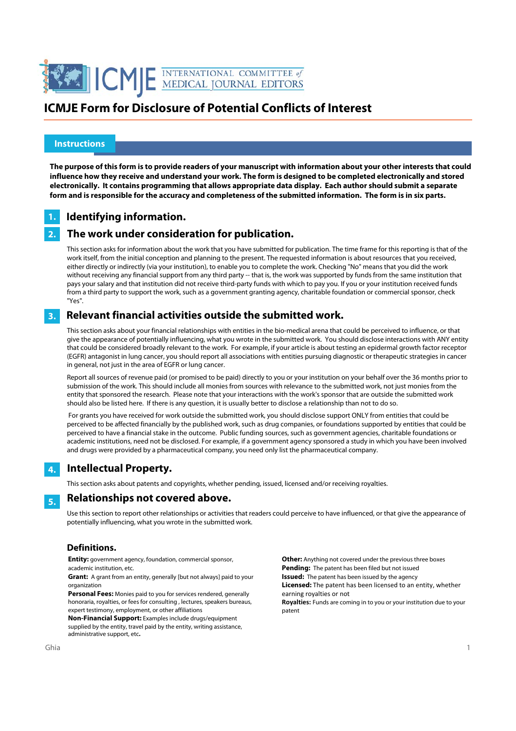# ICMJE Form for Disclosure of Potential Conflicts of Interest

## Instructions

**The purpose of this form is to provide readers of your manuscript with information about your other interests that could influence how they receive and understand your work. The form is designed to be completed electronically and stored electronically. It contains programming that allows appropriate data display. Each author should submit a separate form and is responsible for the accuracy and completeness of the submitted information. The form is in six parts.**

### 1. Identifying information.

### 2. The work under consideration for publication.

This section asks for information about the work that you have submitted for publication. The time frame for this reporting is that of the work itself, from the initial conception and planning to the present. The requested information is about resources that you received, either directly or indirectly (via your institution), to enable you to complete the work. Checking "No" means that you did the work without receiving any financial support from any third party -- that is, the work was supported by funds from the same institution that pays your salary and that institution did not receive third-party funds with which to pay you. If you or your institution received funds from a third party to support the work, such as a government granting agency, charitable foundation or commercial sponsor, check "Yes".

### 3. Relevant financial activities outside the submitted work.

This section asks about your financial relationships with entities in the bio-medical arena that could be perceived to influence, or that give the appearance of potentially influencing, what you wrote in the submitted work. You should disclose interactions with ANY entity that could be considered broadly relevant to the work. For example, if your article is about testing an epidermal growth factor receptor (EGFR) antagonist in lung cancer, you should report all associations with entities pursuing diagnostic or therapeutic strategies in cancer in general, not just in the area of EGFR or lung cancer.

Report all sources of revenue paid (or promised to be paid) directly to you or your institution on your behalf over the 36 months prior to submission of the work. This should include all monies from sources with relevance to the submitted work, not just monies from the entity that sponsored the research. Please note that your interactions with the work's sponsor that are outside the submitted work should also be listed here. If there is any question, it is usually better to disclose a relationship than not to do so.

For grants you have received for work outside the submitted work, you should disclose support ONLY from entities that could be perceived to be affected financially by the published work, such as drug companies, or foundations supported by entities that could be perceived to have a financial stake in the outcome. Public funding sources, such as government agencies, charitable foundations or academic institutions, need not be disclosed. For example, if a government agency sponsored a study in which you have been involved and drugs were provided by a pharmaceutical company, you need only list the pharmaceutical company.

### 4. Intellectual Property.

This section asks about patents and copyrights, whether pending, issued, licensed and/or receiving royalties.

### 5. Relationships not covered above.

Use this section to report other relationships or activities that readers could perceive to have influenced, or that give the appearance of potentially influencing, what you wrote in the submitted work.

### Definitions.

**Entity:** government agency, foundation, commercial sponsor, academic institution, etc.

**Grant:** A grant from an entity, generally [but not always] paid to your organization

**Personal Fees:** Monies paid to you for services rendered, generally honoraria, royalties, or fees for consulting , lectures, speakers bureaus, expert testimony, employment, or other affiliations

**Non-Financial Support:** Examples include drugs/equipment supplied by the entity, travel paid by the entity, writing assistance, administrative support, etc**.**

**Other:** Anything not covered under the previous three boxes

**Pending:** The patent has been filed but not issued

**Issued:** The patent has been issued by the agency

**Licensed:** The patent has been licensed to an entity, whether earning royalties or not

**Royalties:** Funds are coming in to you or your institution due to your patent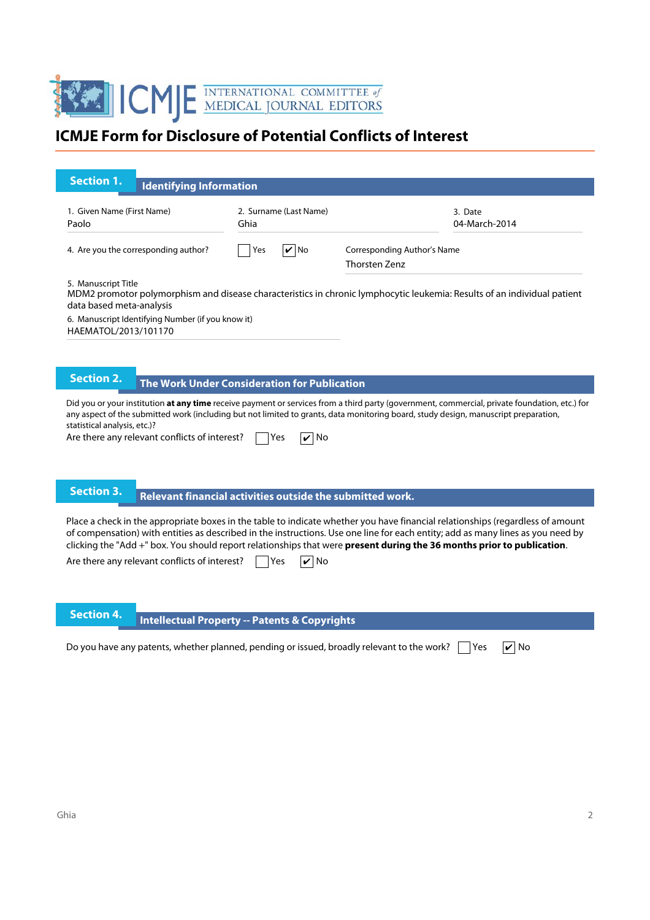ICMJE INTERNATIONAL COMMITTEE *of* MEDICAL JOURNAL EDITORS

# ICMJE Form for Disclosure of Potential Conflicts of Interest

## Section 1. Identifying Information

1. Given Name (First Name): Paolo
2. Surname (Last Name): Ghia
3. Date: 04-March-2014

4. Are you the corresponding author? ☐ Yes ☑ No

Corresponding Author's Name: Thorsten Zenz

5. Manuscript Title
MDM2 promotor polymorphism and disease characteristics in chronic lymphocytic leukemia: Results of an individual patient data based meta-analysis

6. Manuscript Identifying Number (if you know it)
HAEMATOL/2013/101170

## Section 2. The Work Under Consideration for Publication

Did you or your institution **at any time** receive payment or services from a third party (government, commercial, private foundation, etc.) for any aspect of the submitted work (including but not limited to grants, data monitoring board, study design, manuscript preparation, statistical analysis, etc.)?

Are there any relevant conflicts of interest? ☐ Yes ☑ No

## Section 3. Relevant financial activities outside the submitted work.

Place a check in the appropriate boxes in the table to indicate whether you have financial relationships (regardless of amount of compensation) with entities as described in the instructions. Use one line for each entity; add as many lines as you need by clicking the "Add +" box. You should report relationships that were **present during the 36 months prior to publication**.

Are there any relevant conflicts of interest? ☐ Yes ☑ No

## Section 4. Intellectual Property -- Patents & Copyrights

Do you have any patents, whether planned, pending or issued, broadly relevant to the work? ☐ Yes ☑ No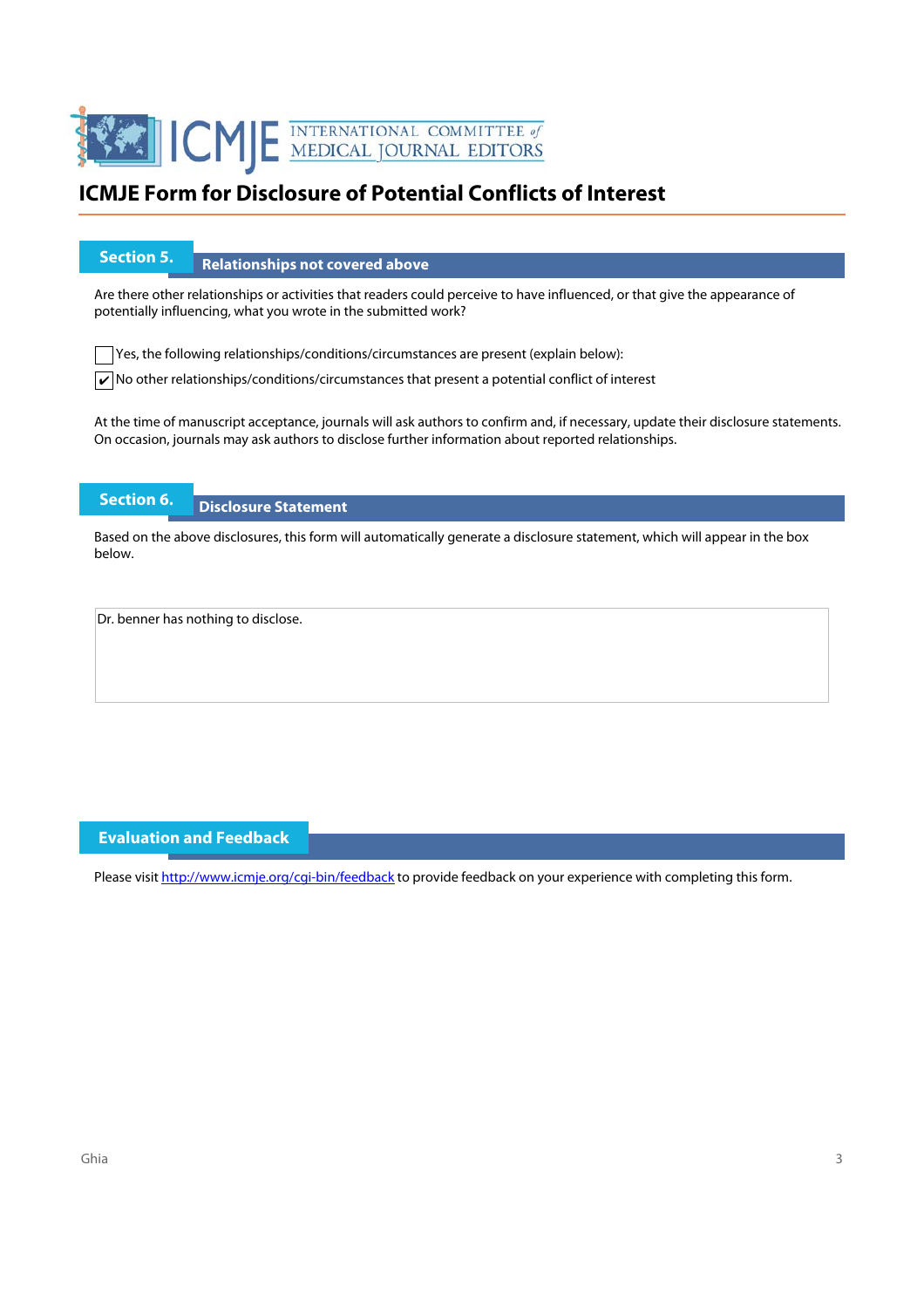INTERNATIONAL COMMITTEE of MEDICAL JOURNAL EDITORS

# ICMJE Form for Disclosure of Potential Conflicts of Interest

## Section 5. Relationships not covered above

Are there other relationships or activities that readers could perceive to have influenced, or that give the appearance of potentially influencing, what you wrote in the submitted work?

☐ Yes, the following relationships/conditions/circumstances are present (explain below):

☑ No other relationships/conditions/circumstances that present a potential conflict of interest

At the time of manuscript acceptance, journals will ask authors to confirm and, if necessary, update their disclosure statements. On occasion, journals may ask authors to disclose further information about reported relationships.

## Section 6. Disclosure Statement

Based on the above disclosures, this form will automatically generate a disclosure statement, which will appear in the box below.

Dr. benner has nothing to disclose.

## Evaluation and Feedback

Please visit http://www.icmje.org/cgi-bin/feedback to provide feedback on your experience with completing this form.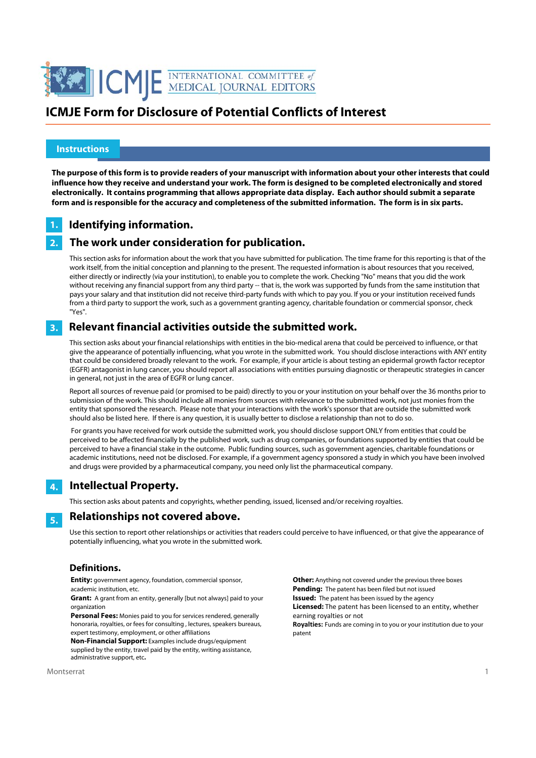# ICMJE Form for Disclosure of Potential Conflicts of Interest

## Instructions

**The purpose of this form is to provide readers of your manuscript with information about your other interests that could influence how they receive and understand your work. The form is designed to be completed electronically and stored electronically. It contains programming that allows appropriate data display. Each author should submit a separate form and is responsible for the accuracy and completeness of the submitted information. The form is in six parts.**

### 1. Identifying information.

### 2. The work under consideration for publication.

This section asks for information about the work that you have submitted for publication. The time frame for this reporting is that of the work itself, from the initial conception and planning to the present. The requested information is about resources that you received, either directly or indirectly (via your institution), to enable you to complete the work. Checking "No" means that you did the work without receiving any financial support from any third party -- that is, the work was supported by funds from the same institution that pays your salary and that institution did not receive third-party funds with which to pay you. If you or your institution received funds from a third party to support the work, such as a government granting agency, charitable foundation or commercial sponsor, check "Yes".

### 3. Relevant financial activities outside the submitted work.

This section asks about your financial relationships with entities in the bio-medical arena that could be perceived to influence, or that give the appearance of potentially influencing, what you wrote in the submitted work. You should disclose interactions with ANY entity that could be considered broadly relevant to the work. For example, if your article is about testing an epidermal growth factor receptor (EGFR) antagonist in lung cancer, you should report all associations with entities pursuing diagnostic or therapeutic strategies in cancer in general, not just in the area of EGFR or lung cancer.

Report all sources of revenue paid (or promised to be paid) directly to you or your institution on your behalf over the 36 months prior to submission of the work. This should include all monies from sources with relevance to the submitted work, not just monies from the entity that sponsored the research. Please note that your interactions with the work's sponsor that are outside the submitted work should also be listed here. If there is any question, it is usually better to disclose a relationship than not to do so.

For grants you have received for work outside the submitted work, you should disclose support ONLY from entities that could be perceived to be affected financially by the published work, such as drug companies, or foundations supported by entities that could be perceived to have a financial stake in the outcome. Public funding sources, such as government agencies, charitable foundations or academic institutions, need not be disclosed. For example, if a government agency sponsored a study in which you have been involved and drugs were provided by a pharmaceutical company, you need only list the pharmaceutical company.

### 4. Intellectual Property.

This section asks about patents and copyrights, whether pending, issued, licensed and/or receiving royalties.

### 5. Relationships not covered above.

Use this section to report other relationships or activities that readers could perceive to have influenced, or that give the appearance of potentially influencing, what you wrote in the submitted work.

### Definitions.

**Entity:** government agency, foundation, commercial sponsor, academic institution, etc.

**Grant:** A grant from an entity, generally [but not always] paid to your organization

**Personal Fees:** Monies paid to you for services rendered, generally honoraria, royalties, or fees for consulting , lectures, speakers bureaus, expert testimony, employment, or other affiliations

**Non-Financial Support:** Examples include drugs/equipment supplied by the entity, travel paid by the entity, writing assistance, administrative support, etc**.**

**Other:** Anything not covered under the previous three boxes

**Pending:** The patent has been filed but not issued

**Issued:** The patent has been issued by the agency

**Licensed:** The patent has been licensed to an entity, whether earning royalties or not

**Royalties:** Funds are coming in to you or your institution due to your patent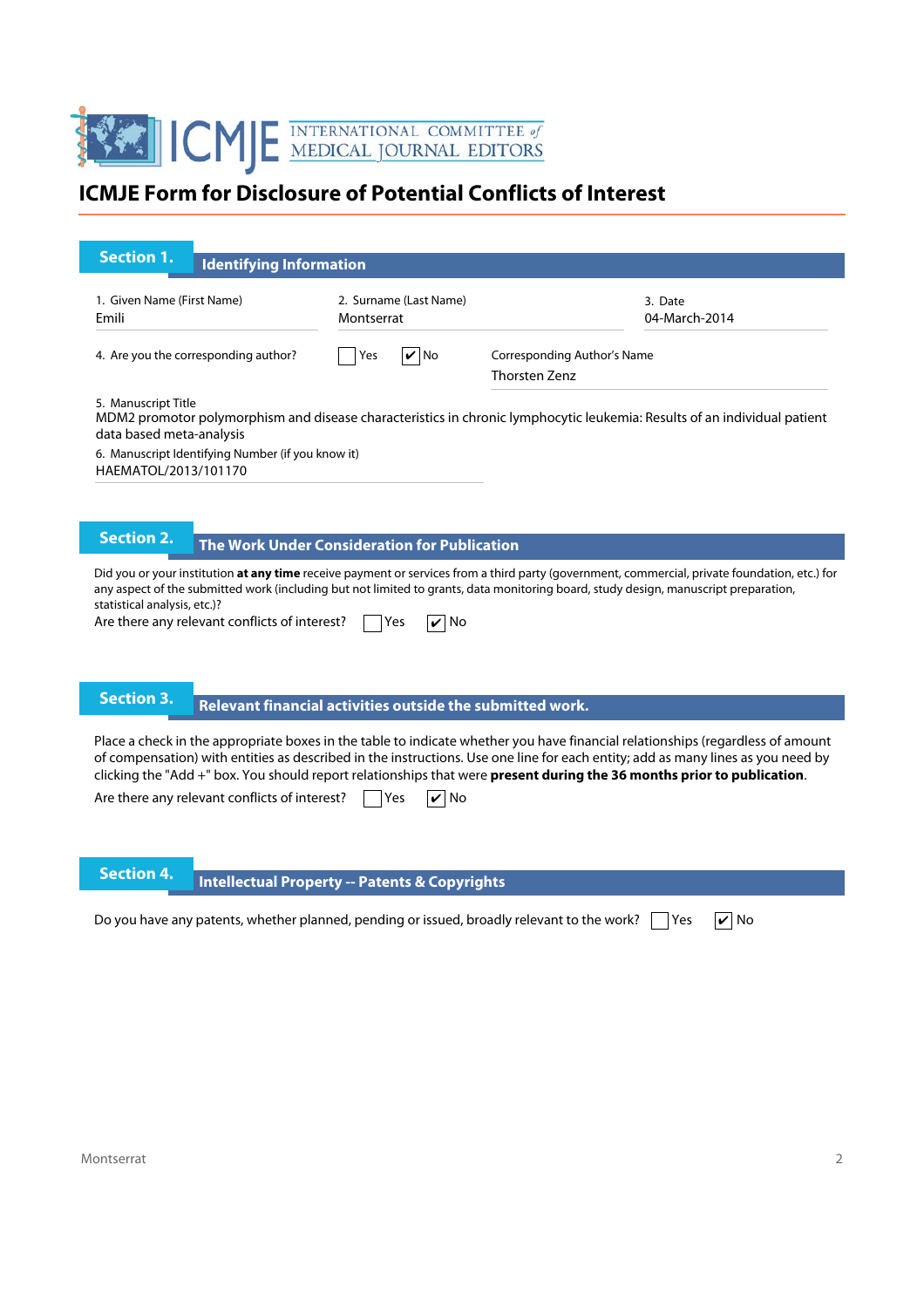# ICMJE Form for Disclosure of Potential Conflicts of Interest

## Section 1. Identifying Information

1. Given Name (First Name): Emili
2. Surname (Last Name): Montserrat
3. Date: 04-March-2014

4. Are you the corresponding author? ☐ Yes ☑ No

Corresponding Author's Name: Thorsten Zenz

5. Manuscript Title
MDM2 promotor polymorphism and disease characteristics in chronic lymphocytic leukemia: Results of an individual patient data based meta-analysis

6. Manuscript Identifying Number (if you know it)
HAEMATOL/2013/101170

## Section 2. The Work Under Consideration for Publication

Did you or your institution **at any time** receive payment or services from a third party (government, commercial, private foundation, etc.) for any aspect of the submitted work (including but not limited to grants, data monitoring board, study design, manuscript preparation, statistical analysis, etc.)?

Are there any relevant conflicts of interest? ☐ Yes ☑ No

## Section 3. Relevant financial activities outside the submitted work.

Place a check in the appropriate boxes in the table to indicate whether you have financial relationships (regardless of amount of compensation) with entities as described in the instructions. Use one line for each entity; add as many lines as you need by clicking the "Add +" box. You should report relationships that were **present during the 36 months prior to publication**.

Are there any relevant conflicts of interest? ☐ Yes ☑ No

## Section 4. Intellectual Property -- Patents & Copyrights

Do you have any patents, whether planned, pending or issued, broadly relevant to the work? ☐ Yes ☑ No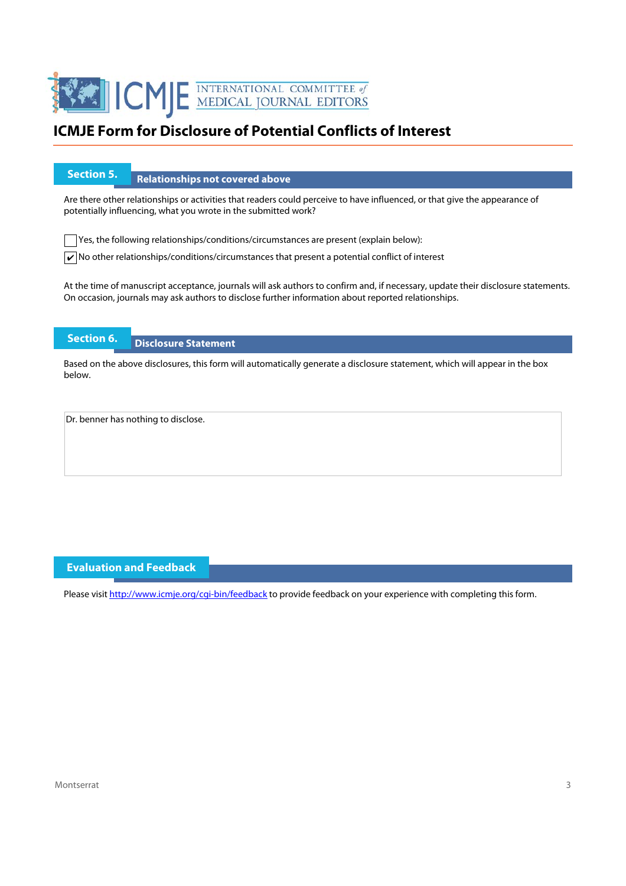# ICMJE Form for Disclosure of Potential Conflicts of Interest

## Section 5. Relationships not covered above

Are there other relationships or activities that readers could perceive to have influenced, or that give the appearance of potentially influencing, what you wrote in the submitted work?

☐ Yes, the following relationships/conditions/circumstances are present (explain below):

☑ No other relationships/conditions/circumstances that present a potential conflict of interest

At the time of manuscript acceptance, journals will ask authors to confirm and, if necessary, update their disclosure statements. On occasion, journals may ask authors to disclose further information about reported relationships.

## Section 6. Disclosure Statement

Based on the above disclosures, this form will automatically generate a disclosure statement, which will appear in the box below.

Dr. benner has nothing to disclose.

## Evaluation and Feedback

Please visit http://www.icmje.org/cgi-bin/feedback to provide feedback on your experience with completing this form.

Montserrat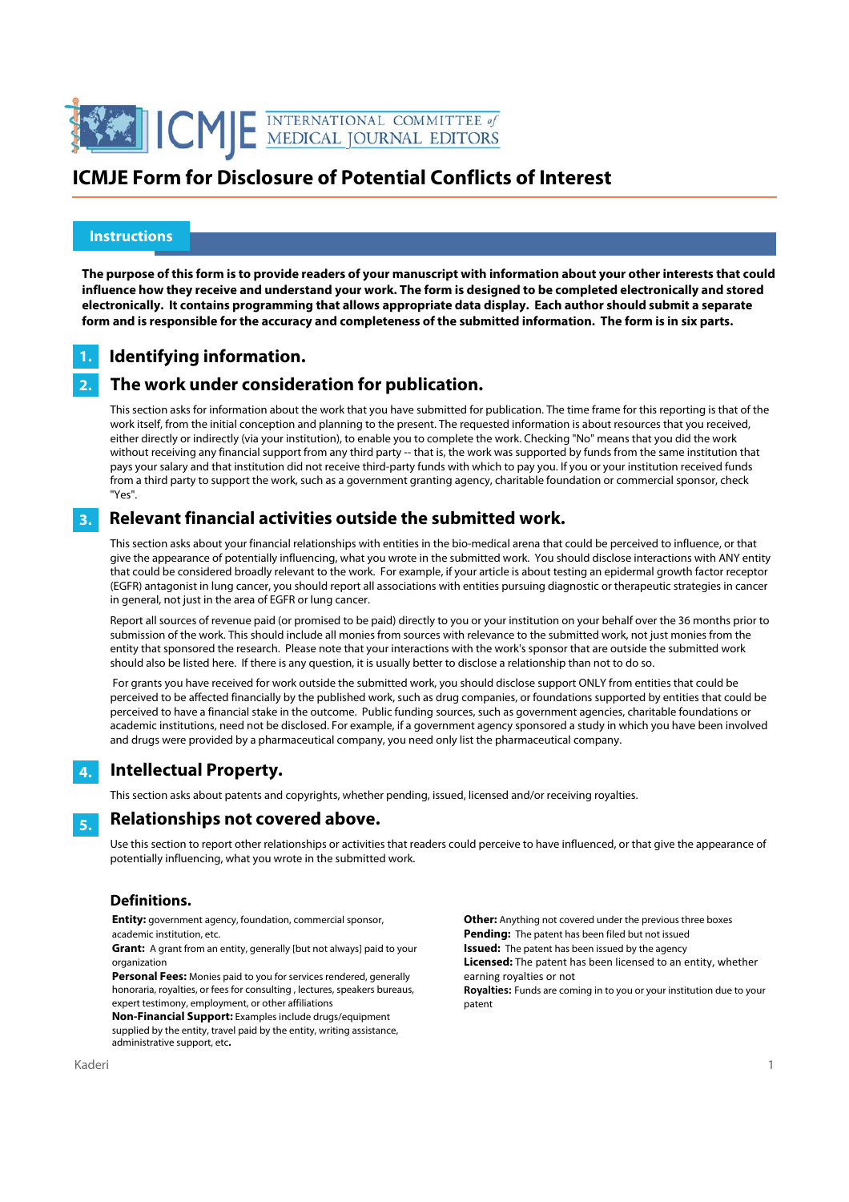# ICMJE Form for Disclosure of Potential Conflicts of Interest

## Instructions

**The purpose of this form is to provide readers of your manuscript with information about your other interests that could influence how they receive and understand your work. The form is designed to be completed electronically and stored electronically. It contains programming that allows appropriate data display. Each author should submit a separate form and is responsible for the accuracy and completeness of the submitted information. The form is in six parts.**

### 1. Identifying information.

### 2. The work under consideration for publication.

This section asks for information about the work that you have submitted for publication. The time frame for this reporting is that of the work itself, from the initial conception and planning to the present. The requested information is about resources that you received, either directly or indirectly (via your institution), to enable you to complete the work. Checking "No" means that you did the work without receiving any financial support from any third party -- that is, the work was supported by funds from the same institution that pays your salary and that institution did not receive third-party funds with which to pay you. If you or your institution received funds from a third party to support the work, such as a government granting agency, charitable foundation or commercial sponsor, check "Yes".

### 3. Relevant financial activities outside the submitted work.

This section asks about your financial relationships with entities in the bio-medical arena that could be perceived to influence, or that give the appearance of potentially influencing, what you wrote in the submitted work. You should disclose interactions with ANY entity that could be considered broadly relevant to the work. For example, if your article is about testing an epidermal growth factor receptor (EGFR) antagonist in lung cancer, you should report all associations with entities pursuing diagnostic or therapeutic strategies in cancer in general, not just in the area of EGFR or lung cancer.

Report all sources of revenue paid (or promised to be paid) directly to you or your institution on your behalf over the 36 months prior to submission of the work. This should include all monies from sources with relevance to the submitted work, not just monies from the entity that sponsored the research. Please note that your interactions with the work's sponsor that are outside the submitted work should also be listed here. If there is any question, it is usually better to disclose a relationship than not to do so.

For grants you have received for work outside the submitted work, you should disclose support ONLY from entities that could be perceived to be affected financially by the published work, such as drug companies, or foundations supported by entities that could be perceived to have a financial stake in the outcome. Public funding sources, such as government agencies, charitable foundations or academic institutions, need not be disclosed. For example, if a government agency sponsored a study in which you have been involved and drugs were provided by a pharmaceutical company, you need only list the pharmaceutical company.

### 4. Intellectual Property.

This section asks about patents and copyrights, whether pending, issued, licensed and/or receiving royalties.

### 5. Relationships not covered above.

Use this section to report other relationships or activities that readers could perceive to have influenced, or that give the appearance of potentially influencing, what you wrote in the submitted work.

### Definitions.

**Entity:** government agency, foundation, commercial sponsor, academic institution, etc.

**Grant:** A grant from an entity, generally [but not always] paid to your organization

**Personal Fees:** Monies paid to you for services rendered, generally honoraria, royalties, or fees for consulting , lectures, speakers bureaus, expert testimony, employment, or other affiliations

**Non-Financial Support:** Examples include drugs/equipment supplied by the entity, travel paid by the entity, writing assistance, administrative support, etc**.**

**Other:** Anything not covered under the previous three boxes

**Pending:** The patent has been filed but not issued

**Issued:** The patent has been issued by the agency

**Licensed:** The patent has been licensed to an entity, whether earning royalties or not

**Royalties:** Funds are coming in to you or your institution due to your patent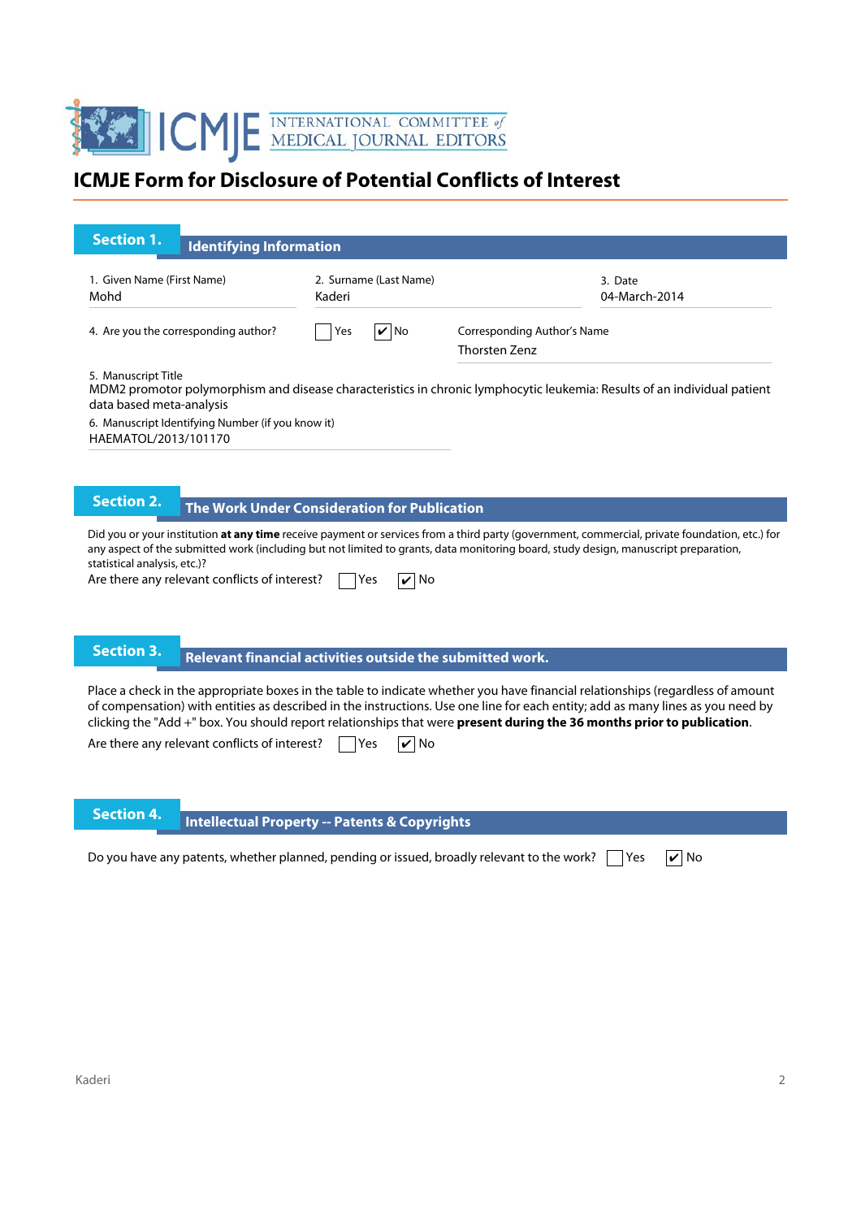# ICMJE Form for Disclosure of Potential Conflicts of Interest

## Section 1. Identifying Information

1. Given Name (First Name)
Mohd

2. Surname (Last Name)
Kaderi

3. Date
04-March-2014

4. Are you the corresponding author? ☐ Yes ☑ No

Corresponding Author's Name
Thorsten Zenz

5. Manuscript Title
MDM2 promotor polymorphism and disease characteristics in chronic lymphocytic leukemia: Results of an individual patient data based meta-analysis

6. Manuscript Identifying Number (if you know it)
HAEMATOL/2013/101170

## Section 2. The Work Under Consideration for Publication

Did you or your institution **at any time** receive payment or services from a third party (government, commercial, private foundation, etc.) for any aspect of the submitted work (including but not limited to grants, data monitoring board, study design, manuscript preparation, statistical analysis, etc.)?

Are there any relevant conflicts of interest? ☐ Yes ☑ No

## Section 3. Relevant financial activities outside the submitted work.

Place a check in the appropriate boxes in the table to indicate whether you have financial relationships (regardless of amount of compensation) with entities as described in the instructions. Use one line for each entity; add as many lines as you need by clicking the "Add +" box. You should report relationships that were **present during the 36 months prior to publication**.

Are there any relevant conflicts of interest? ☐ Yes ☑ No

## Section 4. Intellectual Property -- Patents & Copyrights

Do you have any patents, whether planned, pending or issued, broadly relevant to the work? ☐ Yes ☑ No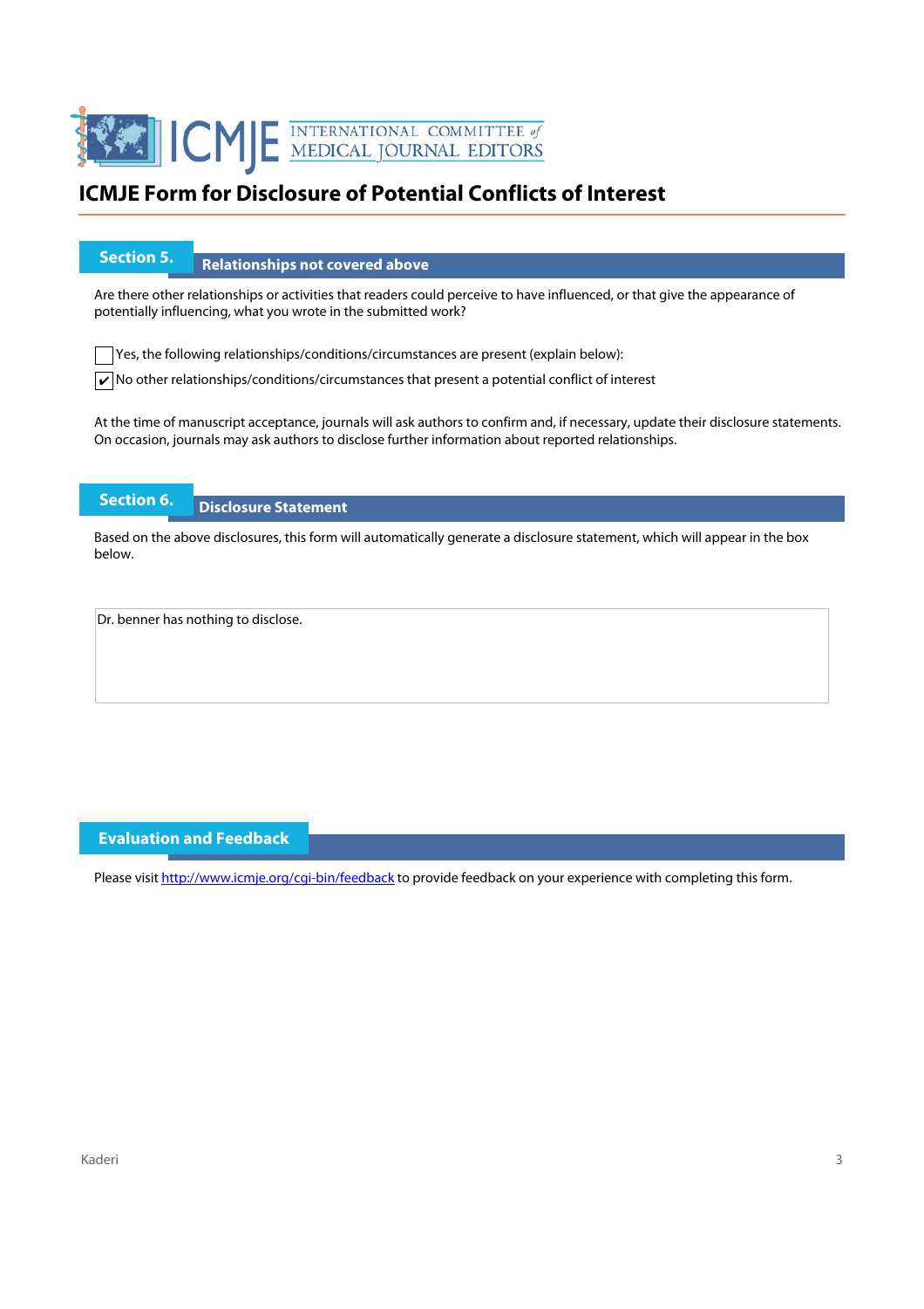# ICMJE Form for Disclosure of Potential Conflicts of Interest

## Section 5. Relationships not covered above

Are there other relationships or activities that readers could perceive to have influenced, or that give the appearance of potentially influencing, what you wrote in the submitted work?

☐ Yes, the following relationships/conditions/circumstances are present (explain below):

☑ No other relationships/conditions/circumstances that present a potential conflict of interest

At the time of manuscript acceptance, journals will ask authors to confirm and, if necessary, update their disclosure statements. On occasion, journals may ask authors to disclose further information about reported relationships.

## Section 6. Disclosure Statement

Based on the above disclosures, this form will automatically generate a disclosure statement, which will appear in the box below.

Dr. benner has nothing to disclose.

## Evaluation and Feedback

Please visit http://www.icmje.org/cgi-bin/feedback to provide feedback on your experience with completing this form.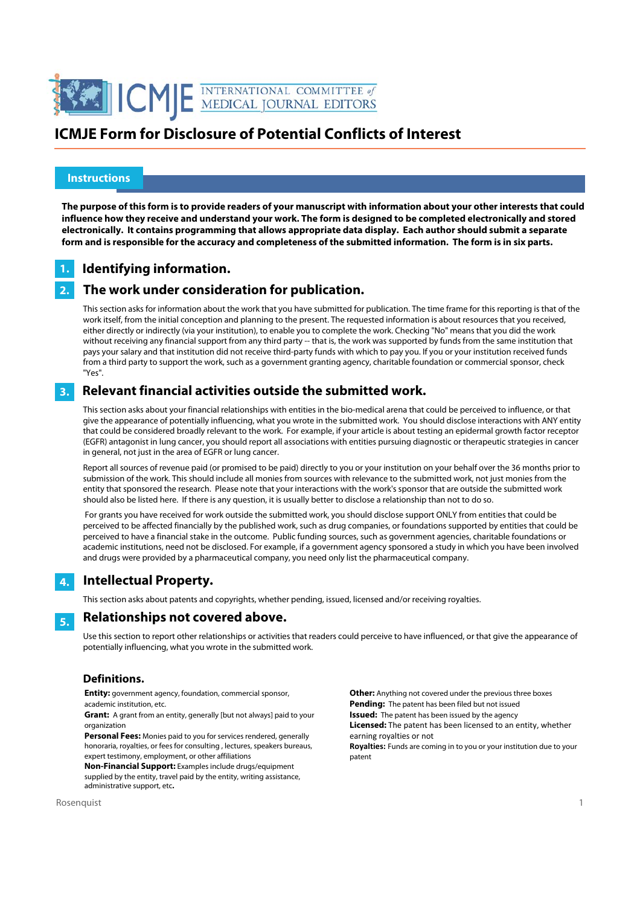# ICMJE Form for Disclosure of Potential Conflicts of Interest

## Instructions

**The purpose of this form is to provide readers of your manuscript with information about your other interests that could influence how they receive and understand your work. The form is designed to be completed electronically and stored electronically. It contains programming that allows appropriate data display. Each author should submit a separate form and is responsible for the accuracy and completeness of the submitted information. The form is in six parts.**

### 1. Identifying information.

### 2. The work under consideration for publication.

This section asks for information about the work that you have submitted for publication. The time frame for this reporting is that of the work itself, from the initial conception and planning to the present. The requested information is about resources that you received, either directly or indirectly (via your institution), to enable you to complete the work. Checking "No" means that you did the work without receiving any financial support from any third party -- that is, the work was supported by funds from the same institution that pays your salary and that institution did not receive third-party funds with which to pay you. If you or your institution received funds from a third party to support the work, such as a government granting agency, charitable foundation or commercial sponsor, check "Yes".

### 3. Relevant financial activities outside the submitted work.

This section asks about your financial relationships with entities in the bio-medical arena that could be perceived to influence, or that give the appearance of potentially influencing, what you wrote in the submitted work. You should disclose interactions with ANY entity that could be considered broadly relevant to the work. For example, if your article is about testing an epidermal growth factor receptor (EGFR) antagonist in lung cancer, you should report all associations with entities pursuing diagnostic or therapeutic strategies in cancer in general, not just in the area of EGFR or lung cancer.

Report all sources of revenue paid (or promised to be paid) directly to you or your institution on your behalf over the 36 months prior to submission of the work. This should include all monies from sources with relevance to the submitted work, not just monies from the entity that sponsored the research. Please note that your interactions with the work's sponsor that are outside the submitted work should also be listed here. If there is any question, it is usually better to disclose a relationship than not to do so.

For grants you have received for work outside the submitted work, you should disclose support ONLY from entities that could be perceived to be affected financially by the published work, such as drug companies, or foundations supported by entities that could be perceived to have a financial stake in the outcome. Public funding sources, such as government agencies, charitable foundations or academic institutions, need not be disclosed. For example, if a government agency sponsored a study in which you have been involved and drugs were provided by a pharmaceutical company, you need only list the pharmaceutical company.

### 4. Intellectual Property.

This section asks about patents and copyrights, whether pending, issued, licensed and/or receiving royalties.

### 5. Relationships not covered above.

Use this section to report other relationships or activities that readers could perceive to have influenced, or that give the appearance of potentially influencing, what you wrote in the submitted work.

### Definitions.

**Entity:** government agency, foundation, commercial sponsor, academic institution, etc.

**Grant:** A grant from an entity, generally [but not always] paid to your organization

**Personal Fees:** Monies paid to you for services rendered, generally honoraria, royalties, or fees for consulting , lectures, speakers bureaus, expert testimony, employment, or other affiliations

**Non-Financial Support:** Examples include drugs/equipment supplied by the entity, travel paid by the entity, writing assistance, administrative support, etc**.**

**Other:** Anything not covered under the previous three boxes

**Pending:** The patent has been filed but not issued

**Issued:** The patent has been issued by the agency

**Licensed:** The patent has been licensed to an entity, whether earning royalties or not

**Royalties:** Funds are coming in to you or your institution due to your patent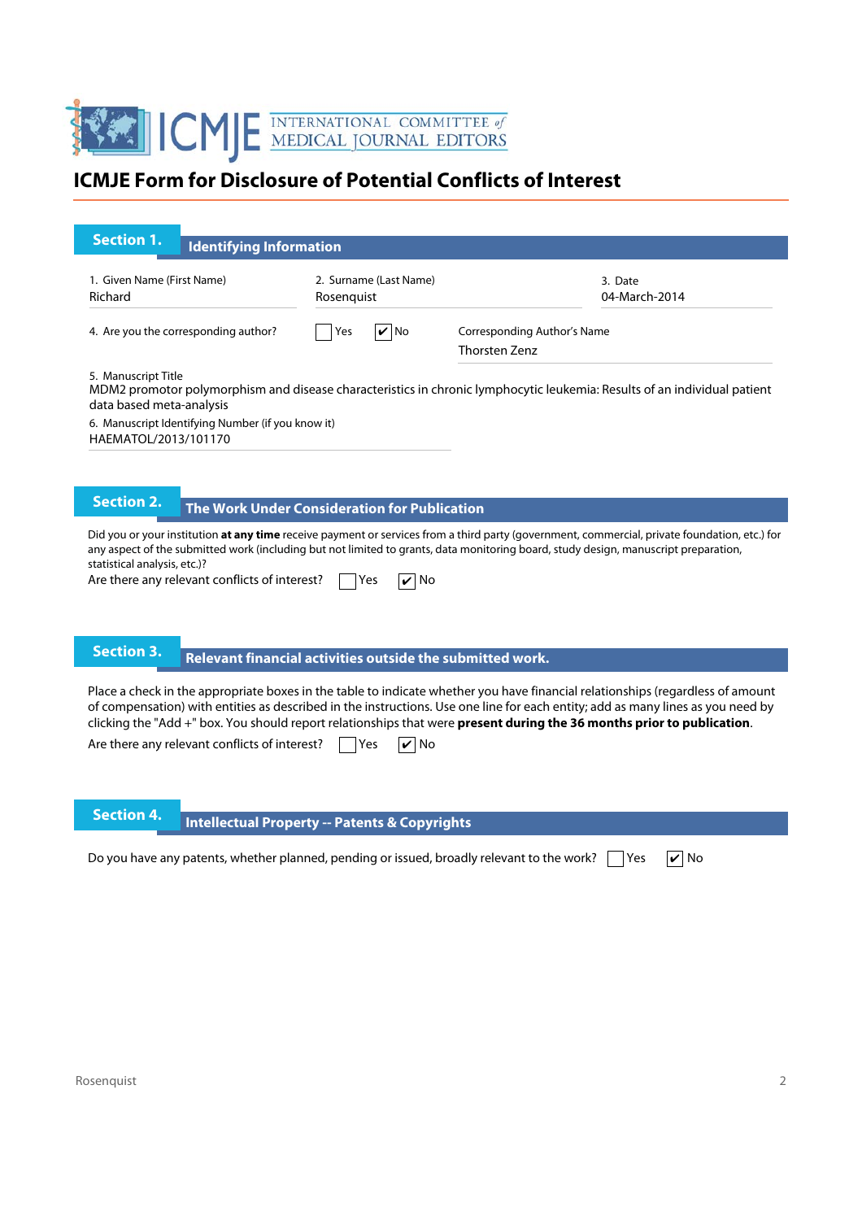# ICMJE Form for Disclosure of Potential Conflicts of Interest

## Section 1. Identifying Information

1. Given Name (First Name)
Richard

2. Surname (Last Name)
Rosenquist

3. Date
04-March-2014

4. Are you the corresponding author? ☐ Yes ☑ No

Corresponding Author's Name
Thorsten Zenz

5. Manuscript Title
MDM2 promotor polymorphism and disease characteristics in chronic lymphocytic leukemia: Results of an individual patient data based meta-analysis

6. Manuscript Identifying Number (if you know it)
HAEMATOL/2013/101170

## Section 2. The Work Under Consideration for Publication

Did you or your institution **at any time** receive payment or services from a third party (government, commercial, private foundation, etc.) for any aspect of the submitted work (including but not limited to grants, data monitoring board, study design, manuscript preparation, statistical analysis, etc.)?

Are there any relevant conflicts of interest? ☐ Yes ☑ No

## Section 3. Relevant financial activities outside the submitted work.

Place a check in the appropriate boxes in the table to indicate whether you have financial relationships (regardless of amount of compensation) with entities as described in the instructions. Use one line for each entity; add as many lines as you need by clicking the "Add +" box. You should report relationships that were **present during the 36 months prior to publication**.

Are there any relevant conflicts of interest? ☐ Yes ☑ No

## Section 4. Intellectual Property -- Patents & Copyrights

Do you have any patents, whether planned, pending or issued, broadly relevant to the work? ☐ Yes ☑ No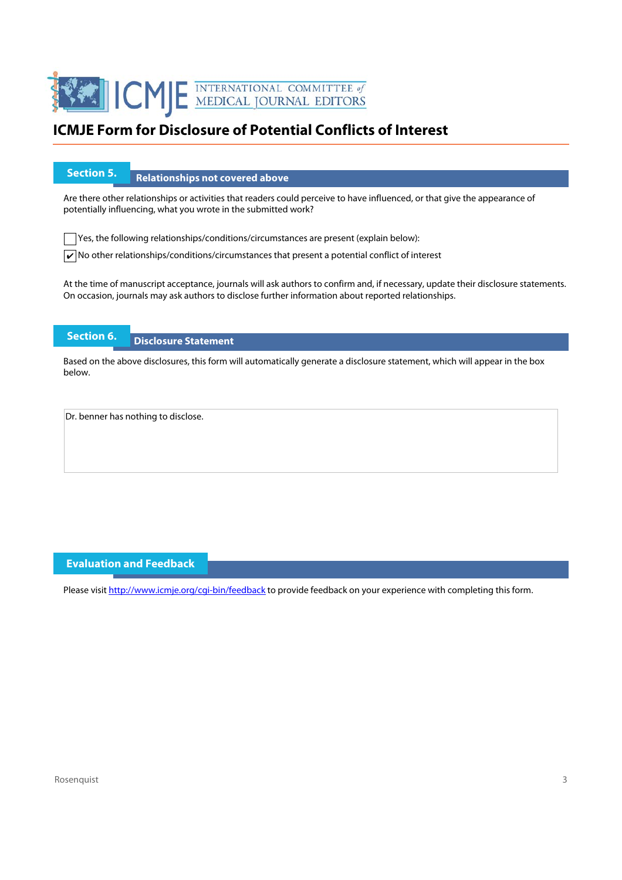# ICMJE Form for Disclosure of Potential Conflicts of Interest

## Section 5. Relationships not covered above

Are there other relationships or activities that readers could perceive to have influenced, or that give the appearance of potentially influencing, what you wrote in the submitted work?

☐ Yes, the following relationships/conditions/circumstances are present (explain below):

☑ No other relationships/conditions/circumstances that present a potential conflict of interest

At the time of manuscript acceptance, journals will ask authors to confirm and, if necessary, update their disclosure statements. On occasion, journals may ask authors to disclose further information about reported relationships.

## Section 6. Disclosure Statement

Based on the above disclosures, this form will automatically generate a disclosure statement, which will appear in the box below.

Dr. benner has nothing to disclose.

## Evaluation and Feedback

Please visit http://www.icmje.org/cgi-bin/feedback to provide feedback on your experience with completing this form.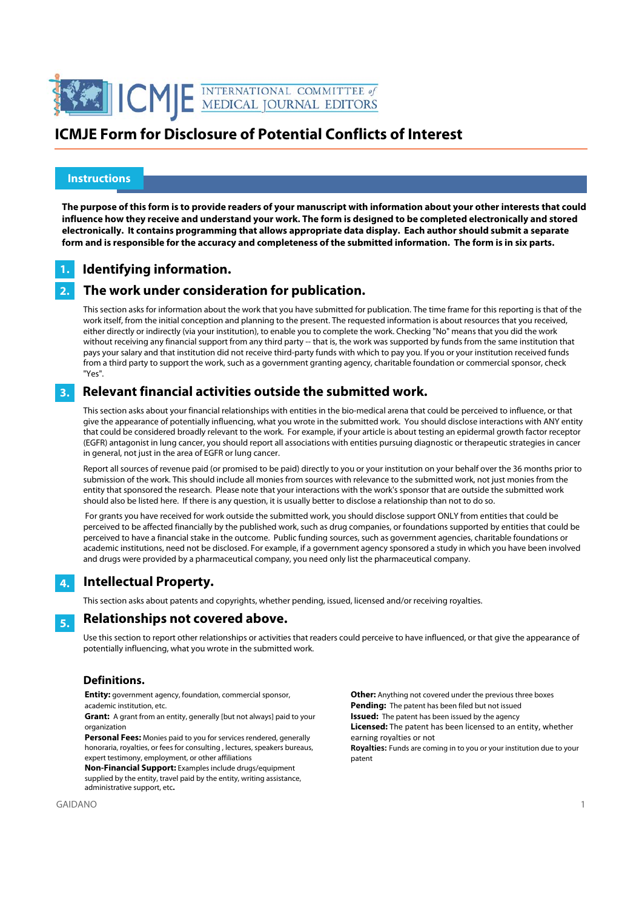ICMJE INTERNATIONAL COMMITTEE of MEDICAL JOURNAL EDITORS

# ICMJE Form for Disclosure of Potential Conflicts of Interest

## Instructions

**The purpose of this form is to provide readers of your manuscript with information about your other interests that could influence how they receive and understand your work. The form is designed to be completed electronically and stored electronically. It contains programming that allows appropriate data display. Each author should submit a separate form and is responsible for the accuracy and completeness of the submitted information. The form is in six parts.**

### 1. Identifying information.

### 2. The work under consideration for publication.

This section asks for information about the work that you have submitted for publication. The time frame for this reporting is that of the work itself, from the initial conception and planning to the present. The requested information is about resources that you received, either directly or indirectly (via your institution), to enable you to complete the work. Checking "No" means that you did the work without receiving any financial support from any third party -- that is, the work was supported by funds from the same institution that pays your salary and that institution did not receive third-party funds with which to pay you. If you or your institution received funds from a third party to support the work, such as a government granting agency, charitable foundation or commercial sponsor, check "Yes".

### 3. Relevant financial activities outside the submitted work.

This section asks about your financial relationships with entities in the bio-medical arena that could be perceived to influence, or that give the appearance of potentially influencing, what you wrote in the submitted work. You should disclose interactions with ANY entity that could be considered broadly relevant to the work. For example, if your article is about testing an epidermal growth factor receptor (EGFR) antagonist in lung cancer, you should report all associations with entities pursuing diagnostic or therapeutic strategies in cancer in general, not just in the area of EGFR or lung cancer.

Report all sources of revenue paid (or promised to be paid) directly to you or your institution on your behalf over the 36 months prior to submission of the work. This should include all monies from sources with relevance to the submitted work, not just monies from the entity that sponsored the research. Please note that your interactions with the work's sponsor that are outside the submitted work should also be listed here. If there is any question, it is usually better to disclose a relationship than not to do so.

For grants you have received for work outside the submitted work, you should disclose support ONLY from entities that could be perceived to be affected financially by the published work, such as drug companies, or foundations supported by entities that could be perceived to have a financial stake in the outcome. Public funding sources, such as government agencies, charitable foundations or academic institutions, need not be disclosed. For example, if a government agency sponsored a study in which you have been involved and drugs were provided by a pharmaceutical company, you need only list the pharmaceutical company.

### 4. Intellectual Property.

This section asks about patents and copyrights, whether pending, issued, licensed and/or receiving royalties.

### 5. Relationships not covered above.

Use this section to report other relationships or activities that readers could perceive to have influenced, or that give the appearance of potentially influencing, what you wrote in the submitted work.

### Definitions.

**Entity:** government agency, foundation, commercial sponsor, academic institution, etc.

**Grant:** A grant from an entity, generally [but not always] paid to your organization

**Personal Fees:** Monies paid to you for services rendered, generally honoraria, royalties, or fees for consulting , lectures, speakers bureaus, expert testimony, employment, or other affiliations

**Non-Financial Support:** Examples include drugs/equipment supplied by the entity, travel paid by the entity, writing assistance, administrative support, etc**.**

**Other:** Anything not covered under the previous three boxes

**Pending:** The patent has been filed but not issued

**Issued:** The patent has been issued by the agency

**Licensed:** The patent has been licensed to an entity, whether earning royalties or not

**Royalties:** Funds are coming in to you or your institution due to your patent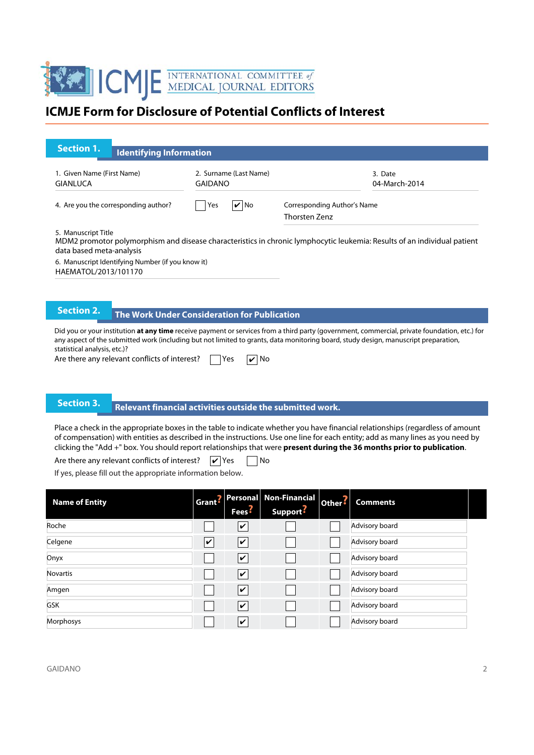# ICMJE Form for Disclosure of Potential Conflicts of Interest

## Section 1. Identifying Information

1. Given Name (First Name)
GIANLUCA

2. Surname (Last Name)
GAIDANO

3. Date
04-March-2014

4. Are you the corresponding author? ☐ Yes ☑ No

Corresponding Author's Name
Thorsten Zenz

5. Manuscript Title
MDM2 promotor polymorphism and disease characteristics in chronic lymphocytic leukemia: Results of an individual patient data based meta-analysis

6. Manuscript Identifying Number (if you know it)
HAEMATOL/2013/101170

## Section 2. The Work Under Consideration for Publication

Did you or your institution **at any time** receive payment or services from a third party (government, commercial, private foundation, etc.) for any aspect of the submitted work (including but not limited to grants, data monitoring board, study design, manuscript preparation, statistical analysis, etc.)?

Are there any relevant conflicts of interest? ☐ Yes ☑ No

## Section 3. Relevant financial activities outside the submitted work.

Place a check in the appropriate boxes in the table to indicate whether you have financial relationships (regardless of amount of compensation) with entities as described in the instructions. Use one line for each entity; add as many lines as you need by clicking the "Add +" box. You should report relationships that were **present during the 36 months prior to publication**.

Are there any relevant conflicts of interest? ☑ Yes ☐ No

If yes, please fill out the appropriate information below.

| Name of Entity | Grant | Personal Fees | Non-Financial Support | Other | Comments |
|---|---|---|---|---|---|
| Roche | ☐ | ☑ | ☐ | ☐ | Advisory board |
| Celgene | ☑ | ☑ | ☐ | ☐ | Advisory board |
| Onyx | ☐ | ☑ | ☐ | ☐ | Advisory board |
| Novartis | ☐ | ☑ | ☐ | ☐ | Advisory board |
| Amgen | ☐ | ☑ | ☐ | ☐ | Advisory board |
| GSK | ☐ | ☑ | ☐ | ☐ | Advisory board |
| Morphosys | ☐ | ☑ | ☐ | ☐ | Advisory board |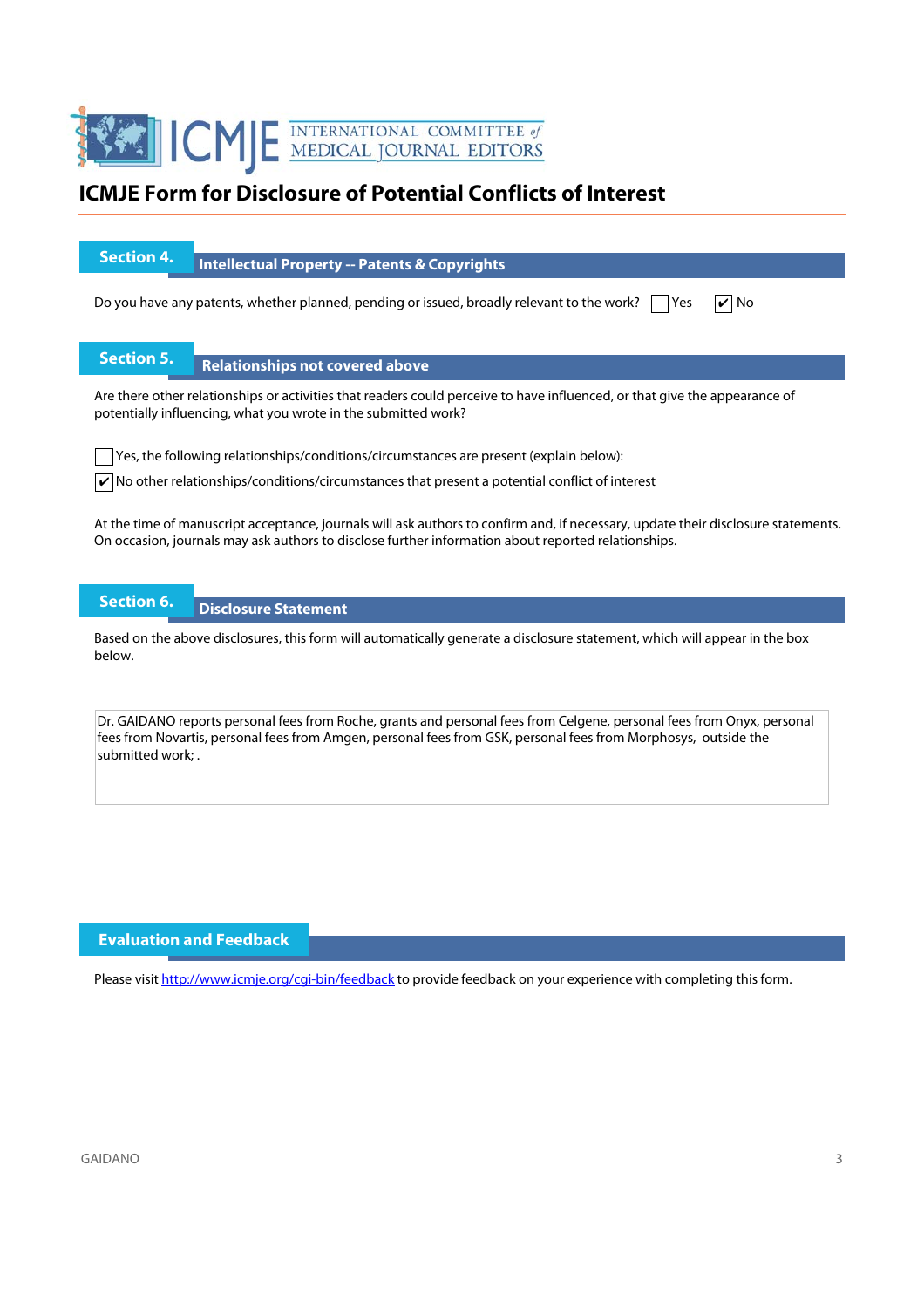# ICMJE Form for Disclosure of Potential Conflicts of Interest

## Section 4. Intellectual Property -- Patents & Copyrights

Do you have any patents, whether planned, pending or issued, broadly relevant to the work? ☐ Yes ☑ No

## Section 5. Relationships not covered above

Are there other relationships or activities that readers could perceive to have influenced, or that give the appearance of potentially influencing, what you wrote in the submitted work?

☐ Yes, the following relationships/conditions/circumstances are present (explain below):

☑ No other relationships/conditions/circumstances that present a potential conflict of interest

At the time of manuscript acceptance, journals will ask authors to confirm and, if necessary, update their disclosure statements. On occasion, journals may ask authors to disclose further information about reported relationships.

## Section 6. Disclosure Statement

Based on the above disclosures, this form will automatically generate a disclosure statement, which will appear in the box below.

Dr. GAIDANO reports personal fees from Roche, grants and personal fees from Celgene, personal fees from Onyx, personal fees from Novartis, personal fees from Amgen, personal fees from GSK, personal fees from Morphosys, outside the submitted work; .

## Evaluation and Feedback

Please visit http://www.icmje.org/cgi-bin/feedback to provide feedback on your experience with completing this form.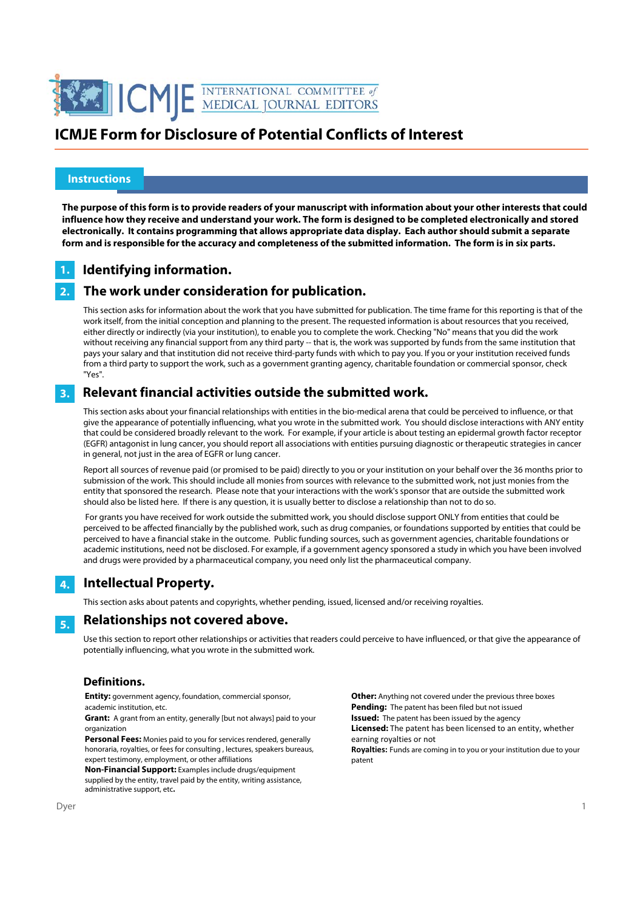# ICMJE Form for Disclosure of Potential Conflicts of Interest

## Instructions

**The purpose of this form is to provide readers of your manuscript with information about your other interests that could influence how they receive and understand your work. The form is designed to be completed electronically and stored electronically. It contains programming that allows appropriate data display. Each author should submit a separate form and is responsible for the accuracy and completeness of the submitted information. The form is in six parts.**

### 1. Identifying information.

### 2. The work under consideration for publication.

This section asks for information about the work that you have submitted for publication. The time frame for this reporting is that of the work itself, from the initial conception and planning to the present. The requested information is about resources that you received, either directly or indirectly (via your institution), to enable you to complete the work. Checking "No" means that you did the work without receiving any financial support from any third party -- that is, the work was supported by funds from the same institution that pays your salary and that institution did not receive third-party funds with which to pay you. If you or your institution received funds from a third party to support the work, such as a government granting agency, charitable foundation or commercial sponsor, check "Yes".

### 3. Relevant financial activities outside the submitted work.

This section asks about your financial relationships with entities in the bio-medical arena that could be perceived to influence, or that give the appearance of potentially influencing, what you wrote in the submitted work. You should disclose interactions with ANY entity that could be considered broadly relevant to the work. For example, if your article is about testing an epidermal growth factor receptor (EGFR) antagonist in lung cancer, you should report all associations with entities pursuing diagnostic or therapeutic strategies in cancer in general, not just in the area of EGFR or lung cancer.

Report all sources of revenue paid (or promised to be paid) directly to you or your institution on your behalf over the 36 months prior to submission of the work. This should include all monies from sources with relevance to the submitted work, not just monies from the entity that sponsored the research. Please note that your interactions with the work's sponsor that are outside the submitted work should also be listed here. If there is any question, it is usually better to disclose a relationship than not to do so.

For grants you have received for work outside the submitted work, you should disclose support ONLY from entities that could be perceived to be affected financially by the published work, such as drug companies, or foundations supported by entities that could be perceived to have a financial stake in the outcome. Public funding sources, such as government agencies, charitable foundations or academic institutions, need not be disclosed. For example, if a government agency sponsored a study in which you have been involved and drugs were provided by a pharmaceutical company, you need only list the pharmaceutical company.

### 4. Intellectual Property.

This section asks about patents and copyrights, whether pending, issued, licensed and/or receiving royalties.

### 5. Relationships not covered above.

Use this section to report other relationships or activities that readers could perceive to have influenced, or that give the appearance of potentially influencing, what you wrote in the submitted work.

### Definitions.

**Entity:** government agency, foundation, commercial sponsor, academic institution, etc.

**Grant:** A grant from an entity, generally [but not always] paid to your organization

**Personal Fees:** Monies paid to you for services rendered, generally honoraria, royalties, or fees for consulting , lectures, speakers bureaus, expert testimony, employment, or other affiliations

**Non-Financial Support:** Examples include drugs/equipment supplied by the entity, travel paid by the entity, writing assistance, administrative support, etc**.**

**Other:** Anything not covered under the previous three boxes

**Pending:** The patent has been filed but not issued

**Issued:** The patent has been issued by the agency

**Licensed:** The patent has been licensed to an entity, whether earning royalties or not

**Royalties:** Funds are coming in to you or your institution due to your patent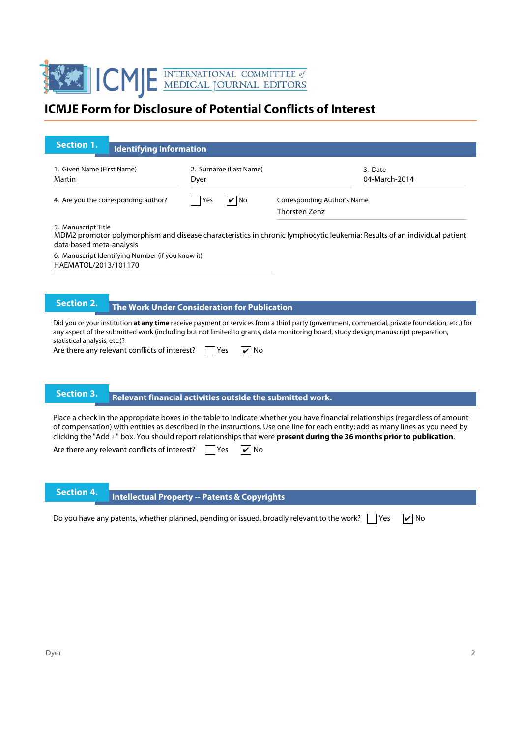ICMJE INTERNATIONAL COMMITTEE of MEDICAL JOURNAL EDITORS

# ICMJE Form for Disclosure of Potential Conflicts of Interest

## Section 1. Identifying Information

1. Given Name (First Name)
Martin

2. Surname (Last Name)
Dyer

3. Date
04-March-2014

4. Are you the corresponding author? ☐ Yes ☑ No

Corresponding Author's Name
Thorsten Zenz

5. Manuscript Title
MDM2 promotor polymorphism and disease characteristics in chronic lymphocytic leukemia: Results of an individual patient data based meta-analysis

6. Manuscript Identifying Number (if you know it)
HAEMATOL/2013/101170

## Section 2. The Work Under Consideration for Publication

Did you or your institution **at any time** receive payment or services from a third party (government, commercial, private foundation, etc.) for any aspect of the submitted work (including but not limited to grants, data monitoring board, study design, manuscript preparation, statistical analysis, etc.)?

Are there any relevant conflicts of interest? ☐ Yes ☑ No

## Section 3. Relevant financial activities outside the submitted work.

Place a check in the appropriate boxes in the table to indicate whether you have financial relationships (regardless of amount of compensation) with entities as described in the instructions. Use one line for each entity; add as many lines as you need by clicking the "Add +" box. You should report relationships that were **present during the 36 months prior to publication**.

Are there any relevant conflicts of interest? ☐ Yes ☑ No

## Section 4. Intellectual Property -- Patents & Copyrights

Do you have any patents, whether planned, pending or issued, broadly relevant to the work? ☐ Yes ☑ No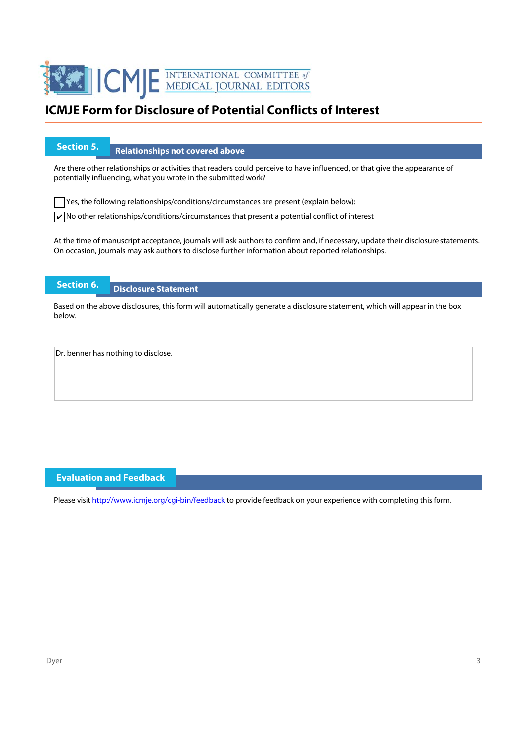# ICMJE Form for Disclosure of Potential Conflicts of Interest

## Section 5. Relationships not covered above

Are there other relationships or activities that readers could perceive to have influenced, or that give the appearance of potentially influencing, what you wrote in the submitted work?

☐ Yes, the following relationships/conditions/circumstances are present (explain below):

☑ No other relationships/conditions/circumstances that present a potential conflict of interest

At the time of manuscript acceptance, journals will ask authors to confirm and, if necessary, update their disclosure statements. On occasion, journals may ask authors to disclose further information about reported relationships.

## Section 6. Disclosure Statement

Based on the above disclosures, this form will automatically generate a disclosure statement, which will appear in the box below.

Dr. benner has nothing to disclose.

## Evaluation and Feedback

Please visit http://www.icmje.org/cgi-bin/feedback to provide feedback on your experience with completing this form.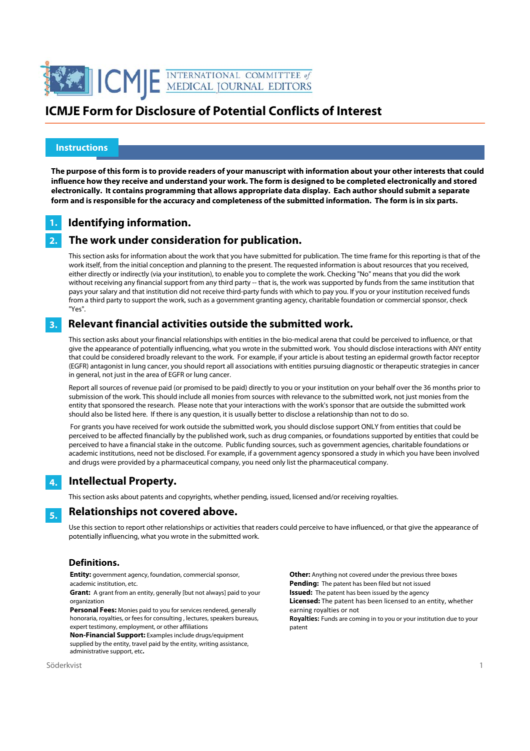# ICMJE Form for Disclosure of Potential Conflicts of Interest

## Instructions

**The purpose of this form is to provide readers of your manuscript with information about your other interests that could influence how they receive and understand your work. The form is designed to be completed electronically and stored electronically. It contains programming that allows appropriate data display. Each author should submit a separate form and is responsible for the accuracy and completeness of the submitted information. The form is in six parts.**

### 1. Identifying information.

### 2. The work under consideration for publication.

This section asks for information about the work that you have submitted for publication. The time frame for this reporting is that of the work itself, from the initial conception and planning to the present. The requested information is about resources that you received, either directly or indirectly (via your institution), to enable you to complete the work. Checking "No" means that you did the work without receiving any financial support from any third party -- that is, the work was supported by funds from the same institution that pays your salary and that institution did not receive third-party funds with which to pay you. If you or your institution received funds from a third party to support the work, such as a government granting agency, charitable foundation or commercial sponsor, check "Yes".

### 3. Relevant financial activities outside the submitted work.

This section asks about your financial relationships with entities in the bio-medical arena that could be perceived to influence, or that give the appearance of potentially influencing, what you wrote in the submitted work. You should disclose interactions with ANY entity that could be considered broadly relevant to the work. For example, if your article is about testing an epidermal growth factor receptor (EGFR) antagonist in lung cancer, you should report all associations with entities pursuing diagnostic or therapeutic strategies in cancer in general, not just in the area of EGFR or lung cancer.

Report all sources of revenue paid (or promised to be paid) directly to you or your institution on your behalf over the 36 months prior to submission of the work. This should include all monies from sources with relevance to the submitted work, not just monies from the entity that sponsored the research. Please note that your interactions with the work's sponsor that are outside the submitted work should also be listed here. If there is any question, it is usually better to disclose a relationship than not to do so.

For grants you have received for work outside the submitted work, you should disclose support ONLY from entities that could be perceived to be affected financially by the published work, such as drug companies, or foundations supported by entities that could be perceived to have a financial stake in the outcome. Public funding sources, such as government agencies, charitable foundations or academic institutions, need not be disclosed. For example, if a government agency sponsored a study in which you have been involved and drugs were provided by a pharmaceutical company, you need only list the pharmaceutical company.

### 4. Intellectual Property.

This section asks about patents and copyrights, whether pending, issued, licensed and/or receiving royalties.

### 5. Relationships not covered above.

Use this section to report other relationships or activities that readers could perceive to have influenced, or that give the appearance of potentially influencing, what you wrote in the submitted work.

### Definitions.

**Entity:** government agency, foundation, commercial sponsor, academic institution, etc.

**Grant:** A grant from an entity, generally [but not always] paid to your organization

**Personal Fees:** Monies paid to you for services rendered, generally honoraria, royalties, or fees for consulting , lectures, speakers bureaus, expert testimony, employment, or other affiliations

**Non-Financial Support:** Examples include drugs/equipment supplied by the entity, travel paid by the entity, writing assistance, administrative support, etc**.**

**Other:** Anything not covered under the previous three boxes

**Pending:** The patent has been filed but not issued

**Issued:** The patent has been issued by the agency

**Licensed:** The patent has been licensed to an entity, whether earning royalties or not

**Royalties:** Funds are coming in to you or your institution due to your patent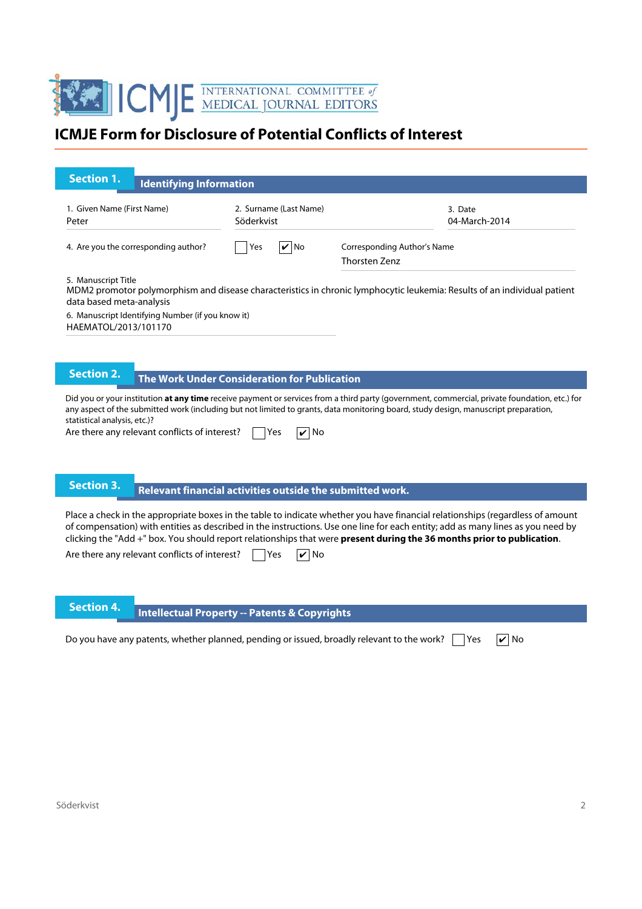ICMJE INTERNATIONAL COMMITTEE of MEDICAL JOURNAL EDITORS

# ICMJE Form for Disclosure of Potential Conflicts of Interest

## Section 1. Identifying Information

1. Given Name (First Name)
Peter

2. Surname (Last Name)
Söderkvist

3. Date
04-March-2014

4. Are you the corresponding author? ☐ Yes ☑ No

Corresponding Author's Name
Thorsten Zenz

5. Manuscript Title
MDM2 promotor polymorphism and disease characteristics in chronic lymphocytic leukemia: Results of an individual patient data based meta-analysis

6. Manuscript Identifying Number (if you know it)
HAEMATOL/2013/101170

## Section 2. The Work Under Consideration for Publication

Did you or your institution **at any time** receive payment or services from a third party (government, commercial, private foundation, etc.) for any aspect of the submitted work (including but not limited to grants, data monitoring board, study design, manuscript preparation, statistical analysis, etc.)?

Are there any relevant conflicts of interest? ☐ Yes ☑ No

## Section 3. Relevant financial activities outside the submitted work.

Place a check in the appropriate boxes in the table to indicate whether you have financial relationships (regardless of amount of compensation) with entities as described in the instructions. Use one line for each entity; add as many lines as you need by clicking the "Add +" box. You should report relationships that were **present during the 36 months prior to publication**.

Are there any relevant conflicts of interest? ☐ Yes ☑ No

## Section 4. Intellectual Property -- Patents & Copyrights

Do you have any patents, whether planned, pending or issued, broadly relevant to the work? ☐ Yes ☑ No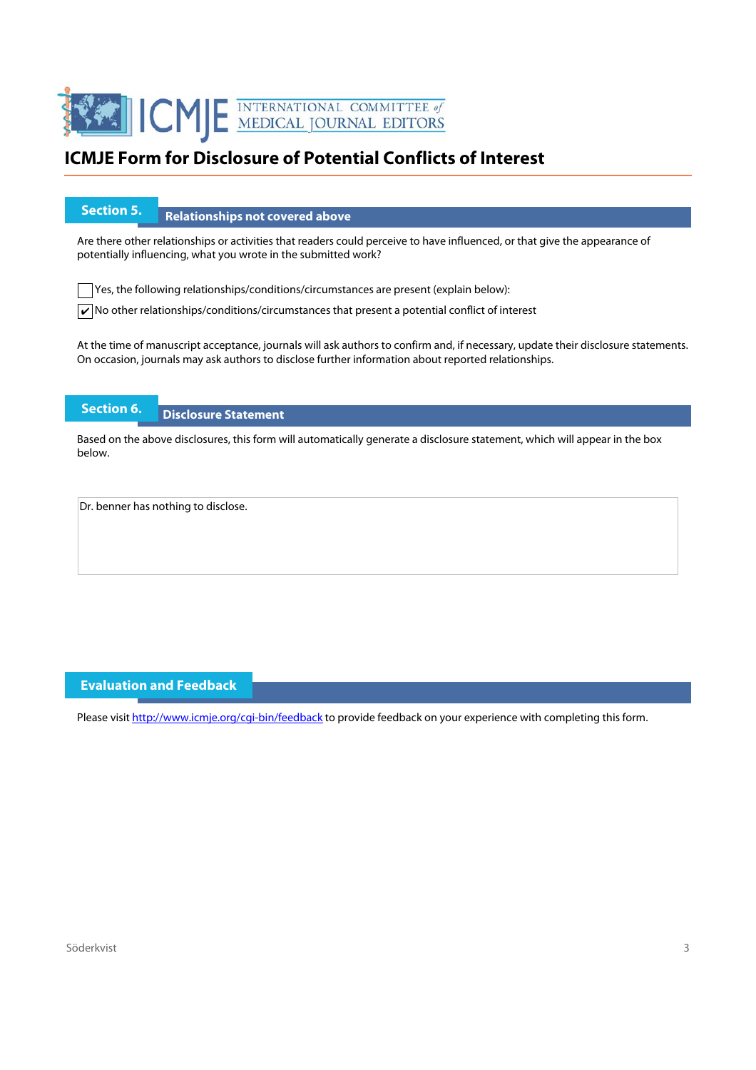# ICMJE Form for Disclosure of Potential Conflicts of Interest

## Section 5. Relationships not covered above

Are there other relationships or activities that readers could perceive to have influenced, or that give the appearance of potentially influencing, what you wrote in the submitted work?

☐ Yes, the following relationships/conditions/circumstances are present (explain below):

☑ No other relationships/conditions/circumstances that present a potential conflict of interest

At the time of manuscript acceptance, journals will ask authors to confirm and, if necessary, update their disclosure statements. On occasion, journals may ask authors to disclose further information about reported relationships.

## Section 6. Disclosure Statement

Based on the above disclosures, this form will automatically generate a disclosure statement, which will appear in the box below.

Dr. benner has nothing to disclose.

## Evaluation and Feedback

Please visit http://www.icmje.org/cgi-bin/feedback to provide feedback on your experience with completing this form.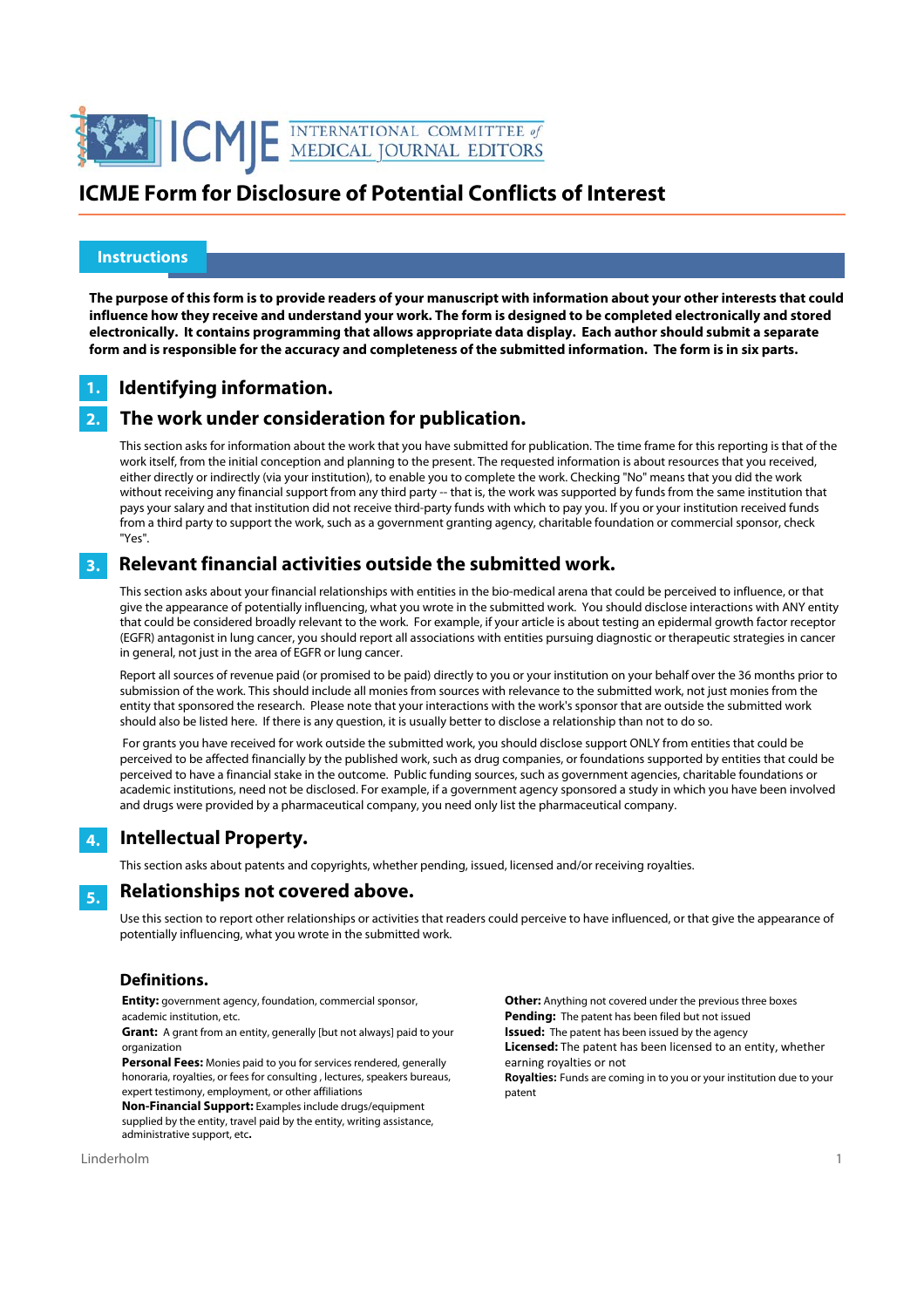# ICMJE Form for Disclosure of Potential Conflicts of Interest

## Instructions

**The purpose of this form is to provide readers of your manuscript with information about your other interests that could influence how they receive and understand your work. The form is designed to be completed electronically and stored electronically. It contains programming that allows appropriate data display. Each author should submit a separate form and is responsible for the accuracy and completeness of the submitted information. The form is in six parts.**

### 1. Identifying information.

### 2. The work under consideration for publication.

This section asks for information about the work that you have submitted for publication. The time frame for this reporting is that of the work itself, from the initial conception and planning to the present. The requested information is about resources that you received, either directly or indirectly (via your institution), to enable you to complete the work. Checking "No" means that you did the work without receiving any financial support from any third party -- that is, the work was supported by funds from the same institution that pays your salary and that institution did not receive third-party funds with which to pay you. If you or your institution received funds from a third party to support the work, such as a government granting agency, charitable foundation or commercial sponsor, check "Yes".

### 3. Relevant financial activities outside the submitted work.

This section asks about your financial relationships with entities in the bio-medical arena that could be perceived to influence, or that give the appearance of potentially influencing, what you wrote in the submitted work. You should disclose interactions with ANY entity that could be considered broadly relevant to the work. For example, if your article is about testing an epidermal growth factor receptor (EGFR) antagonist in lung cancer, you should report all associations with entities pursuing diagnostic or therapeutic strategies in cancer in general, not just in the area of EGFR or lung cancer.

Report all sources of revenue paid (or promised to be paid) directly to you or your institution on your behalf over the 36 months prior to submission of the work. This should include all monies from sources with relevance to the submitted work, not just monies from the entity that sponsored the research. Please note that your interactions with the work's sponsor that are outside the submitted work should also be listed here. If there is any question, it is usually better to disclose a relationship than not to do so.

For grants you have received for work outside the submitted work, you should disclose support ONLY from entities that could be perceived to be affected financially by the published work, such as drug companies, or foundations supported by entities that could be perceived to have a financial stake in the outcome. Public funding sources, such as government agencies, charitable foundations or academic institutions, need not be disclosed. For example, if a government agency sponsored a study in which you have been involved and drugs were provided by a pharmaceutical company, you need only list the pharmaceutical company.

### 4. Intellectual Property.

This section asks about patents and copyrights, whether pending, issued, licensed and/or receiving royalties.

### 5. Relationships not covered above.

Use this section to report other relationships or activities that readers could perceive to have influenced, or that give the appearance of potentially influencing, what you wrote in the submitted work.

### Definitions.

**Entity:** government agency, foundation, commercial sponsor, academic institution, etc.

**Grant:** A grant from an entity, generally [but not always] paid to your organization

**Personal Fees:** Monies paid to you for services rendered, generally honoraria, royalties, or fees for consulting , lectures, speakers bureaus, expert testimony, employment, or other affiliations

**Non-Financial Support:** Examples include drugs/equipment supplied by the entity, travel paid by the entity, writing assistance, administrative support, etc**.**

**Other:** Anything not covered under the previous three boxes

**Pending:** The patent has been filed but not issued

**Issued:** The patent has been issued by the agency

**Licensed:** The patent has been licensed to an entity, whether earning royalties or not

**Royalties:** Funds are coming in to you or your institution due to your patent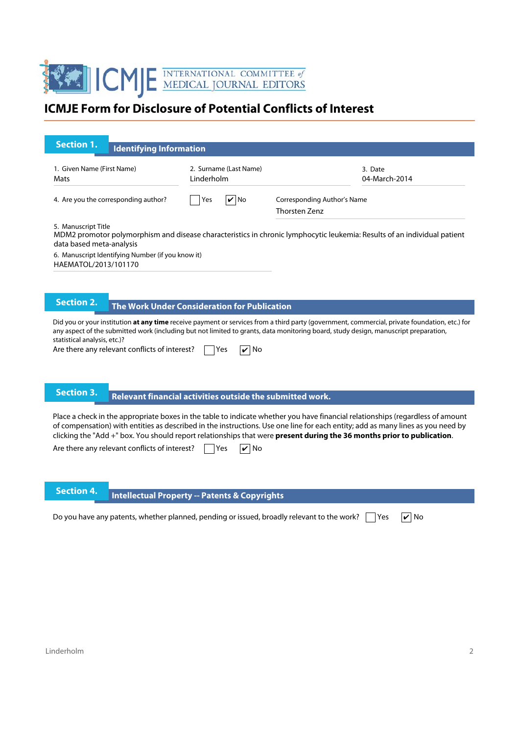ICMJE INTERNATIONAL COMMITTEE of MEDICAL JOURNAL EDITORS

# ICMJE Form for Disclosure of Potential Conflicts of Interest

## Section 1. Identifying Information

1. Given Name (First Name)
Mats

2. Surname (Last Name)
Linderholm

3. Date
04-March-2014

4. Are you the corresponding author? ☐ Yes ☑ No

Corresponding Author's Name
Thorsten Zenz

5. Manuscript Title
MDM2 promotor polymorphism and disease characteristics in chronic lymphocytic leukemia: Results of an individual patient data based meta-analysis

6. Manuscript Identifying Number (if you know it)
HAEMATOL/2013/101170

## Section 2. The Work Under Consideration for Publication

Did you or your institution **at any time** receive payment or services from a third party (government, commercial, private foundation, etc.) for any aspect of the submitted work (including but not limited to grants, data monitoring board, study design, manuscript preparation, statistical analysis, etc.)?

Are there any relevant conflicts of interest? ☐ Yes ☑ No

## Section 3. Relevant financial activities outside the submitted work.

Place a check in the appropriate boxes in the table to indicate whether you have financial relationships (regardless of amount of compensation) with entities as described in the instructions. Use one line for each entity; add as many lines as you need by clicking the "Add +" box. You should report relationships that were **present during the 36 months prior to publication**.

Are there any relevant conflicts of interest? ☐ Yes ☑ No

## Section 4. Intellectual Property -- Patents & Copyrights

Do you have any patents, whether planned, pending or issued, broadly relevant to the work? ☐ Yes ☑ No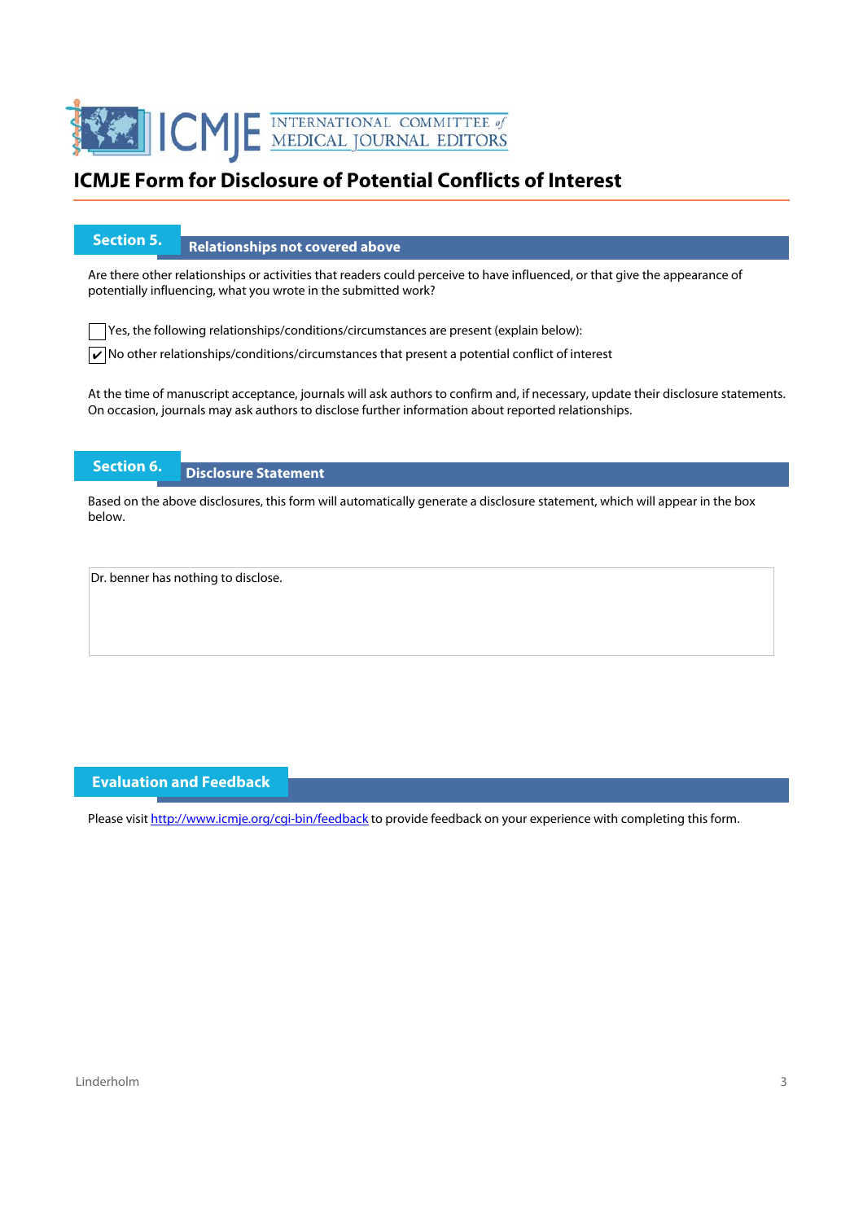# ICMJE Form for Disclosure of Potential Conflicts of Interest

## Section 5. Relationships not covered above

Are there other relationships or activities that readers could perceive to have influenced, or that give the appearance of potentially influencing, what you wrote in the submitted work?

- [ ] Yes, the following relationships/conditions/circumstances are present (explain below):
- [x] No other relationships/conditions/circumstances that present a potential conflict of interest

At the time of manuscript acceptance, journals will ask authors to confirm and, if necessary, update their disclosure statements. On occasion, journals may ask authors to disclose further information about reported relationships.

## Section 6. Disclosure Statement

Based on the above disclosures, this form will automatically generate a disclosure statement, which will appear in the box below.

Dr. benner has nothing to disclose.

## Evaluation and Feedback

Please visit http://www.icmje.org/cgi-bin/feedback to provide feedback on your experience with completing this form.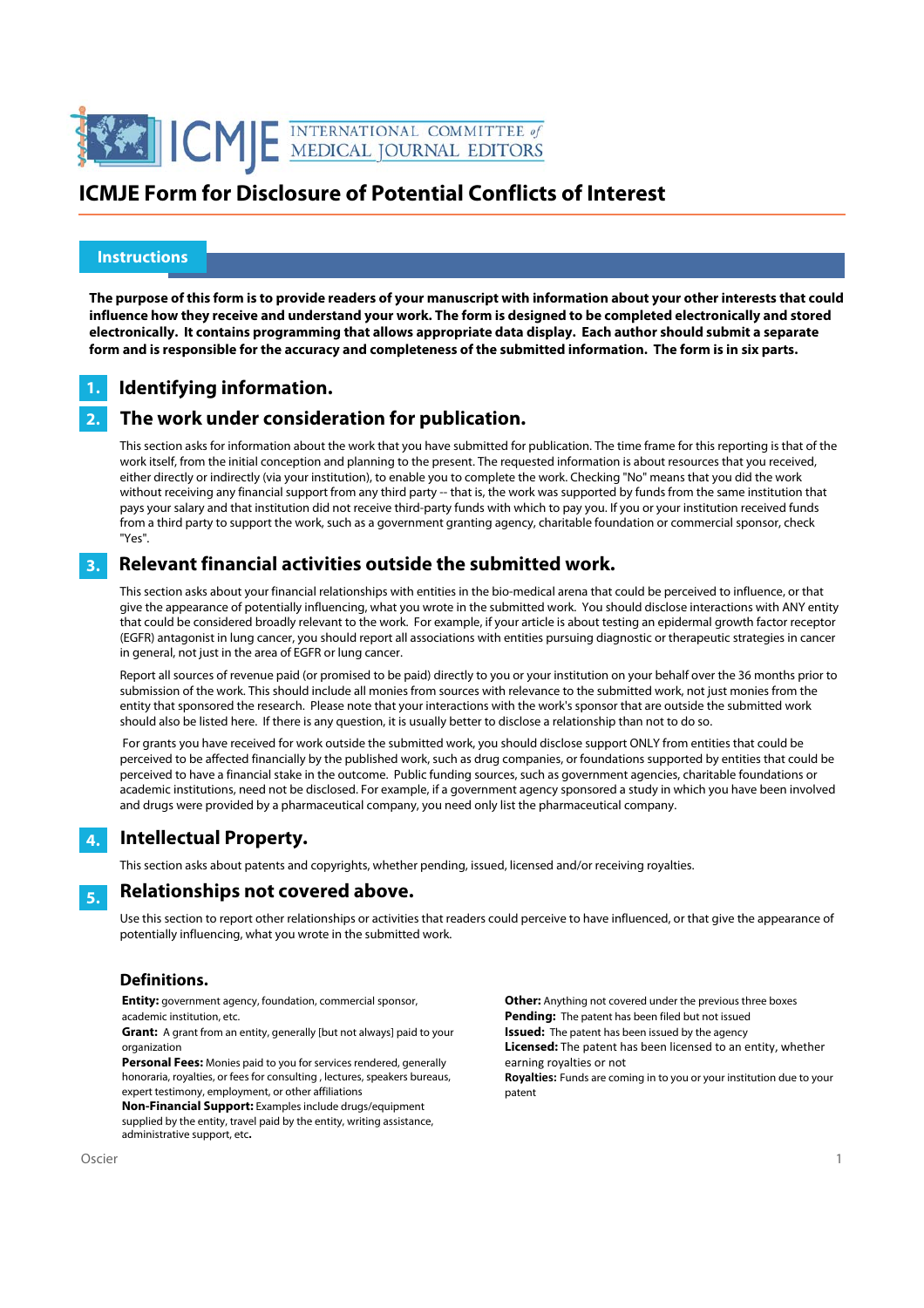# ICMJE Form for Disclosure of Potential Conflicts of Interest

## Instructions

**The purpose of this form is to provide readers of your manuscript with information about your other interests that could influence how they receive and understand your work. The form is designed to be completed electronically and stored electronically. It contains programming that allows appropriate data display. Each author should submit a separate form and is responsible for the accuracy and completeness of the submitted information. The form is in six parts.**

### 1. Identifying information.

### 2. The work under consideration for publication.

This section asks for information about the work that you have submitted for publication. The time frame for this reporting is that of the work itself, from the initial conception and planning to the present. The requested information is about resources that you received, either directly or indirectly (via your institution), to enable you to complete the work. Checking "No" means that you did the work without receiving any financial support from any third party -- that is, the work was supported by funds from the same institution that pays your salary and that institution did not receive third-party funds with which to pay you. If you or your institution received funds from a third party to support the work, such as a government granting agency, charitable foundation or commercial sponsor, check "Yes".

### 3. Relevant financial activities outside the submitted work.

This section asks about your financial relationships with entities in the bio-medical arena that could be perceived to influence, or that give the appearance of potentially influencing, what you wrote in the submitted work. You should disclose interactions with ANY entity that could be considered broadly relevant to the work. For example, if your article is about testing an epidermal growth factor receptor (EGFR) antagonist in lung cancer, you should report all associations with entities pursuing diagnostic or therapeutic strategies in cancer in general, not just in the area of EGFR or lung cancer.

Report all sources of revenue paid (or promised to be paid) directly to you or your institution on your behalf over the 36 months prior to submission of the work. This should include all monies from sources with relevance to the submitted work, not just monies from the entity that sponsored the research. Please note that your interactions with the work's sponsor that are outside the submitted work should also be listed here. If there is any question, it is usually better to disclose a relationship than not to do so.

For grants you have received for work outside the submitted work, you should disclose support ONLY from entities that could be perceived to be affected financially by the published work, such as drug companies, or foundations supported by entities that could be perceived to have a financial stake in the outcome. Public funding sources, such as government agencies, charitable foundations or academic institutions, need not be disclosed. For example, if a government agency sponsored a study in which you have been involved and drugs were provided by a pharmaceutical company, you need only list the pharmaceutical company.

### 4. Intellectual Property.

This section asks about patents and copyrights, whether pending, issued, licensed and/or receiving royalties.

### 5. Relationships not covered above.

Use this section to report other relationships or activities that readers could perceive to have influenced, or that give the appearance of potentially influencing, what you wrote in the submitted work.

### Definitions.

**Entity:** government agency, foundation, commercial sponsor, academic institution, etc.

**Grant:** A grant from an entity, generally [but not always] paid to your organization

**Personal Fees:** Monies paid to you for services rendered, generally honoraria, royalties, or fees for consulting , lectures, speakers bureaus, expert testimony, employment, or other affiliations

**Non-Financial Support:** Examples include drugs/equipment supplied by the entity, travel paid by the entity, writing assistance, administrative support, etc**.**

**Other:** Anything not covered under the previous three boxes

**Pending:** The patent has been filed but not issued

**Issued:** The patent has been issued by the agency

**Licensed:** The patent has been licensed to an entity, whether earning royalties or not

**Royalties:** Funds are coming in to you or your institution due to your patent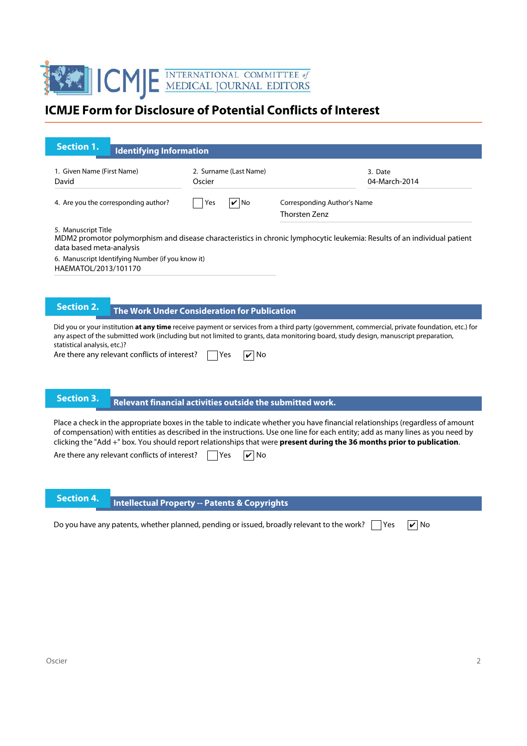# ICMJE Form for Disclosure of Potential Conflicts of Interest

## Section 1. Identifying Information

1. Given Name (First Name): David
2. Surname (Last Name): Oscier
3. Date: 04-March-2014

4. Are you the corresponding author? ☐ Yes ☑ No

Corresponding Author's Name: Thorsten Zenz

5. Manuscript Title
MDM2 promotor polymorphism and disease characteristics in chronic lymphocytic leukemia: Results of an individual patient data based meta-analysis

6. Manuscript Identifying Number (if you know it)
HAEMATOL/2013/101170

## Section 2. The Work Under Consideration for Publication

Did you or your institution **at any time** receive payment or services from a third party (government, commercial, private foundation, etc.) for any aspect of the submitted work (including but not limited to grants, data monitoring board, study design, manuscript preparation, statistical analysis, etc.)?

Are there any relevant conflicts of interest? ☐ Yes ☑ No

## Section 3. Relevant financial activities outside the submitted work.

Place a check in the appropriate boxes in the table to indicate whether you have financial relationships (regardless of amount of compensation) with entities as described in the instructions. Use one line for each entity; add as many lines as you need by clicking the "Add +" box. You should report relationships that were **present during the 36 months prior to publication**.

Are there any relevant conflicts of interest? ☐ Yes ☑ No

## Section 4. Intellectual Property -- Patents & Copyrights

Do you have any patents, whether planned, pending or issued, broadly relevant to the work? ☐ Yes ☑ No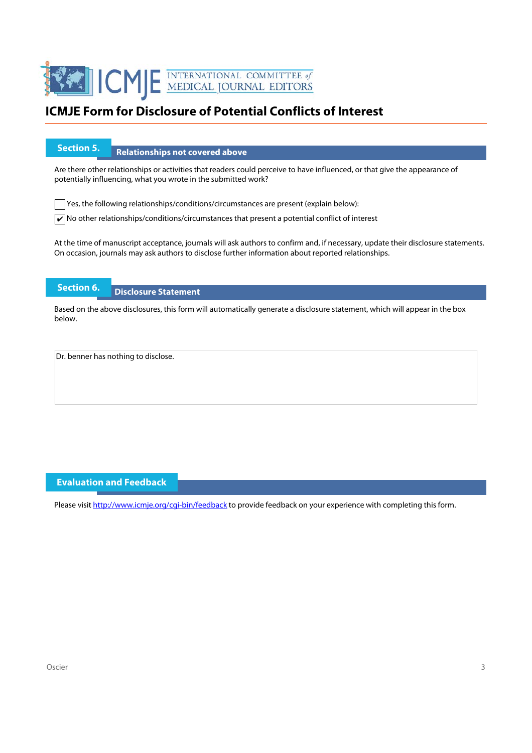# ICMJE Form for Disclosure of Potential Conflicts of Interest

## Section 5. Relationships not covered above

Are there other relationships or activities that readers could perceive to have influenced, or that give the appearance of potentially influencing, what you wrote in the submitted work?

☐ Yes, the following relationships/conditions/circumstances are present (explain below):

☑ No other relationships/conditions/circumstances that present a potential conflict of interest

At the time of manuscript acceptance, journals will ask authors to confirm and, if necessary, update their disclosure statements. On occasion, journals may ask authors to disclose further information about reported relationships.

## Section 6. Disclosure Statement

Based on the above disclosures, this form will automatically generate a disclosure statement, which will appear in the box below.

Dr. benner has nothing to disclose.

## Evaluation and Feedback

Please visit http://www.icmje.org/cgi-bin/feedback to provide feedback on your experience with completing this form.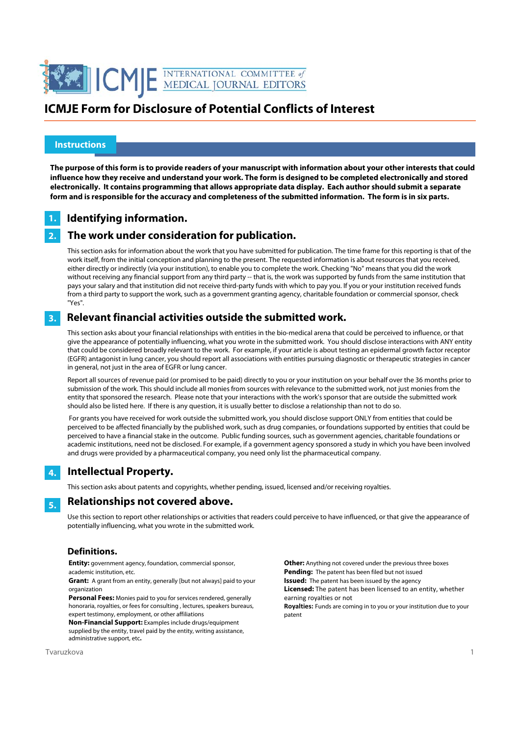INTERNATIONAL COMMITTEE of MEDICAL JOURNAL EDITORS

# ICMJE Form for Disclosure of Potential Conflicts of Interest

## Instructions

**The purpose of this form is to provide readers of your manuscript with information about your other interests that could influence how they receive and understand your work. The form is designed to be completed electronically and stored electronically. It contains programming that allows appropriate data display. Each author should submit a separate form and is responsible for the accuracy and completeness of the submitted information. The form is in six parts.**

### 1. Identifying information.

### 2. The work under consideration for publication.

This section asks for information about the work that you have submitted for publication. The time frame for this reporting is that of the work itself, from the initial conception and planning to the present. The requested information is about resources that you received, either directly or indirectly (via your institution), to enable you to complete the work. Checking "No" means that you did the work without receiving any financial support from any third party -- that is, the work was supported by funds from the same institution that pays your salary and that institution did not receive third-party funds with which to pay you. If you or your institution received funds from a third party to support the work, such as a government granting agency, charitable foundation or commercial sponsor, check "Yes".

### 3. Relevant financial activities outside the submitted work.

This section asks about your financial relationships with entities in the bio-medical arena that could be perceived to influence, or that give the appearance of potentially influencing, what you wrote in the submitted work. You should disclose interactions with ANY entity that could be considered broadly relevant to the work. For example, if your article is about testing an epidermal growth factor receptor (EGFR) antagonist in lung cancer, you should report all associations with entities pursuing diagnostic or therapeutic strategies in cancer in general, not just in the area of EGFR or lung cancer.

Report all sources of revenue paid (or promised to be paid) directly to you or your institution on your behalf over the 36 months prior to submission of the work. This should include all monies from sources with relevance to the submitted work, not just monies from the entity that sponsored the research. Please note that your interactions with the work's sponsor that are outside the submitted work should also be listed here. If there is any question, it is usually better to disclose a relationship than not to do so.

For grants you have received for work outside the submitted work, you should disclose support ONLY from entities that could be perceived to be affected financially by the published work, such as drug companies, or foundations supported by entities that could be perceived to have a financial stake in the outcome. Public funding sources, such as government agencies, charitable foundations or academic institutions, need not be disclosed. For example, if a government agency sponsored a study in which you have been involved and drugs were provided by a pharmaceutical company, you need only list the pharmaceutical company.

### 4. Intellectual Property.

This section asks about patents and copyrights, whether pending, issued, licensed and/or receiving royalties.

### 5. Relationships not covered above.

Use this section to report other relationships or activities that readers could perceive to have influenced, or that give the appearance of potentially influencing, what you wrote in the submitted work.

### Definitions.

**Entity:** government agency, foundation, commercial sponsor, academic institution, etc.

**Grant:** A grant from an entity, generally [but not always] paid to your organization

**Personal Fees:** Monies paid to you for services rendered, generally honoraria, royalties, or fees for consulting , lectures, speakers bureaus, expert testimony, employment, or other affiliations

**Non-Financial Support:** Examples include drugs/equipment supplied by the entity, travel paid by the entity, writing assistance, administrative support, etc**.**

**Other:** Anything not covered under the previous three boxes

**Pending:** The patent has been filed but not issued

**Issued:** The patent has been issued by the agency

**Licensed:** The patent has been licensed to an entity, whether earning royalties or not

**Royalties:** Funds are coming in to you or your institution due to your patent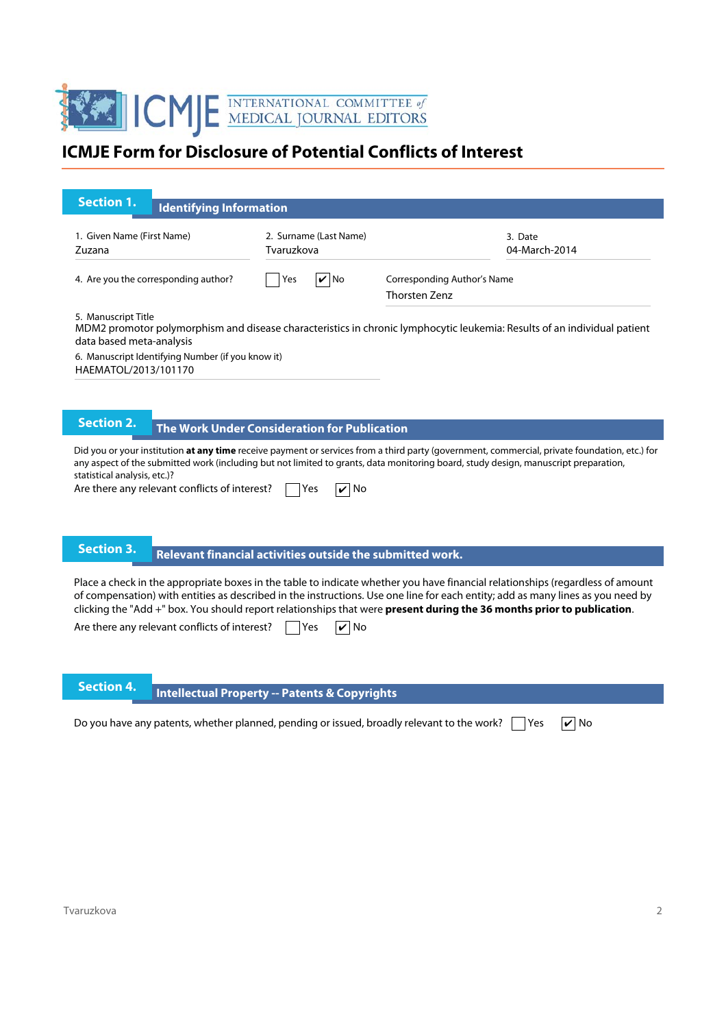# ICMJE Form for Disclosure of Potential Conflicts of Interest

## Section 1. Identifying Information

1. Given Name (First Name)
Zuzana

2. Surname (Last Name)
Tvaruzkova

3. Date
04-March-2014

4. Are you the corresponding author? ☐ Yes ☑ No

Corresponding Author's Name
Thorsten Zenz

5. Manuscript Title
MDM2 promotor polymorphism and disease characteristics in chronic lymphocytic leukemia: Results of an individual patient data based meta-analysis

6. Manuscript Identifying Number (if you know it)
HAEMATOL/2013/101170

## Section 2. The Work Under Consideration for Publication

Did you or your institution **at any time** receive payment or services from a third party (government, commercial, private foundation, etc.) for any aspect of the submitted work (including but not limited to grants, data monitoring board, study design, manuscript preparation, statistical analysis, etc.)?

Are there any relevant conflicts of interest? ☐ Yes ☑ No

## Section 3. Relevant financial activities outside the submitted work.

Place a check in the appropriate boxes in the table to indicate whether you have financial relationships (regardless of amount of compensation) with entities as described in the instructions. Use one line for each entity; add as many lines as you need by clicking the "Add +" box. You should report relationships that were **present during the 36 months prior to publication**.

Are there any relevant conflicts of interest? ☐ Yes ☑ No

## Section 4. Intellectual Property -- Patents & Copyrights

Do you have any patents, whether planned, pending or issued, broadly relevant to the work? ☐ Yes ☑ No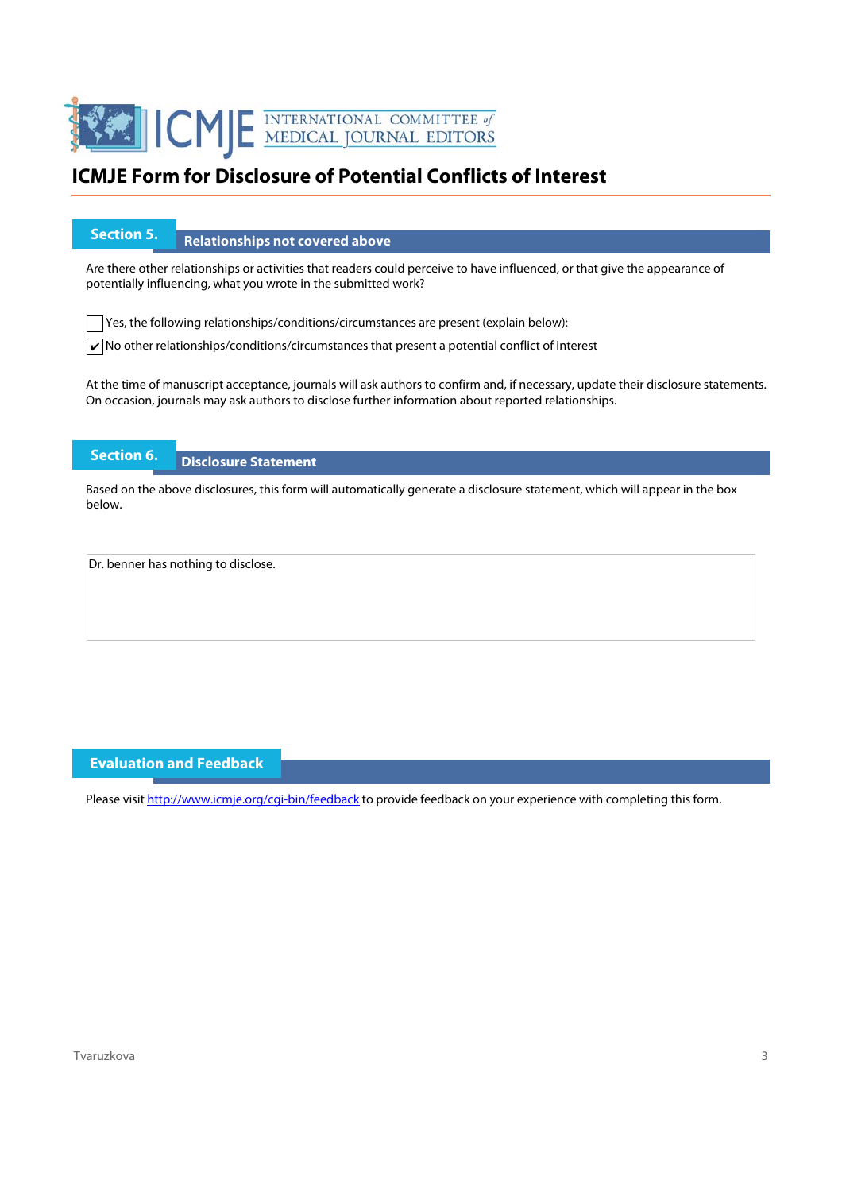# ICMJE Form for Disclosure of Potential Conflicts of Interest

## Section 5. Relationships not covered above

Are there other relationships or activities that readers could perceive to have influenced, or that give the appearance of potentially influencing, what you wrote in the submitted work?

☐ Yes, the following relationships/conditions/circumstances are present (explain below):

☑ No other relationships/conditions/circumstances that present a potential conflict of interest

At the time of manuscript acceptance, journals will ask authors to confirm and, if necessary, update their disclosure statements. On occasion, journals may ask authors to disclose further information about reported relationships.

## Section 6. Disclosure Statement

Based on the above disclosures, this form will automatically generate a disclosure statement, which will appear in the box below.

> Dr. benner has nothing to disclose.

## Evaluation and Feedback

Please visit http://www.icmje.org/cgi-bin/feedback to provide feedback on your experience with completing this form.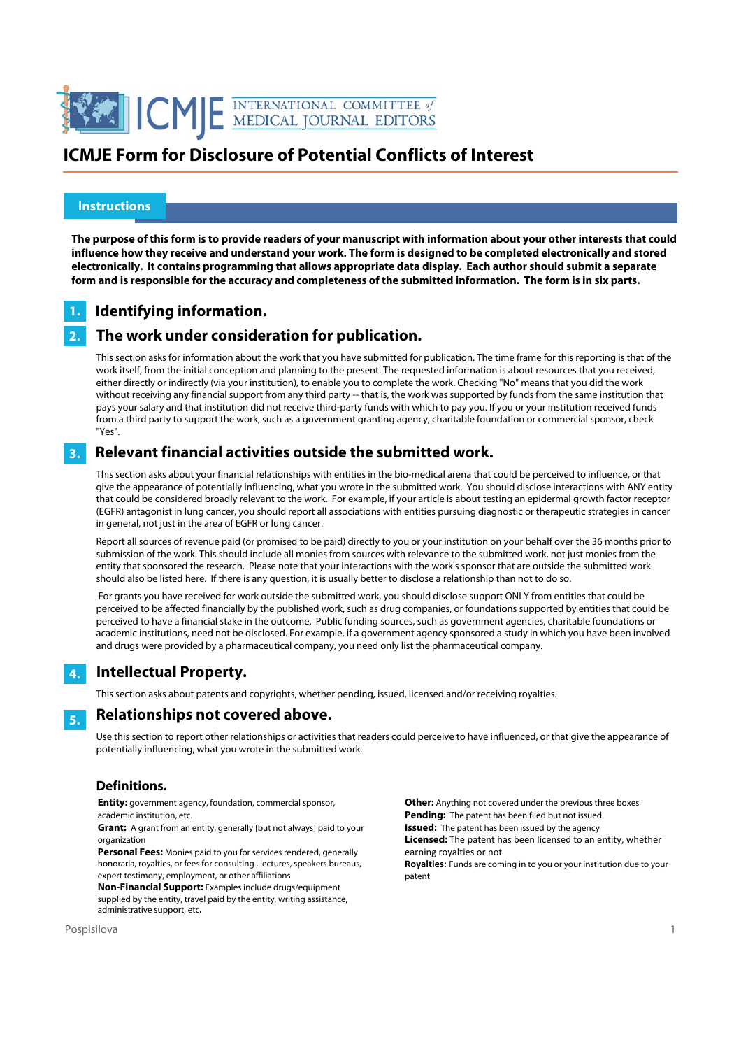# ICMJE Form for Disclosure of Potential Conflicts of Interest

## Instructions

**The purpose of this form is to provide readers of your manuscript with information about your other interests that could influence how they receive and understand your work. The form is designed to be completed electronically and stored electronically. It contains programming that allows appropriate data display. Each author should submit a separate form and is responsible for the accuracy and completeness of the submitted information. The form is in six parts.**

### 1. Identifying information.

### 2. The work under consideration for publication.

This section asks for information about the work that you have submitted for publication. The time frame for this reporting is that of the work itself, from the initial conception and planning to the present. The requested information is about resources that you received, either directly or indirectly (via your institution), to enable you to complete the work. Checking "No" means that you did the work without receiving any financial support from any third party -- that is, the work was supported by funds from the same institution that pays your salary and that institution did not receive third-party funds with which to pay you. If you or your institution received funds from a third party to support the work, such as a government granting agency, charitable foundation or commercial sponsor, check "Yes".

### 3. Relevant financial activities outside the submitted work.

This section asks about your financial relationships with entities in the bio-medical arena that could be perceived to influence, or that give the appearance of potentially influencing, what you wrote in the submitted work. You should disclose interactions with ANY entity that could be considered broadly relevant to the work. For example, if your article is about testing an epidermal growth factor receptor (EGFR) antagonist in lung cancer, you should report all associations with entities pursuing diagnostic or therapeutic strategies in cancer in general, not just in the area of EGFR or lung cancer.

Report all sources of revenue paid (or promised to be paid) directly to you or your institution on your behalf over the 36 months prior to submission of the work. This should include all monies from sources with relevance to the submitted work, not just monies from the entity that sponsored the research. Please note that your interactions with the work's sponsor that are outside the submitted work should also be listed here. If there is any question, it is usually better to disclose a relationship than not to do so.

For grants you have received for work outside the submitted work, you should disclose support ONLY from entities that could be perceived to be affected financially by the published work, such as drug companies, or foundations supported by entities that could be perceived to have a financial stake in the outcome. Public funding sources, such as government agencies, charitable foundations or academic institutions, need not be disclosed. For example, if a government agency sponsored a study in which you have been involved and drugs were provided by a pharmaceutical company, you need only list the pharmaceutical company.

### 4. Intellectual Property.

This section asks about patents and copyrights, whether pending, issued, licensed and/or receiving royalties.

### 5. Relationships not covered above.

Use this section to report other relationships or activities that readers could perceive to have influenced, or that give the appearance of potentially influencing, what you wrote in the submitted work.

### Definitions.

**Entity:** government agency, foundation, commercial sponsor, academic institution, etc.

**Grant:** A grant from an entity, generally [but not always] paid to your organization

**Personal Fees:** Monies paid to you for services rendered, generally honoraria, royalties, or fees for consulting , lectures, speakers bureaus, expert testimony, employment, or other affiliations

**Non-Financial Support:** Examples include drugs/equipment supplied by the entity, travel paid by the entity, writing assistance, administrative support, etc**.**

**Other:** Anything not covered under the previous three boxes

**Pending:** The patent has been filed but not issued

**Issued:** The patent has been issued by the agency

**Licensed:** The patent has been licensed to an entity, whether earning royalties or not

**Royalties:** Funds are coming in to you or your institution due to your patent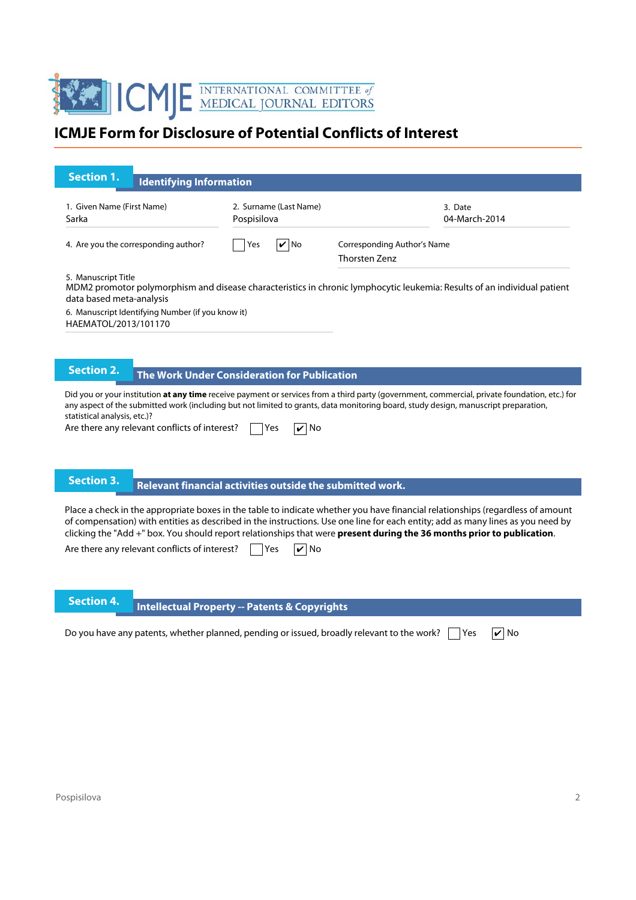# ICMJE Form for Disclosure of Potential Conflicts of Interest

## Section 1. Identifying Information

1. Given Name (First Name)
Sarka

2. Surname (Last Name)
Pospisilova

3. Date
04-March-2014

4. Are you the corresponding author? ☐ Yes ☑ No

Corresponding Author's Name
Thorsten Zenz

5. Manuscript Title
MDM2 promotor polymorphism and disease characteristics in chronic lymphocytic leukemia: Results of an individual patient data based meta-analysis

6. Manuscript Identifying Number (if you know it)
HAEMATOL/2013/101170

## Section 2. The Work Under Consideration for Publication

Did you or your institution **at any time** receive payment or services from a third party (government, commercial, private foundation, etc.) for any aspect of the submitted work (including but not limited to grants, data monitoring board, study design, manuscript preparation, statistical analysis, etc.)?

Are there any relevant conflicts of interest? ☐ Yes ☑ No

## Section 3. Relevant financial activities outside the submitted work.

Place a check in the appropriate boxes in the table to indicate whether you have financial relationships (regardless of amount of compensation) with entities as described in the instructions. Use one line for each entity; add as many lines as you need by clicking the "Add +" box. You should report relationships that were **present during the 36 months prior to publication**.

Are there any relevant conflicts of interest? ☐ Yes ☑ No

## Section 4. Intellectual Property -- Patents & Copyrights

Do you have any patents, whether planned, pending or issued, broadly relevant to the work? ☐ Yes ☑ No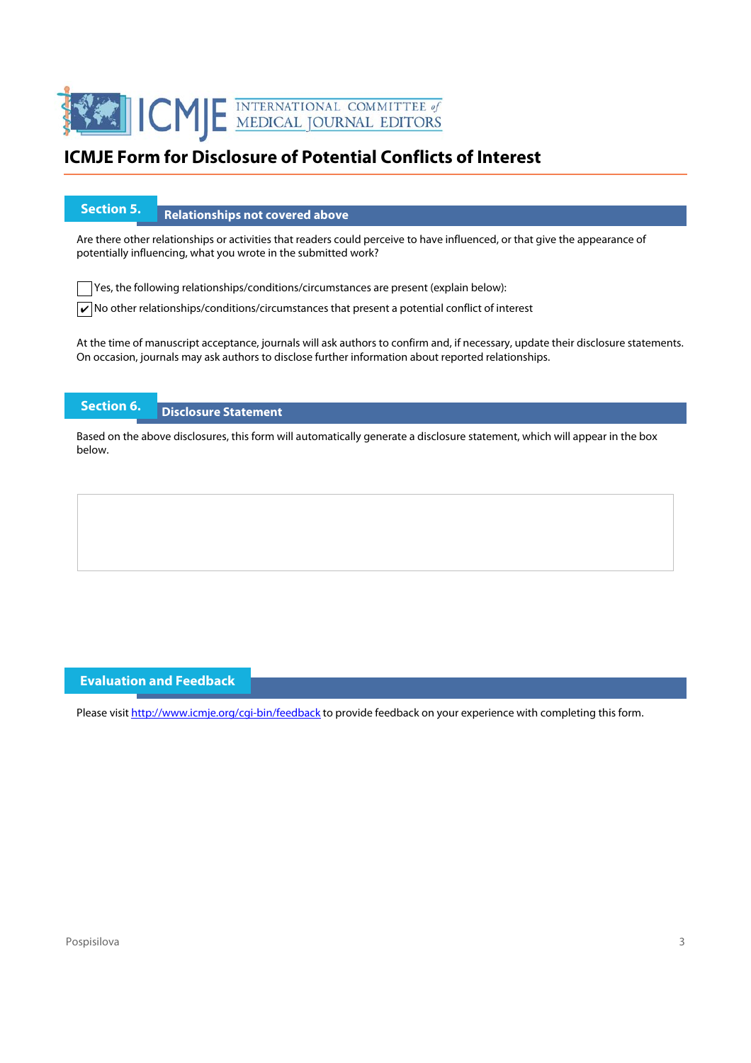# ICMJE Form for Disclosure of Potential Conflicts of Interest

## Section 5. Relationships not covered above

Are there other relationships or activities that readers could perceive to have influenced, or that give the appearance of potentially influencing, what you wrote in the submitted work?

☐ Yes, the following relationships/conditions/circumstances are present (explain below):

☑ No other relationships/conditions/circumstances that present a potential conflict of interest

At the time of manuscript acceptance, journals will ask authors to confirm and, if necessary, update their disclosure statements. On occasion, journals may ask authors to disclose further information about reported relationships.

## Section 6. Disclosure Statement

Based on the above disclosures, this form will automatically generate a disclosure statement, which will appear in the box below.

## Evaluation and Feedback

Please visit http://www.icmje.org/cgi-bin/feedback to provide feedback on your experience with completing this form.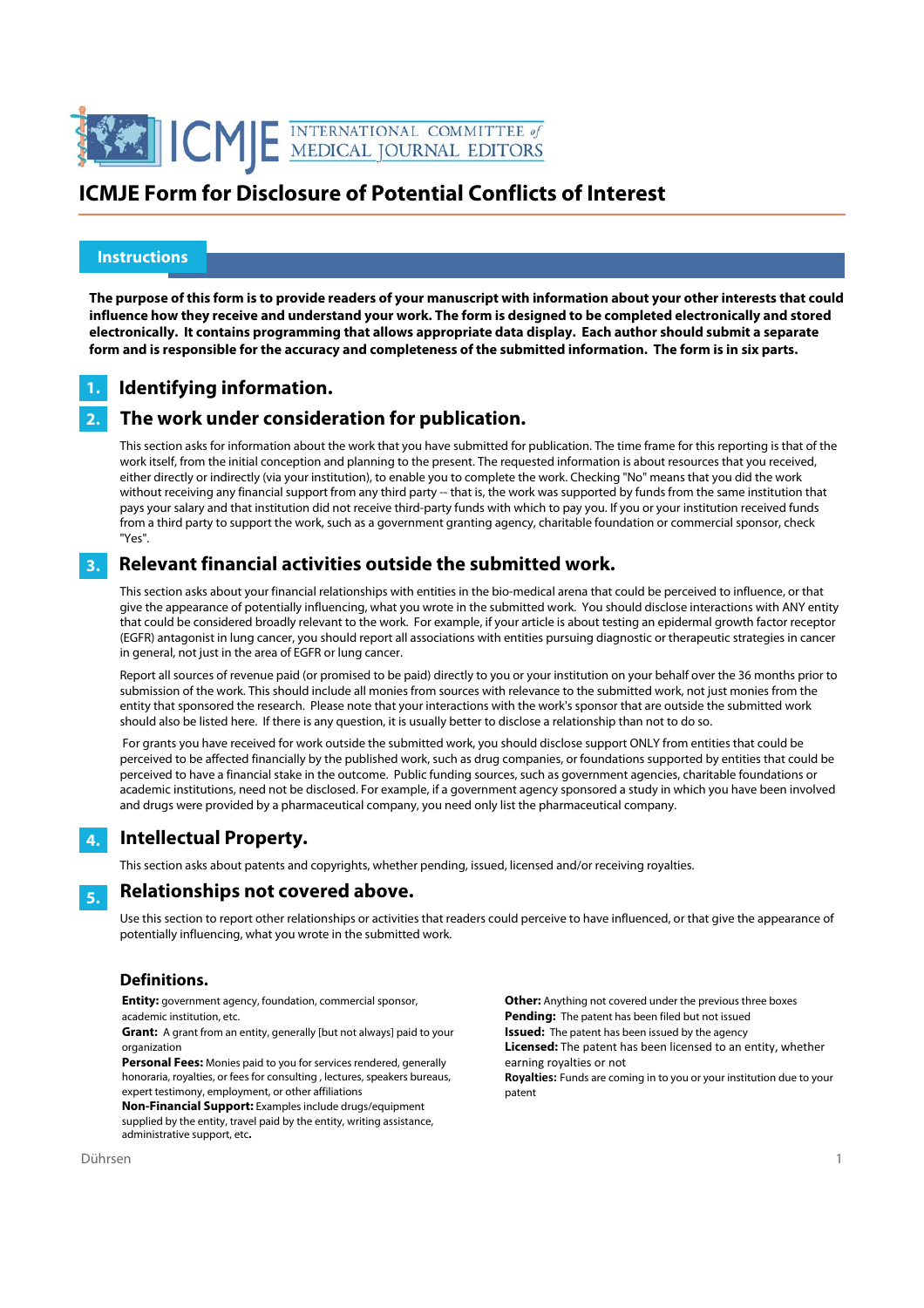ICMJE INTERNATIONAL COMMITTEE of MEDICAL JOURNAL EDITORS

# ICMJE Form for Disclosure of Potential Conflicts of Interest

## Instructions

**The purpose of this form is to provide readers of your manuscript with information about your other interests that could influence how they receive and understand your work. The form is designed to be completed electronically and stored electronically. It contains programming that allows appropriate data display. Each author should submit a separate form and is responsible for the accuracy and completeness of the submitted information. The form is in six parts.**

### 1. Identifying information.

### 2. The work under consideration for publication.

This section asks for information about the work that you have submitted for publication. The time frame for this reporting is that of the work itself, from the initial conception and planning to the present. The requested information is about resources that you received, either directly or indirectly (via your institution), to enable you to complete the work. Checking "No" means that you did the work without receiving any financial support from any third party -- that is, the work was supported by funds from the same institution that pays your salary and that institution did not receive third-party funds with which to pay you. If you or your institution received funds from a third party to support the work, such as a government granting agency, charitable foundation or commercial sponsor, check "Yes".

### 3. Relevant financial activities outside the submitted work.

This section asks about your financial relationships with entities in the bio-medical arena that could be perceived to influence, or that give the appearance of potentially influencing, what you wrote in the submitted work. You should disclose interactions with ANY entity that could be considered broadly relevant to the work. For example, if your article is about testing an epidermal growth factor receptor (EGFR) antagonist in lung cancer, you should report all associations with entities pursuing diagnostic or therapeutic strategies in cancer in general, not just in the area of EGFR or lung cancer.

Report all sources of revenue paid (or promised to be paid) directly to you or your institution on your behalf over the 36 months prior to submission of the work. This should include all monies from sources with relevance to the submitted work, not just monies from the entity that sponsored the research. Please note that your interactions with the work's sponsor that are outside the submitted work should also be listed here. If there is any question, it is usually better to disclose a relationship than not to do so.

For grants you have received for work outside the submitted work, you should disclose support ONLY from entities that could be perceived to be affected financially by the published work, such as drug companies, or foundations supported by entities that could be perceived to have a financial stake in the outcome. Public funding sources, such as government agencies, charitable foundations or academic institutions, need not be disclosed. For example, if a government agency sponsored a study in which you have been involved and drugs were provided by a pharmaceutical company, you need only list the pharmaceutical company.

### 4. Intellectual Property.

This section asks about patents and copyrights, whether pending, issued, licensed and/or receiving royalties.

### 5. Relationships not covered above.

Use this section to report other relationships or activities that readers could perceive to have influenced, or that give the appearance of potentially influencing, what you wrote in the submitted work.

### Definitions.

**Entity:** government agency, foundation, commercial sponsor, academic institution, etc.

**Grant:** A grant from an entity, generally [but not always] paid to your organization

**Personal Fees:** Monies paid to you for services rendered, generally honoraria, royalties, or fees for consulting , lectures, speakers bureaus, expert testimony, employment, or other affiliations

**Non-Financial Support:** Examples include drugs/equipment supplied by the entity, travel paid by the entity, writing assistance, administrative support, etc**.**

**Other:** Anything not covered under the previous three boxes

**Pending:** The patent has been filed but not issued

**Issued:** The patent has been issued by the agency

**Licensed:** The patent has been licensed to an entity, whether earning royalties or not

**Royalties:** Funds are coming in to you or your institution due to your patent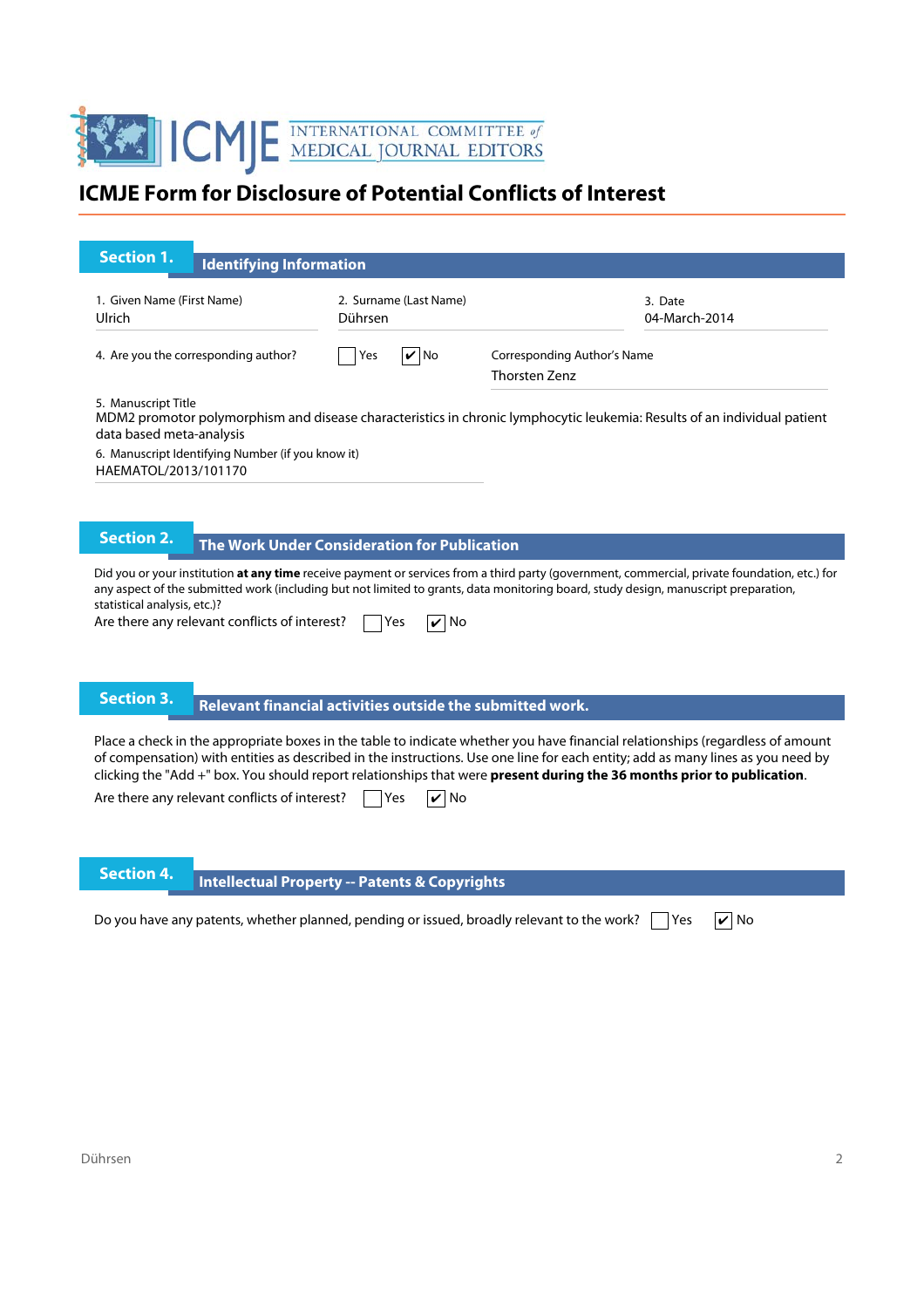# ICMJE Form for Disclosure of Potential Conflicts of Interest

## Section 1. Identifying Information

1. Given Name (First Name)
Ulrich

2. Surname (Last Name)
Dührsen

3. Date
04-March-2014

4. Are you the corresponding author? ☐ Yes ☑ No

Corresponding Author's Name
Thorsten Zenz

5. Manuscript Title
MDM2 promotor polymorphism and disease characteristics in chronic lymphocytic leukemia: Results of an individual patient data based meta-analysis

6. Manuscript Identifying Number (if you know it)
HAEMATOL/2013/101170

## Section 2. The Work Under Consideration for Publication

Did you or your institution **at any time** receive payment or services from a third party (government, commercial, private foundation, etc.) for any aspect of the submitted work (including but not limited to grants, data monitoring board, study design, manuscript preparation, statistical analysis, etc.)?

Are there any relevant conflicts of interest? ☐ Yes ☑ No

## Section 3. Relevant financial activities outside the submitted work.

Place a check in the appropriate boxes in the table to indicate whether you have financial relationships (regardless of amount of compensation) with entities as described in the instructions. Use one line for each entity; add as many lines as you need by clicking the "Add +" box. You should report relationships that were **present during the 36 months prior to publication**.

Are there any relevant conflicts of interest? ☐ Yes ☑ No

## Section 4. Intellectual Property -- Patents & Copyrights

Do you have any patents, whether planned, pending or issued, broadly relevant to the work? ☐ Yes ☑ No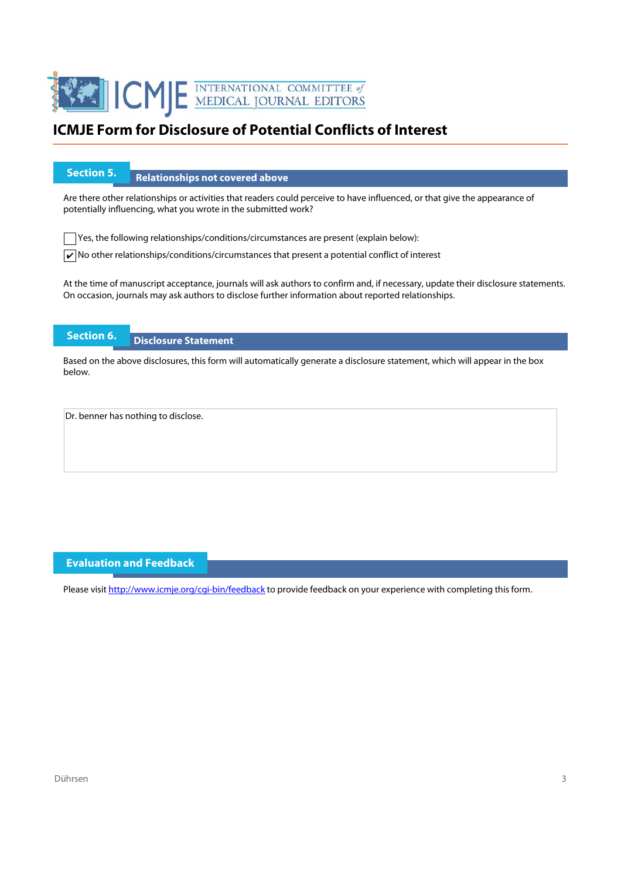# ICMJE Form for Disclosure of Potential Conflicts of Interest

## Section 5. Relationships not covered above

Are there other relationships or activities that readers could perceive to have influenced, or that give the appearance of potentially influencing, what you wrote in the submitted work?

☐ Yes, the following relationships/conditions/circumstances are present (explain below):

☑ No other relationships/conditions/circumstances that present a potential conflict of interest

At the time of manuscript acceptance, journals will ask authors to confirm and, if necessary, update their disclosure statements. On occasion, journals may ask authors to disclose further information about reported relationships.

## Section 6. Disclosure Statement

Based on the above disclosures, this form will automatically generate a disclosure statement, which will appear in the box below.

Dr. benner has nothing to disclose.

## Evaluation and Feedback

Please visit http://www.icmje.org/cgi-bin/feedback to provide feedback on your experience with completing this form.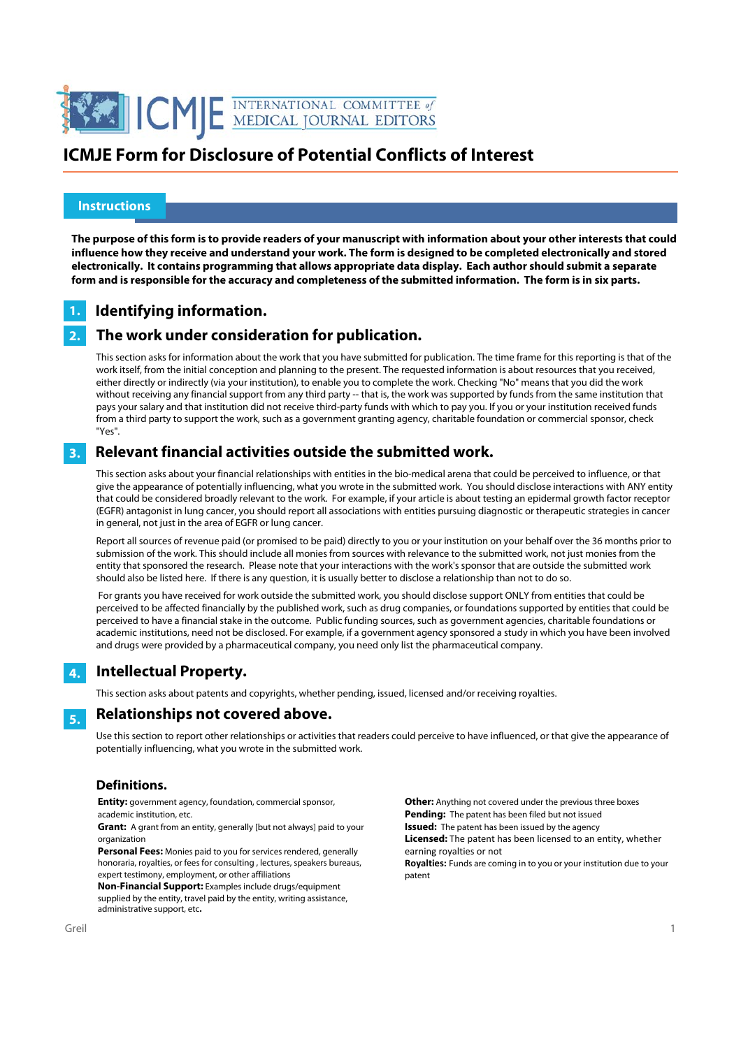# ICMJE Form for Disclosure of Potential Conflicts of Interest

## Instructions

**The purpose of this form is to provide readers of your manuscript with information about your other interests that could influence how they receive and understand your work. The form is designed to be completed electronically and stored electronically. It contains programming that allows appropriate data display. Each author should submit a separate form and is responsible for the accuracy and completeness of the submitted information. The form is in six parts.**

### 1. Identifying information.

### 2. The work under consideration for publication.

This section asks for information about the work that you have submitted for publication. The time frame for this reporting is that of the work itself, from the initial conception and planning to the present. The requested information is about resources that you received, either directly or indirectly (via your institution), to enable you to complete the work. Checking "No" means that you did the work without receiving any financial support from any third party -- that is, the work was supported by funds from the same institution that pays your salary and that institution did not receive third-party funds with which to pay you. If you or your institution received funds from a third party to support the work, such as a government granting agency, charitable foundation or commercial sponsor, check "Yes".

### 3. Relevant financial activities outside the submitted work.

This section asks about your financial relationships with entities in the bio-medical arena that could be perceived to influence, or that give the appearance of potentially influencing, what you wrote in the submitted work. You should disclose interactions with ANY entity that could be considered broadly relevant to the work. For example, if your article is about testing an epidermal growth factor receptor (EGFR) antagonist in lung cancer, you should report all associations with entities pursuing diagnostic or therapeutic strategies in cancer in general, not just in the area of EGFR or lung cancer.

Report all sources of revenue paid (or promised to be paid) directly to you or your institution on your behalf over the 36 months prior to submission of the work. This should include all monies from sources with relevance to the submitted work, not just monies from the entity that sponsored the research. Please note that your interactions with the work's sponsor that are outside the submitted work should also be listed here. If there is any question, it is usually better to disclose a relationship than not to do so.

For grants you have received for work outside the submitted work, you should disclose support ONLY from entities that could be perceived to be affected financially by the published work, such as drug companies, or foundations supported by entities that could be perceived to have a financial stake in the outcome. Public funding sources, such as government agencies, charitable foundations or academic institutions, need not be disclosed. For example, if a government agency sponsored a study in which you have been involved and drugs were provided by a pharmaceutical company, you need only list the pharmaceutical company.

### 4. Intellectual Property.

This section asks about patents and copyrights, whether pending, issued, licensed and/or receiving royalties.

### 5. Relationships not covered above.

Use this section to report other relationships or activities that readers could perceive to have influenced, or that give the appearance of potentially influencing, what you wrote in the submitted work.

### Definitions.

**Entity:** government agency, foundation, commercial sponsor, academic institution, etc.

**Grant:** A grant from an entity, generally [but not always] paid to your organization

**Personal Fees:** Monies paid to you for services rendered, generally honoraria, royalties, or fees for consulting , lectures, speakers bureaus, expert testimony, employment, or other affiliations

**Non-Financial Support:** Examples include drugs/equipment supplied by the entity, travel paid by the entity, writing assistance, administrative support, etc**.**

**Other:** Anything not covered under the previous three boxes

**Pending:** The patent has been filed but not issued

**Issued:** The patent has been issued by the agency

**Licensed:** The patent has been licensed to an entity, whether earning royalties or not

**Royalties:** Funds are coming in to you or your institution due to your patent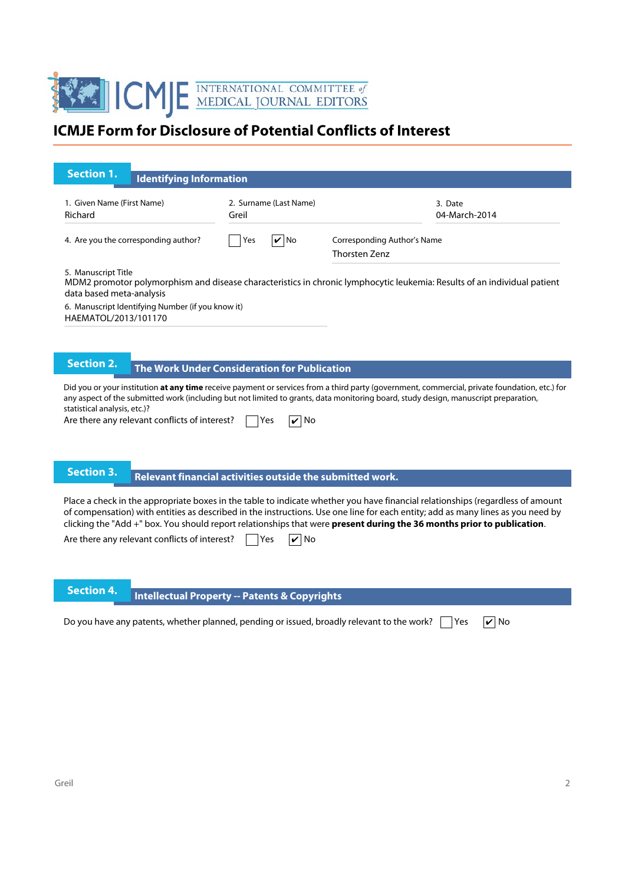# ICMJE Form for Disclosure of Potential Conflicts of Interest

## Section 1. Identifying Information

1. Given Name (First Name)
Richard

2. Surname (Last Name)
Greil

3. Date
04-March-2014

4. Are you the corresponding author? ☐ Yes ☑ No

Corresponding Author's Name
Thorsten Zenz

5. Manuscript Title
MDM2 promotor polymorphism and disease characteristics in chronic lymphocytic leukemia: Results of an individual patient data based meta-analysis

6. Manuscript Identifying Number (if you know it)
HAEMATOL/2013/101170

## Section 2. The Work Under Consideration for Publication

Did you or your institution **at any time** receive payment or services from a third party (government, commercial, private foundation, etc.) for any aspect of the submitted work (including but not limited to grants, data monitoring board, study design, manuscript preparation, statistical analysis, etc.)?

Are there any relevant conflicts of interest? ☐ Yes ☑ No

## Section 3. Relevant financial activities outside the submitted work.

Place a check in the appropriate boxes in the table to indicate whether you have financial relationships (regardless of amount of compensation) with entities as described in the instructions. Use one line for each entity; add as many lines as you need by clicking the "Add +" box. You should report relationships that were **present during the 36 months prior to publication**.

Are there any relevant conflicts of interest? ☐ Yes ☑ No

## Section 4. Intellectual Property -- Patents & Copyrights

Do you have any patents, whether planned, pending or issued, broadly relevant to the work? ☐ Yes ☑ No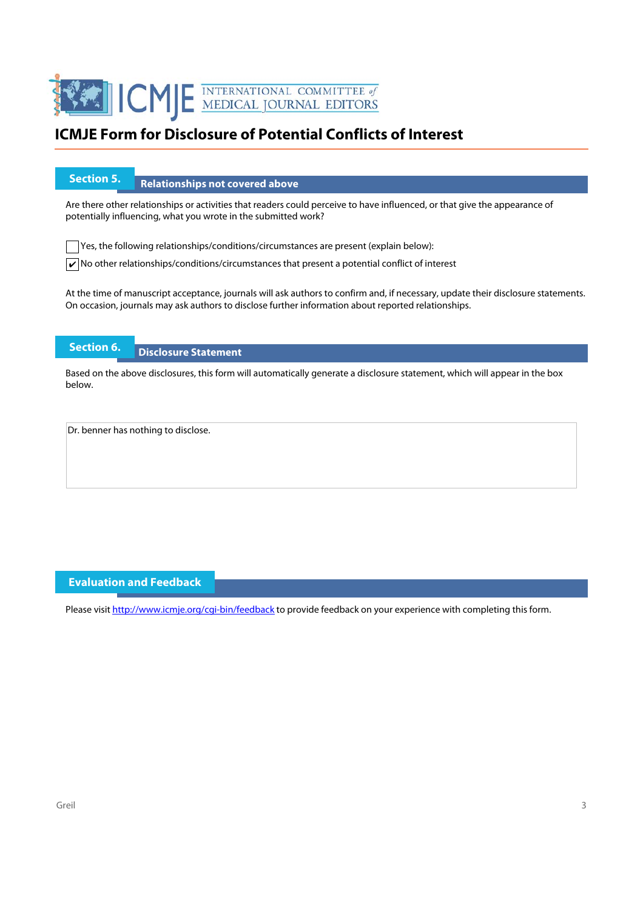# ICMJE Form for Disclosure of Potential Conflicts of Interest

## Section 5. Relationships not covered above

Are there other relationships or activities that readers could perceive to have influenced, or that give the appearance of potentially influencing, what you wrote in the submitted work?

☐ Yes, the following relationships/conditions/circumstances are present (explain below):

☑ No other relationships/conditions/circumstances that present a potential conflict of interest

At the time of manuscript acceptance, journals will ask authors to confirm and, if necessary, update their disclosure statements. On occasion, journals may ask authors to disclose further information about reported relationships.

## Section 6. Disclosure Statement

Based on the above disclosures, this form will automatically generate a disclosure statement, which will appear in the box below.

Dr. benner has nothing to disclose.

## Evaluation and Feedback

Please visit http://www.icmje.org/cgi-bin/feedback to provide feedback on your experience with completing this form.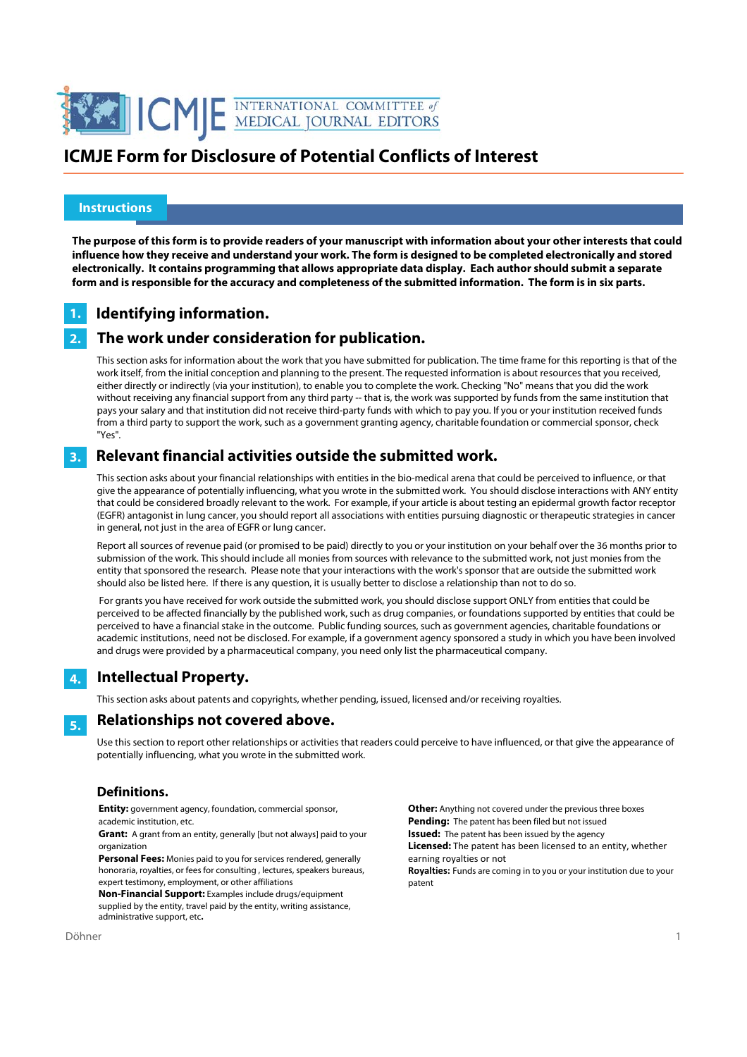# ICMJE Form for Disclosure of Potential Conflicts of Interest

## Instructions

**The purpose of this form is to provide readers of your manuscript with information about your other interests that could influence how they receive and understand your work. The form is designed to be completed electronically and stored electronically. It contains programming that allows appropriate data display. Each author should submit a separate form and is responsible for the accuracy and completeness of the submitted information. The form is in six parts.**

### 1. Identifying information.

### 2. The work under consideration for publication.

This section asks for information about the work that you have submitted for publication. The time frame for this reporting is that of the work itself, from the initial conception and planning to the present. The requested information is about resources that you received, either directly or indirectly (via your institution), to enable you to complete the work. Checking "No" means that you did the work without receiving any financial support from any third party -- that is, the work was supported by funds from the same institution that pays your salary and that institution did not receive third-party funds with which to pay you. If you or your institution received funds from a third party to support the work, such as a government granting agency, charitable foundation or commercial sponsor, check "Yes".

### 3. Relevant financial activities outside the submitted work.

This section asks about your financial relationships with entities in the bio-medical arena that could be perceived to influence, or that give the appearance of potentially influencing, what you wrote in the submitted work. You should disclose interactions with ANY entity that could be considered broadly relevant to the work. For example, if your article is about testing an epidermal growth factor receptor (EGFR) antagonist in lung cancer, you should report all associations with entities pursuing diagnostic or therapeutic strategies in cancer in general, not just in the area of EGFR or lung cancer.

Report all sources of revenue paid (or promised to be paid) directly to you or your institution on your behalf over the 36 months prior to submission of the work. This should include all monies from sources with relevance to the submitted work, not just monies from the entity that sponsored the research. Please note that your interactions with the work's sponsor that are outside the submitted work should also be listed here. If there is any question, it is usually better to disclose a relationship than not to do so.

For grants you have received for work outside the submitted work, you should disclose support ONLY from entities that could be perceived to be affected financially by the published work, such as drug companies, or foundations supported by entities that could be perceived to have a financial stake in the outcome. Public funding sources, such as government agencies, charitable foundations or academic institutions, need not be disclosed. For example, if a government agency sponsored a study in which you have been involved and drugs were provided by a pharmaceutical company, you need only list the pharmaceutical company.

### 4. Intellectual Property.

This section asks about patents and copyrights, whether pending, issued, licensed and/or receiving royalties.

### 5. Relationships not covered above.

Use this section to report other relationships or activities that readers could perceive to have influenced, or that give the appearance of potentially influencing, what you wrote in the submitted work.

### Definitions.

**Entity:** government agency, foundation, commercial sponsor, academic institution, etc.

**Grant:** A grant from an entity, generally [but not always] paid to your organization

**Personal Fees:** Monies paid to you for services rendered, generally honoraria, royalties, or fees for consulting , lectures, speakers bureaus, expert testimony, employment, or other affiliations

**Non-Financial Support:** Examples include drugs/equipment supplied by the entity, travel paid by the entity, writing assistance, administrative support, etc**.**

**Other:** Anything not covered under the previous three boxes

**Pending:** The patent has been filed but not issued

**Issued:** The patent has been issued by the agency

**Licensed:** The patent has been licensed to an entity, whether earning royalties or not

**Royalties:** Funds are coming in to you or your institution due to your patent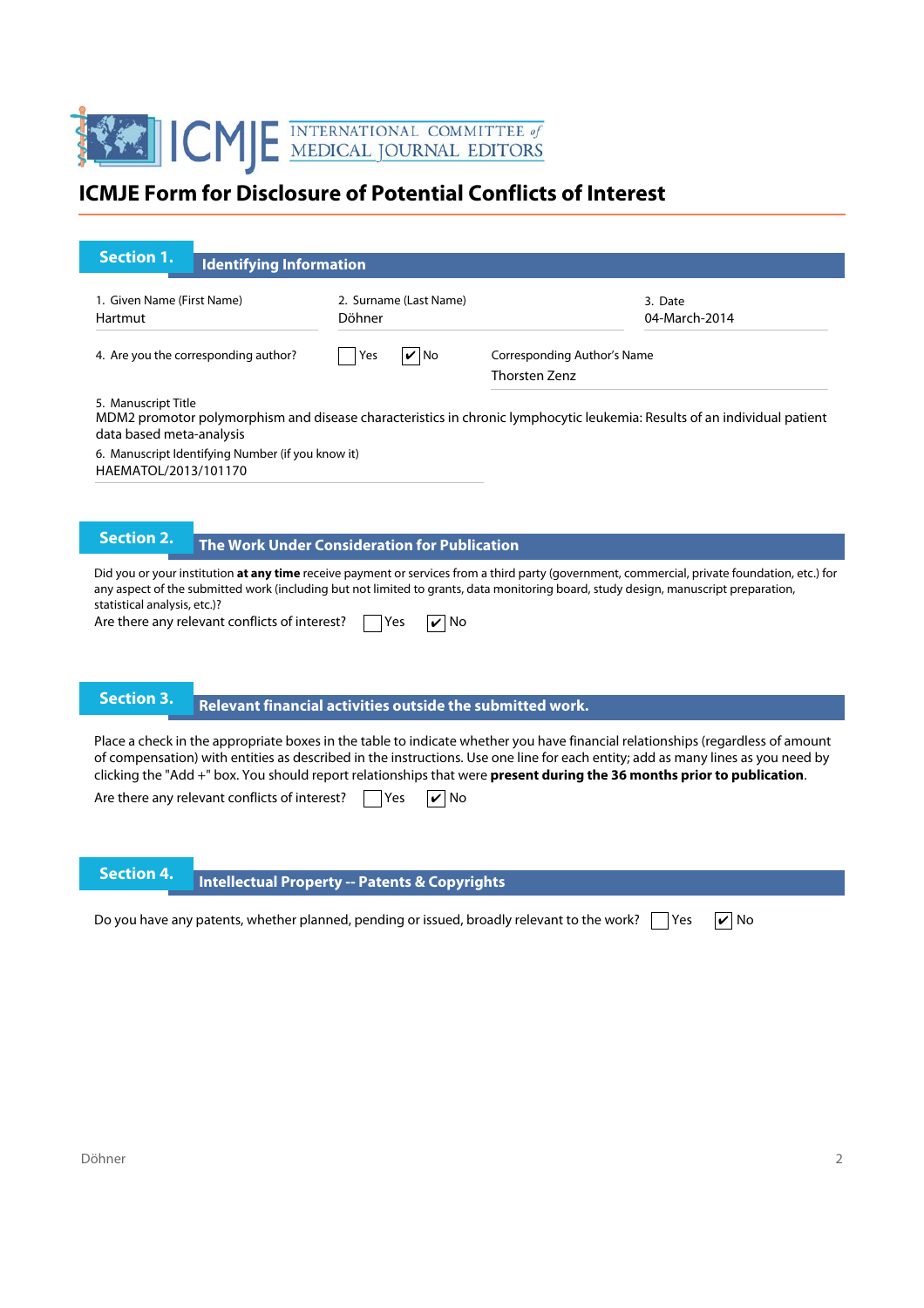# ICMJE Form for Disclosure of Potential Conflicts of Interest

## Section 1. Identifying Information

1. Given Name (First Name)
Hartmut

2. Surname (Last Name)
Döhner

3. Date
04-March-2014

4. Are you the corresponding author? ☐ Yes ☑ No

Corresponding Author's Name
Thorsten Zenz

5. Manuscript Title
MDM2 promotor polymorphism and disease characteristics in chronic lymphocytic leukemia: Results of an individual patient data based meta-analysis

6. Manuscript Identifying Number (if you know it)
HAEMATOL/2013/101170

## Section 2. The Work Under Consideration for Publication

Did you or your institution **at any time** receive payment or services from a third party (government, commercial, private foundation, etc.) for any aspect of the submitted work (including but not limited to grants, data monitoring board, study design, manuscript preparation, statistical analysis, etc.)?

Are there any relevant conflicts of interest? ☐ Yes ☑ No

## Section 3. Relevant financial activities outside the submitted work.

Place a check in the appropriate boxes in the table to indicate whether you have financial relationships (regardless of amount of compensation) with entities as described in the instructions. Use one line for each entity; add as many lines as you need by clicking the "Add +" box. You should report relationships that were **present during the 36 months prior to publication**.

Are there any relevant conflicts of interest? ☐ Yes ☑ No

## Section 4. Intellectual Property -- Patents & Copyrights

Do you have any patents, whether planned, pending or issued, broadly relevant to the work? ☐ Yes ☑ No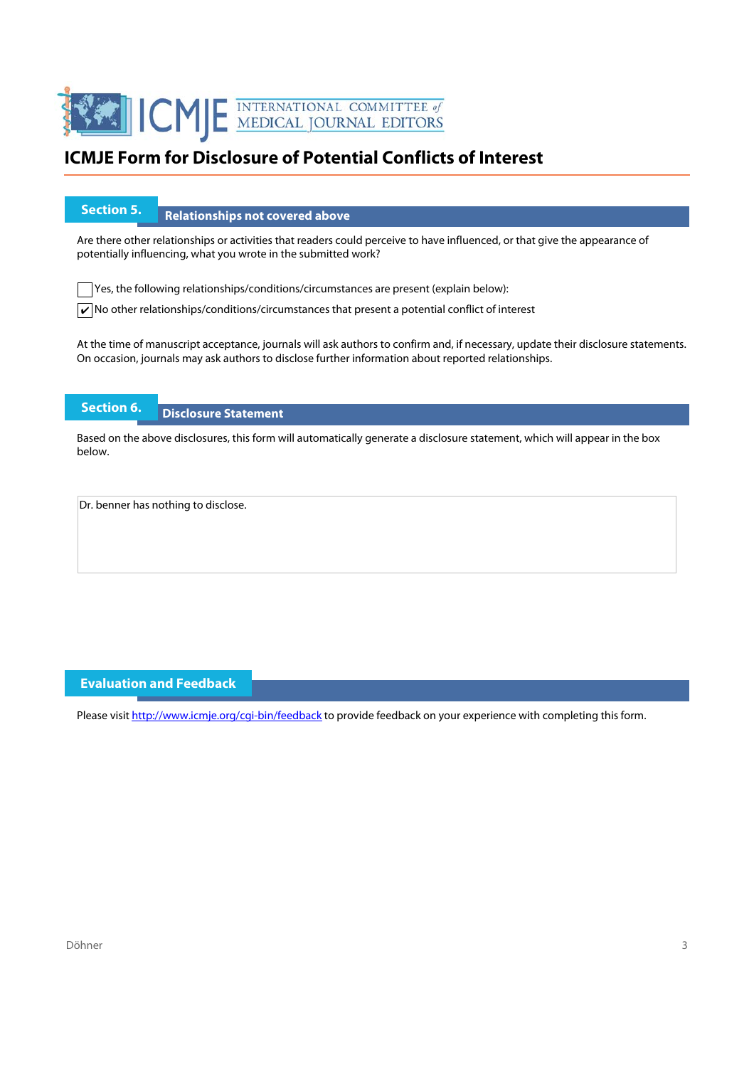# ICMJE Form for Disclosure of Potential Conflicts of Interest

## Section 5. Relationships not covered above

Are there other relationships or activities that readers could perceive to have influenced, or that give the appearance of potentially influencing, what you wrote in the submitted work?

☐ Yes, the following relationships/conditions/circumstances are present (explain below):

☑ No other relationships/conditions/circumstances that present a potential conflict of interest

At the time of manuscript acceptance, journals will ask authors to confirm and, if necessary, update their disclosure statements. On occasion, journals may ask authors to disclose further information about reported relationships.

## Section 6. Disclosure Statement

Based on the above disclosures, this form will automatically generate a disclosure statement, which will appear in the box below.

Dr. benner has nothing to disclose.

## Evaluation and Feedback

Please visit http://www.icmje.org/cgi-bin/feedback to provide feedback on your experience with completing this form.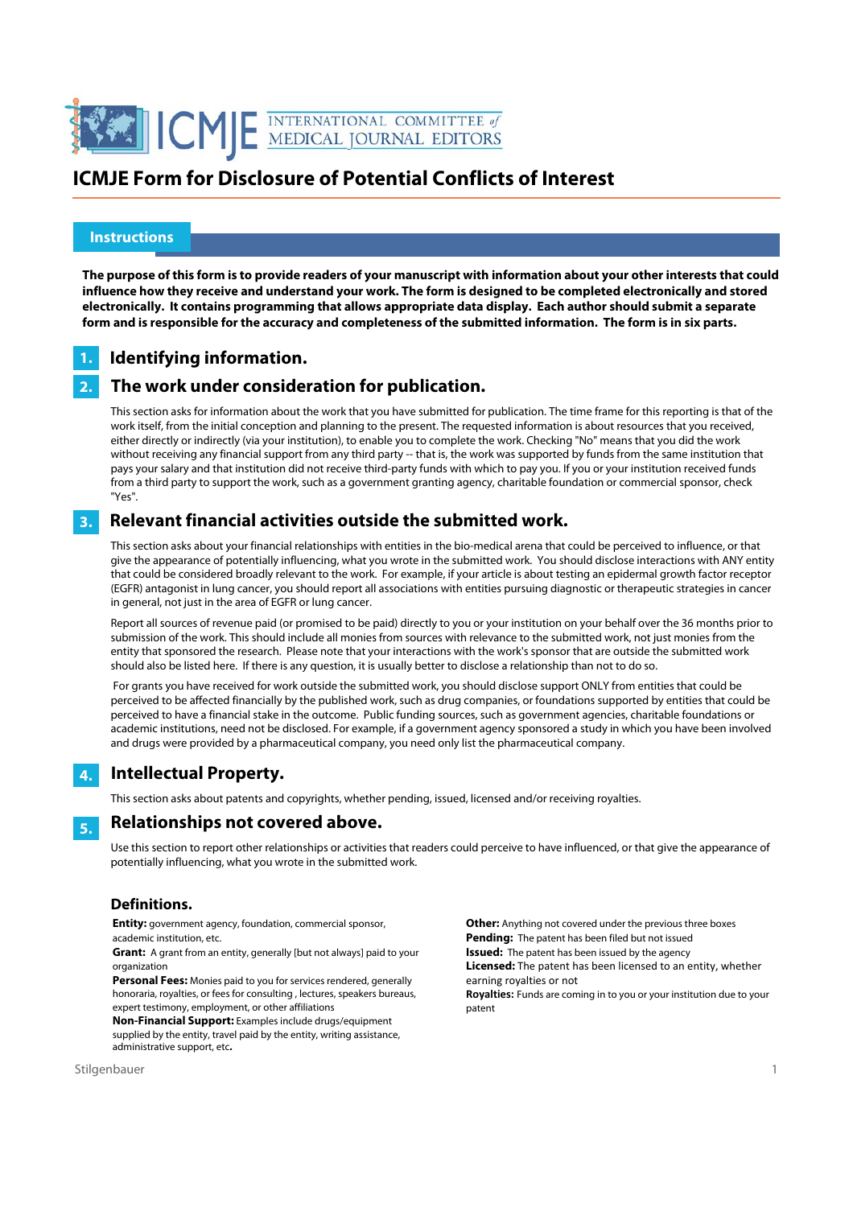# ICMJE Form for Disclosure of Potential Conflicts of Interest

## Instructions

**The purpose of this form is to provide readers of your manuscript with information about your other interests that could influence how they receive and understand your work. The form is designed to be completed electronically and stored electronically. It contains programming that allows appropriate data display. Each author should submit a separate form and is responsible for the accuracy and completeness of the submitted information. The form is in six parts.**

## 1. Identifying information.

## 2. The work under consideration for publication.

This section asks for information about the work that you have submitted for publication. The time frame for this reporting is that of the work itself, from the initial conception and planning to the present. The requested information is about resources that you received, either directly or indirectly (via your institution), to enable you to complete the work. Checking "No" means that you did the work without receiving any financial support from any third party -- that is, the work was supported by funds from the same institution that pays your salary and that institution did not receive third-party funds with which to pay you. If you or your institution received funds from a third party to support the work, such as a government granting agency, charitable foundation or commercial sponsor, check "Yes".

## 3. Relevant financial activities outside the submitted work.

This section asks about your financial relationships with entities in the bio-medical arena that could be perceived to influence, or that give the appearance of potentially influencing, what you wrote in the submitted work. You should disclose interactions with ANY entity that could be considered broadly relevant to the work. For example, if your article is about testing an epidermal growth factor receptor (EGFR) antagonist in lung cancer, you should report all associations with entities pursuing diagnostic or therapeutic strategies in cancer in general, not just in the area of EGFR or lung cancer.

Report all sources of revenue paid (or promised to be paid) directly to you or your institution on your behalf over the 36 months prior to submission of the work. This should include all monies from sources with relevance to the submitted work, not just monies from the entity that sponsored the research. Please note that your interactions with the work's sponsor that are outside the submitted work should also be listed here. If there is any question, it is usually better to disclose a relationship than not to do so.

For grants you have received for work outside the submitted work, you should disclose support ONLY from entities that could be perceived to be affected financially by the published work, such as drug companies, or foundations supported by entities that could be perceived to have a financial stake in the outcome. Public funding sources, such as government agencies, charitable foundations or academic institutions, need not be disclosed. For example, if a government agency sponsored a study in which you have been involved and drugs were provided by a pharmaceutical company, you need only list the pharmaceutical company.

## 4. Intellectual Property.

This section asks about patents and copyrights, whether pending, issued, licensed and/or receiving royalties.

## 5. Relationships not covered above.

Use this section to report other relationships or activities that readers could perceive to have influenced, or that give the appearance of potentially influencing, what you wrote in the submitted work.

### Definitions.

**Entity:** government agency, foundation, commercial sponsor, academic institution, etc.

**Grant:** A grant from an entity, generally [but not always] paid to your organization

**Personal Fees:** Monies paid to you for services rendered, generally honoraria, royalties, or fees for consulting , lectures, speakers bureaus, expert testimony, employment, or other affiliations

**Non-Financial Support:** Examples include drugs/equipment supplied by the entity, travel paid by the entity, writing assistance, administrative support, etc**.**

**Other:** Anything not covered under the previous three boxes

**Pending:** The patent has been filed but not issued

**Issued:** The patent has been issued by the agency

**Licensed:** The patent has been licensed to an entity, whether earning royalties or not

**Royalties:** Funds are coming in to you or your institution due to your patent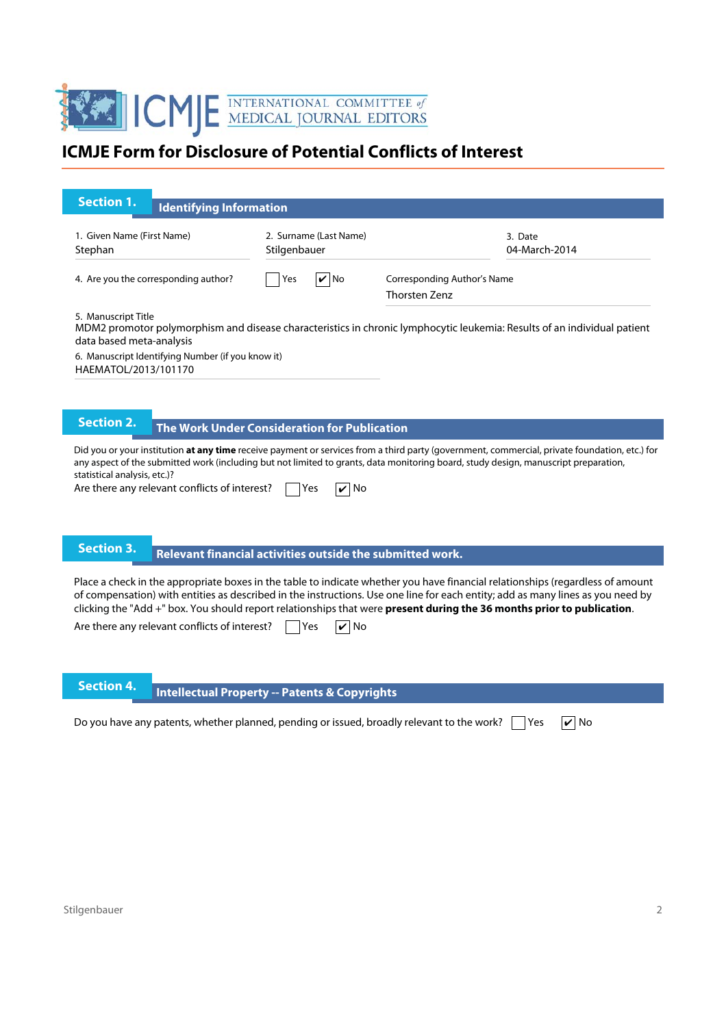# ICMJE Form for Disclosure of Potential Conflicts of Interest

## Section 1. Identifying Information

1. Given Name (First Name)
Stephan

2. Surname (Last Name)
Stilgenbauer

3. Date
04-March-2014

4. Are you the corresponding author? ☐ Yes ☑ No

Corresponding Author's Name
Thorsten Zenz

5. Manuscript Title
MDM2 promotor polymorphism and disease characteristics in chronic lymphocytic leukemia: Results of an individual patient data based meta-analysis

6. Manuscript Identifying Number (if you know it)
HAEMATOL/2013/101170

## Section 2. The Work Under Consideration for Publication

Did you or your institution **at any time** receive payment or services from a third party (government, commercial, private foundation, etc.) for any aspect of the submitted work (including but not limited to grants, data monitoring board, study design, manuscript preparation, statistical analysis, etc.)?

Are there any relevant conflicts of interest? ☐ Yes ☑ No

## Section 3. Relevant financial activities outside the submitted work.

Place a check in the appropriate boxes in the table to indicate whether you have financial relationships (regardless of amount of compensation) with entities as described in the instructions. Use one line for each entity; add as many lines as you need by clicking the "Add +" box. You should report relationships that were **present during the 36 months prior to publication**.

Are there any relevant conflicts of interest? ☐ Yes ☑ No

## Section 4. Intellectual Property -- Patents & Copyrights

Do you have any patents, whether planned, pending or issued, broadly relevant to the work? ☐ Yes ☑ No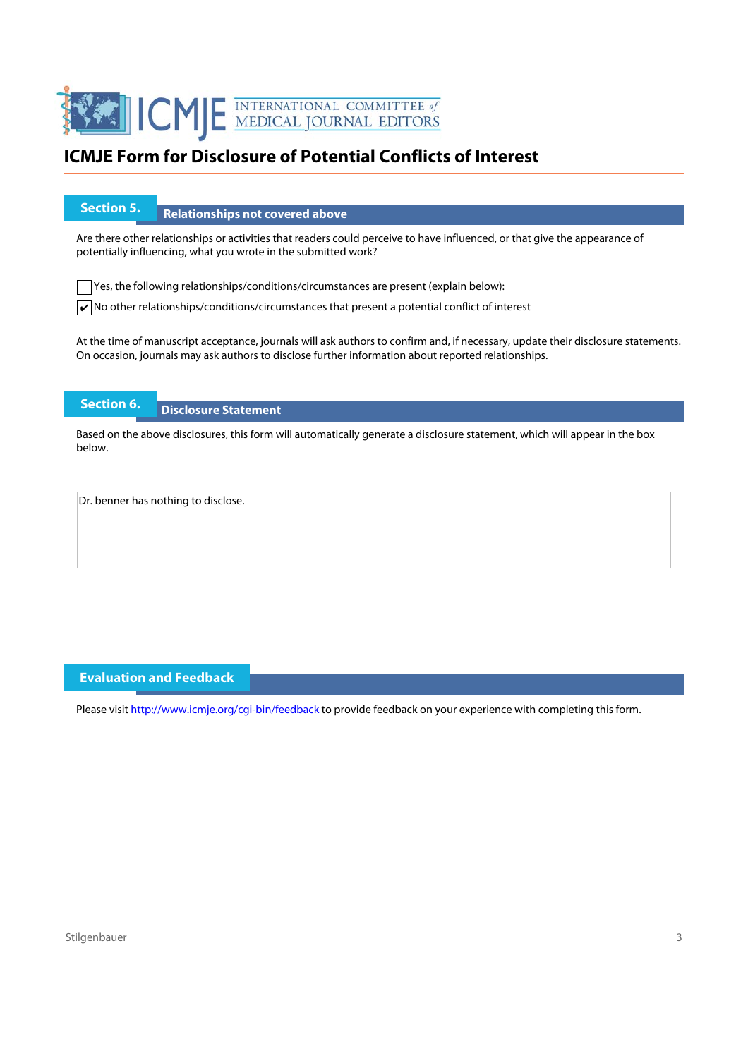# ICMJE Form for Disclosure of Potential Conflicts of Interest

## Section 5. Relationships not covered above

Are there other relationships or activities that readers could perceive to have influenced, or that give the appearance of potentially influencing, what you wrote in the submitted work?

☐ Yes, the following relationships/conditions/circumstances are present (explain below):

☑ No other relationships/conditions/circumstances that present a potential conflict of interest

At the time of manuscript acceptance, journals will ask authors to confirm and, if necessary, update their disclosure statements. On occasion, journals may ask authors to disclose further information about reported relationships.

## Section 6. Disclosure Statement

Based on the above disclosures, this form will automatically generate a disclosure statement, which will appear in the box below.

Dr. benner has nothing to disclose.

## Evaluation and Feedback

Please visit http://www.icmje.org/cgi-bin/feedback to provide feedback on your experience with completing this form.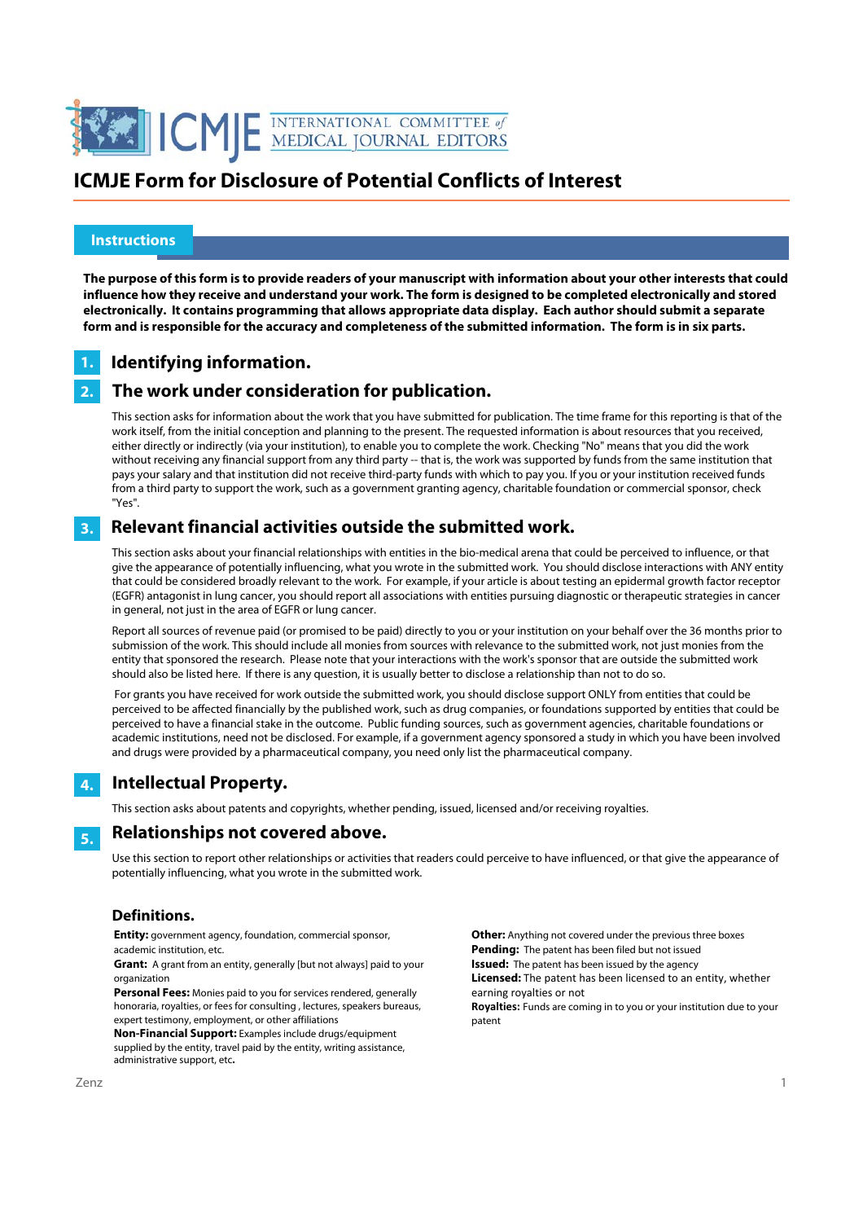# ICMJE Form for Disclosure of Potential Conflicts of Interest

## Instructions

**The purpose of this form is to provide readers of your manuscript with information about your other interests that could influence how they receive and understand your work. The form is designed to be completed electronically and stored electronically. It contains programming that allows appropriate data display. Each author should submit a separate form and is responsible for the accuracy and completeness of the submitted information. The form is in six parts.**

### 1. Identifying information.

### 2. The work under consideration for publication.

This section asks for information about the work that you have submitted for publication. The time frame for this reporting is that of the work itself, from the initial conception and planning to the present. The requested information is about resources that you received, either directly or indirectly (via your institution), to enable you to complete the work. Checking "No" means that you did the work without receiving any financial support from any third party -- that is, the work was supported by funds from the same institution that pays your salary and that institution did not receive third-party funds with which to pay you. If you or your institution received funds from a third party to support the work, such as a government granting agency, charitable foundation or commercial sponsor, check "Yes".

### 3. Relevant financial activities outside the submitted work.

This section asks about your financial relationships with entities in the bio-medical arena that could be perceived to influence, or that give the appearance of potentially influencing, what you wrote in the submitted work. You should disclose interactions with ANY entity that could be considered broadly relevant to the work. For example, if your article is about testing an epidermal growth factor receptor (EGFR) antagonist in lung cancer, you should report all associations with entities pursuing diagnostic or therapeutic strategies in cancer in general, not just in the area of EGFR or lung cancer.

Report all sources of revenue paid (or promised to be paid) directly to you or your institution on your behalf over the 36 months prior to submission of the work. This should include all monies from sources with relevance to the submitted work, not just monies from the entity that sponsored the research. Please note that your interactions with the work's sponsor that are outside the submitted work should also be listed here. If there is any question, it is usually better to disclose a relationship than not to do so.

For grants you have received for work outside the submitted work, you should disclose support ONLY from entities that could be perceived to be affected financially by the published work, such as drug companies, or foundations supported by entities that could be perceived to have a financial stake in the outcome. Public funding sources, such as government agencies, charitable foundations or academic institutions, need not be disclosed. For example, if a government agency sponsored a study in which you have been involved and drugs were provided by a pharmaceutical company, you need only list the pharmaceutical company.

### 4. Intellectual Property.

This section asks about patents and copyrights, whether pending, issued, licensed and/or receiving royalties.

### 5. Relationships not covered above.

Use this section to report other relationships or activities that readers could perceive to have influenced, or that give the appearance of potentially influencing, what you wrote in the submitted work.

### Definitions.

**Entity:** government agency, foundation, commercial sponsor, academic institution, etc.

**Grant:** A grant from an entity, generally [but not always] paid to your organization

**Personal Fees:** Monies paid to you for services rendered, generally honoraria, royalties, or fees for consulting , lectures, speakers bureaus, expert testimony, employment, or other affiliations

**Non-Financial Support:** Examples include drugs/equipment supplied by the entity, travel paid by the entity, writing assistance, administrative support, etc**.**

**Other:** Anything not covered under the previous three boxes

**Pending:** The patent has been filed but not issued

**Issued:** The patent has been issued by the agency

**Licensed:** The patent has been licensed to an entity, whether earning royalties or not

**Royalties:** Funds are coming in to you or your institution due to your patent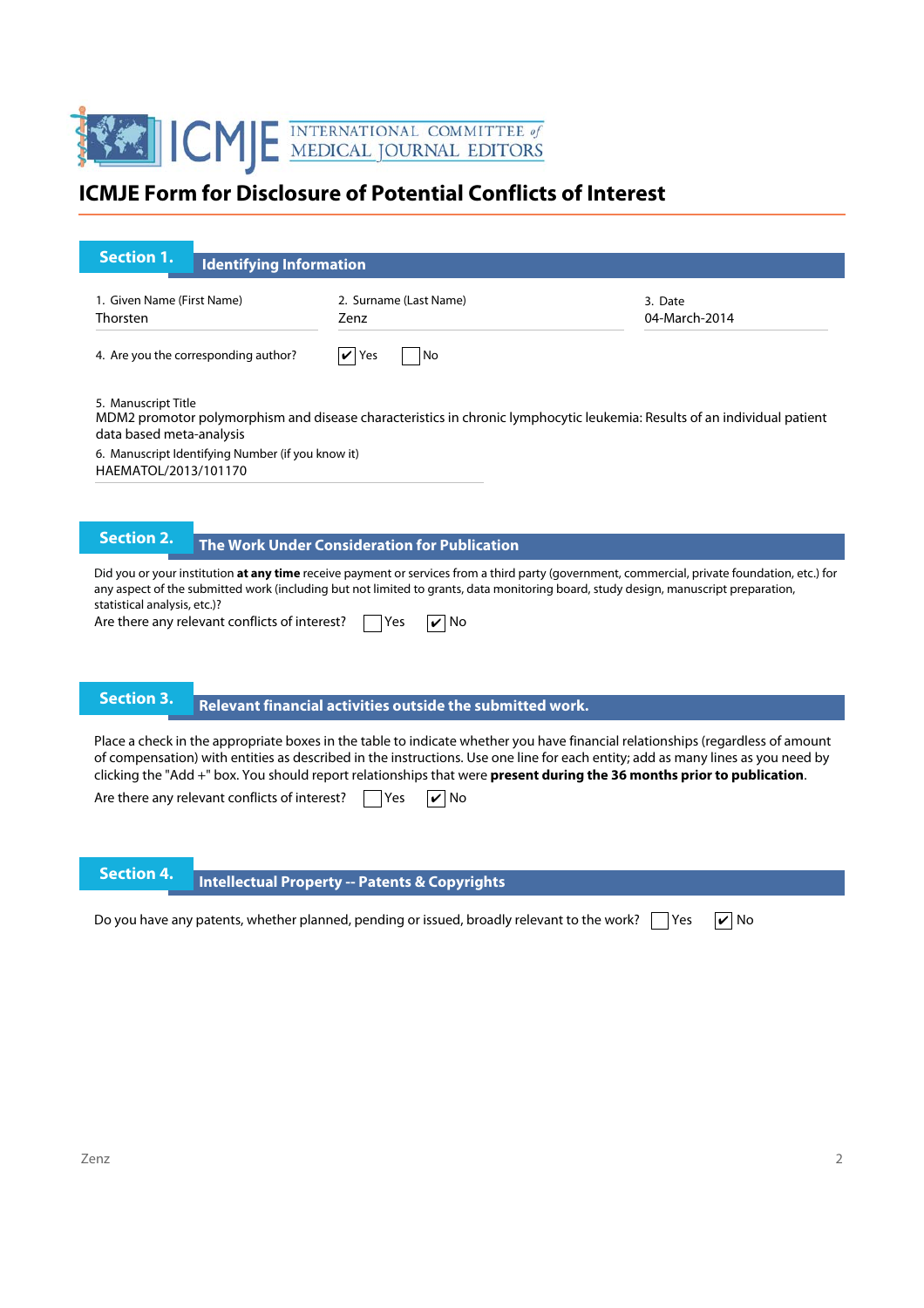# ICMJE Form for Disclosure of Potential Conflicts of Interest

## Section 1. Identifying Information

1. Given Name (First Name)
Thorsten

2. Surname (Last Name)
Zenz

3. Date
04-March-2014

4. Are you the corresponding author? ☑ Yes ☐ No

5. Manuscript Title
MDM2 promotor polymorphism and disease characteristics in chronic lymphocytic leukemia: Results of an individual patient data based meta-analysis

6. Manuscript Identifying Number (if you know it)
HAEMATOL/2013/101170

## Section 2. The Work Under Consideration for Publication

Did you or your institution **at any time** receive payment or services from a third party (government, commercial, private foundation, etc.) for any aspect of the submitted work (including but not limited to grants, data monitoring board, study design, manuscript preparation, statistical analysis, etc.)?

Are there any relevant conflicts of interest? ☐ Yes ☑ No

## Section 3. Relevant financial activities outside the submitted work.

Place a check in the appropriate boxes in the table to indicate whether you have financial relationships (regardless of amount of compensation) with entities as described in the instructions. Use one line for each entity; add as many lines as you need by clicking the "Add +" box. You should report relationships that were **present during the 36 months prior to publication**.

Are there any relevant conflicts of interest? ☐ Yes ☑ No

## Section 4. Intellectual Property -- Patents & Copyrights

Do you have any patents, whether planned, pending or issued, broadly relevant to the work? ☐ Yes ☑ No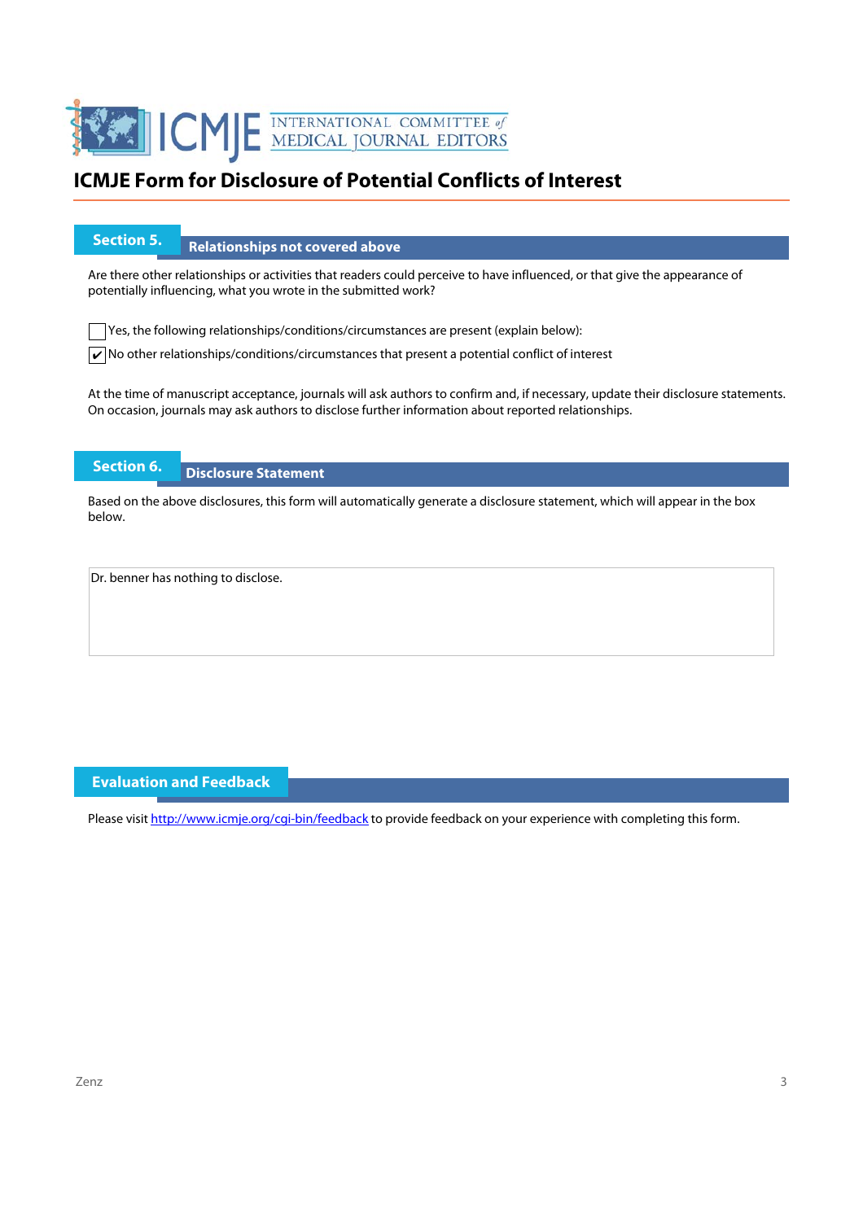# ICMJE Form for Disclosure of Potential Conflicts of Interest

## Section 5. Relationships not covered above

Are there other relationships or activities that readers could perceive to have influenced, or that give the appearance of potentially influencing, what you wrote in the submitted work?

☐ Yes, the following relationships/conditions/circumstances are present (explain below):

☑ No other relationships/conditions/circumstances that present a potential conflict of interest

At the time of manuscript acceptance, journals will ask authors to confirm and, if necessary, update their disclosure statements. On occasion, journals may ask authors to disclose further information about reported relationships.

## Section 6. Disclosure Statement

Based on the above disclosures, this form will automatically generate a disclosure statement, which will appear in the box below.

Dr. benner has nothing to disclose.

## Evaluation and Feedback

Please visit http://www.icmje.org/cgi-bin/feedback to provide feedback on your experience with completing this form.